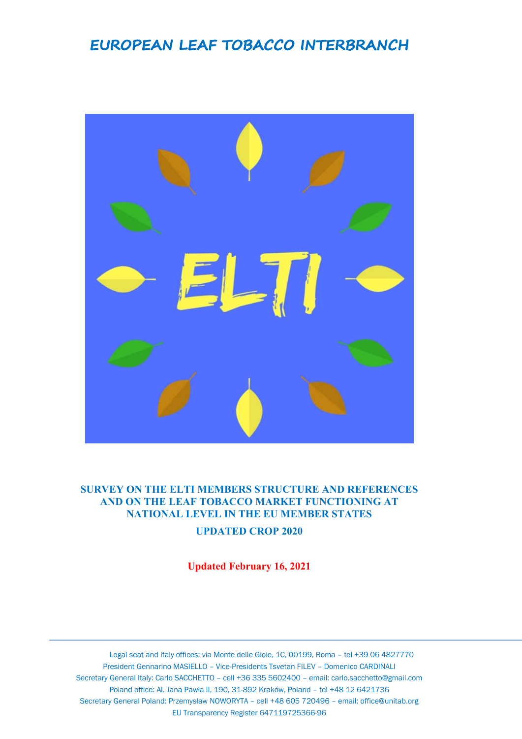# EUROPEAN LEAF TOBACCO INTERBRANCH

## SURVEY ON THE ELTI MEMBERS STRUCTURE AND REFERENCES AND ON THE LEAF TOBACCO MARKET FUNCTIONING AT NATIONAL LEVEL IN THE EU MEMBER STATES

### UPDATED CROP 2020

**Updated February 16, 2021**

---

Legal seat and Italy offices: via Monte delle Gioie, 1C, 00199, Roma – tel +39 06 4827770
President Gennarino MASIELLO – Vice-Presidents Tsvetan FILEV – Domenico CARDINALI
Secretary General Italy: Carlo SACCHETTO – cell +36 335 5602400 – email: carlo.sacchetto@gmail.com
Poland office: Al. Jana Pawła II, 190, 31-892 Kraków, Poland – tel +48 12 6421736
Secretary General Poland: Przemysław NOWORYTA – cell +48 605 720496 – email: office@unitab.org
EU Transparency Register 647119725366-96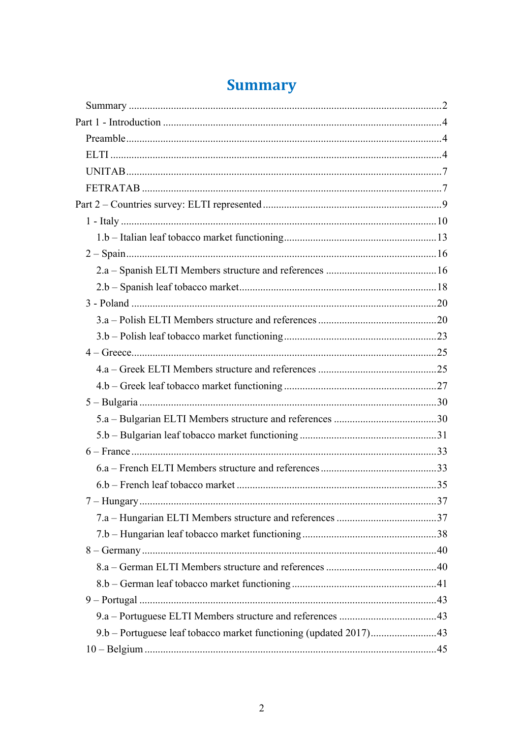# Summary

Summary ..................................................................................................................2

Part 1 - Introduction ......................................................................................................4

Preamble ....................................................................................................................4

ELTI ..........................................................................................................................4

UNITAB ....................................................................................................................7

FETRATAB ...............................................................................................................7

Part 2 – Countries survey: ELTI represented ...................................................................9

1 - Italy .....................................................................................................................10

1.b – Italian leaf tobacco market functioning.........................................................13

2 – Spain ...................................................................................................................16

2.a – Spanish ELTI Members structure and references .........................................16

2.b – Spanish leaf tobacco market..........................................................................18

3 - Poland ..................................................................................................................20

3.a – Polish ELTI Members structure and references ............................................20

3.b – Polish leaf tobacco market functioning.........................................................23

4 – Greece..................................................................................................................25

4.a – Greek ELTI Members structure and references ............................................25

4.b – Greek leaf tobacco market functioning .........................................................27

5 – Bulgaria ...............................................................................................................30

5.a – Bulgarian ELTI Members structure and references ......................................30

5.b – Bulgarian leaf tobacco market functioning ...................................................31

6 – France ..................................................................................................................33

6.a – French ELTI Members structure and references...........................................33

6.b – French leaf tobacco market ..........................................................................35

7 – Hungary...............................................................................................................37

7.a – Hungarian ELTI Members structure and references .....................................37

7.b – Hungarian leaf tobacco market functioning ..................................................38

8 – Germany ..............................................................................................................40

8.a – German ELTI Members structure and references .........................................40

8.b – German leaf tobacco market functioning ......................................................41

9 – Portugal ..............................................................................................................43

9.a – Portuguese ELTI Members structure and references ....................................43

9.b – Portuguese leaf tobacco market functioning (updated 2017).........................43

10 – Belgium ............................................................................................................45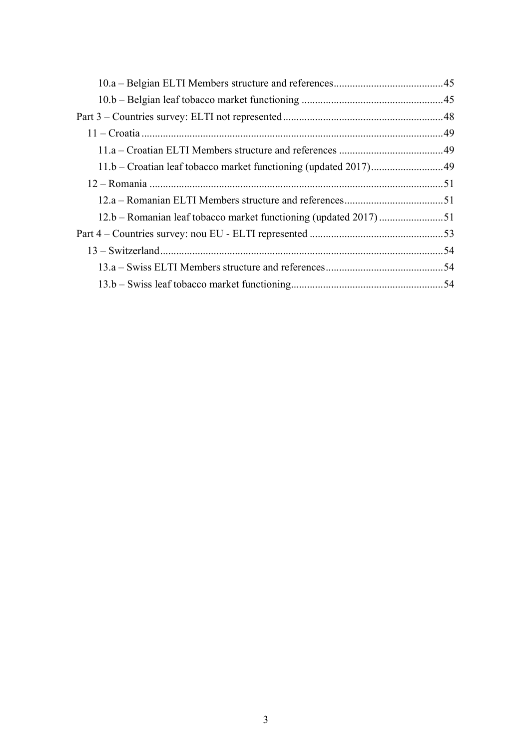10.a – Belgian ELTI Members structure and references......................................... 45

10.b – Belgian leaf tobacco market functioning ..................................................... 45

Part 3 – Countries survey: ELTI not represented........................................................... 48

11 – Croatia ................................................................................................................. 49

11.a – Croatian ELTI Members structure and references ....................................... 49

11.b – Croatian leaf tobacco market functioning (updated 2017)........................... 49

12 – Romania ............................................................................................................. 51

12.a – Romanian ELTI Members structure and references..................................... 51

12.b – Romanian leaf tobacco market functioning (updated 2017) ........................ 51

Part 4 – Countries survey: nou EU - ELTI represented .................................................. 53

13 – Switzerland.......................................................................................................... 54

13.a – Swiss ELTI Members structure and references............................................ 54

13.b – Swiss leaf tobacco market functioning......................................................... 54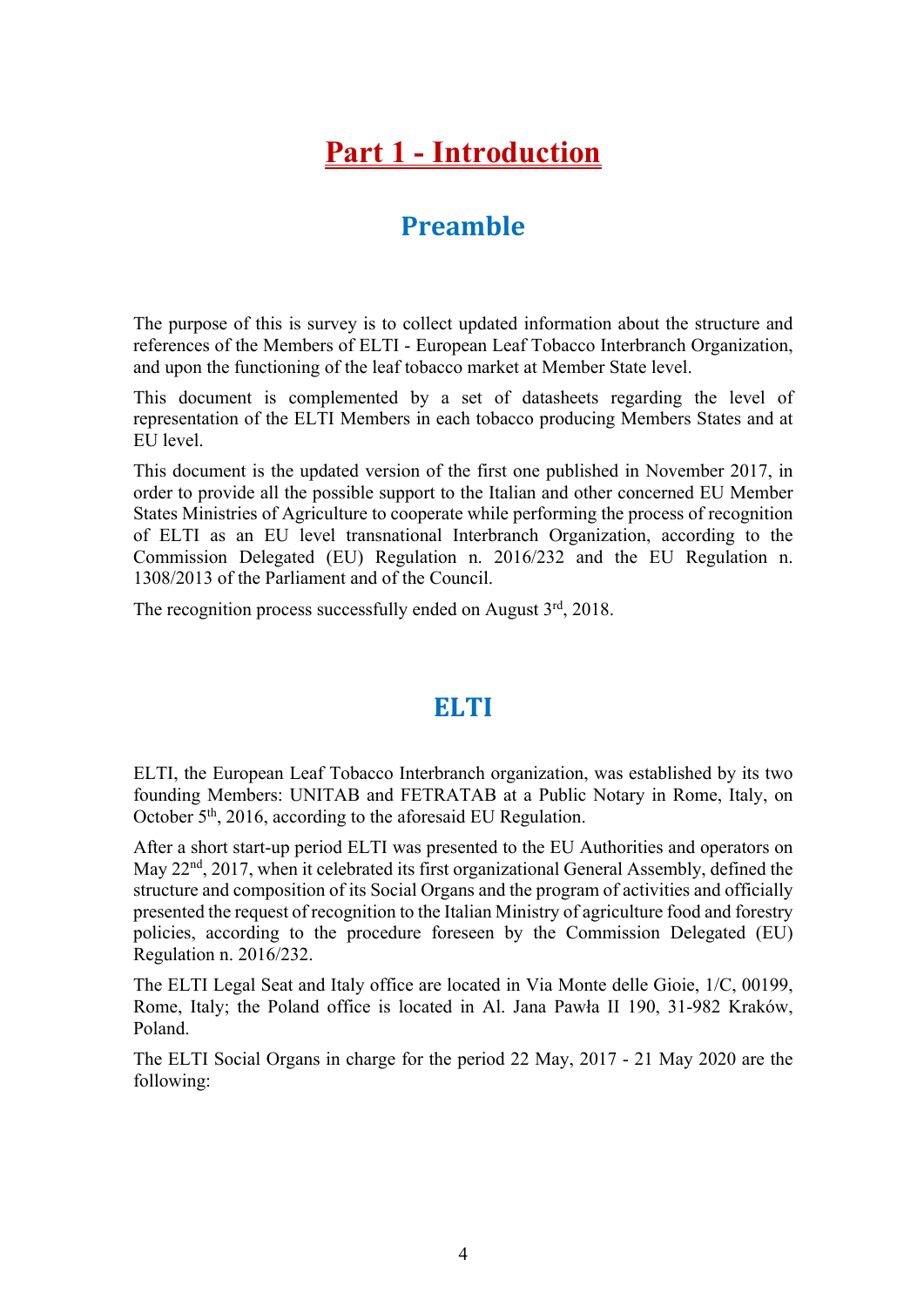# Part 1 - Introduction

## Preamble

The purpose of this is survey is to collect updated information about the structure and references of the Members of ELTI - European Leaf Tobacco Interbranch Organization, and upon the functioning of the leaf tobacco market at Member State level.

This document is complemented by a set of datasheets regarding the level of representation of the ELTI Members in each tobacco producing Members States and at EU level.

This document is the updated version of the first one published in November 2017, in order to provide all the possible support to the Italian and other concerned EU Member States Ministries of Agriculture to cooperate while performing the process of recognition of ELTI as an EU level transnational Interbranch Organization, according to the Commission Delegated (EU) Regulation n. 2016/232 and the EU Regulation n. 1308/2013 of the Parliament and of the Council.

The recognition process successfully ended on August 3rd, 2018.

## ELTI

ELTI, the European Leaf Tobacco Interbranch organization, was established by its two founding Members: UNITAB and FETRATAB at a Public Notary in Rome, Italy, on October 5th, 2016, according to the aforesaid EU Regulation.

After a short start-up period ELTI was presented to the EU Authorities and operators on May 22nd, 2017, when it celebrated its first organizational General Assembly, defined the structure and composition of its Social Organs and the program of activities and officially presented the request of recognition to the Italian Ministry of agriculture food and forestry policies, according to the procedure foreseen by the Commission Delegated (EU) Regulation n. 2016/232.

The ELTI Legal Seat and Italy office are located in Via Monte delle Gioie, 1/C, 00199, Rome, Italy; the Poland office is located in Al. Jana Pawła II 190, 31-982 Kraków, Poland.

The ELTI Social Organs in charge for the period 22 May, 2017 - 21 May 2020 are the following: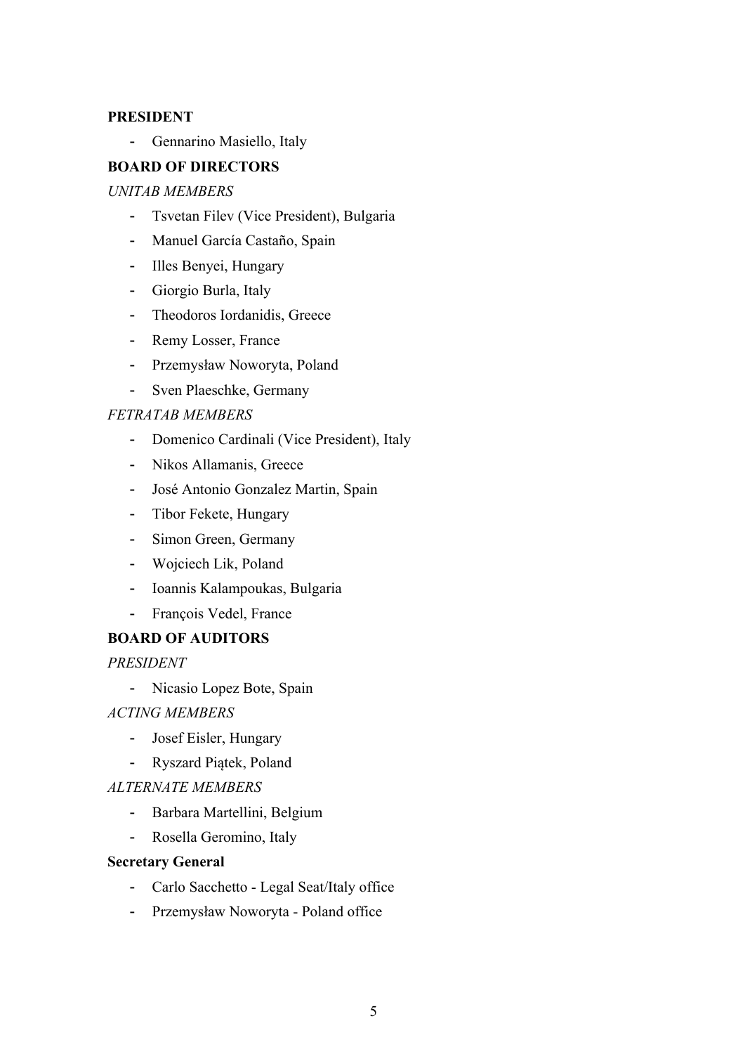**PRESIDENT**

- Gennarino Masiello, Italy

**BOARD OF DIRECTORS**

*UNITAB MEMBERS*

- Tsvetan Filev (Vice President), Bulgaria
- Manuel García Castaño, Spain
- Illes Benyei, Hungary
- Giorgio Burla, Italy
- Theodoros Iordanidis, Greece
- Remy Losser, France
- Przemysław Noworyta, Poland
- Sven Plaeschke, Germany

*FETRATAB MEMBERS*

- Domenico Cardinali (Vice President), Italy
- Nikos Allamanis, Greece
- José Antonio Gonzalez Martin, Spain
- Tibor Fekete, Hungary
- Simon Green, Germany
- Wojciech Lik, Poland
- Ioannis Kalampoukas, Bulgaria
- François Vedel, France

**BOARD OF AUDITORS**

*PRESIDENT*

- Nicasio Lopez Bote, Spain

*ACTING MEMBERS*

- Josef Eisler, Hungary
- Ryszard Piątek, Poland

*ALTERNATE MEMBERS*

- Barbara Martellini, Belgium
- Rosella Geromino, Italy

**Secretary General**

- Carlo Sacchetto - Legal Seat/Italy office
- Przemysław Noworyta - Poland office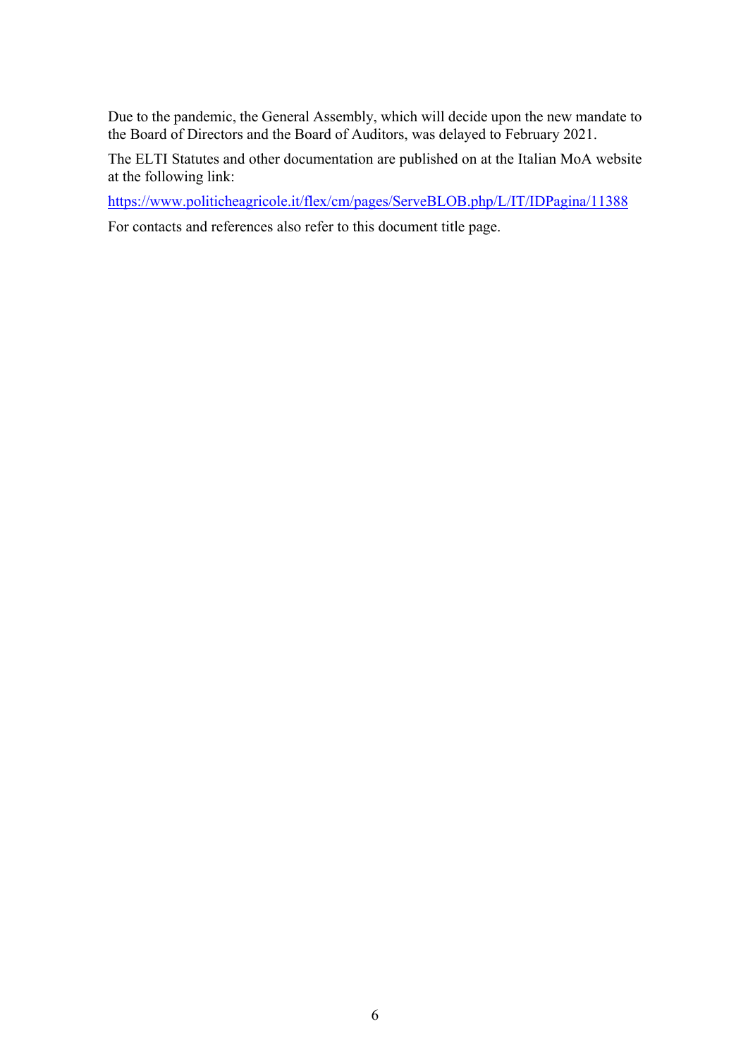Due to the pandemic, the General Assembly, which will decide upon the new mandate to the Board of Directors and the Board of Auditors, was delayed to February 2021.

The ELTI Statutes and other documentation are published on at the Italian MoA website at the following link:

https://www.politicheagricole.it/flex/cm/pages/ServeBLOB.php/L/IT/IDPagina/11388

For contacts and references also refer to this document title page.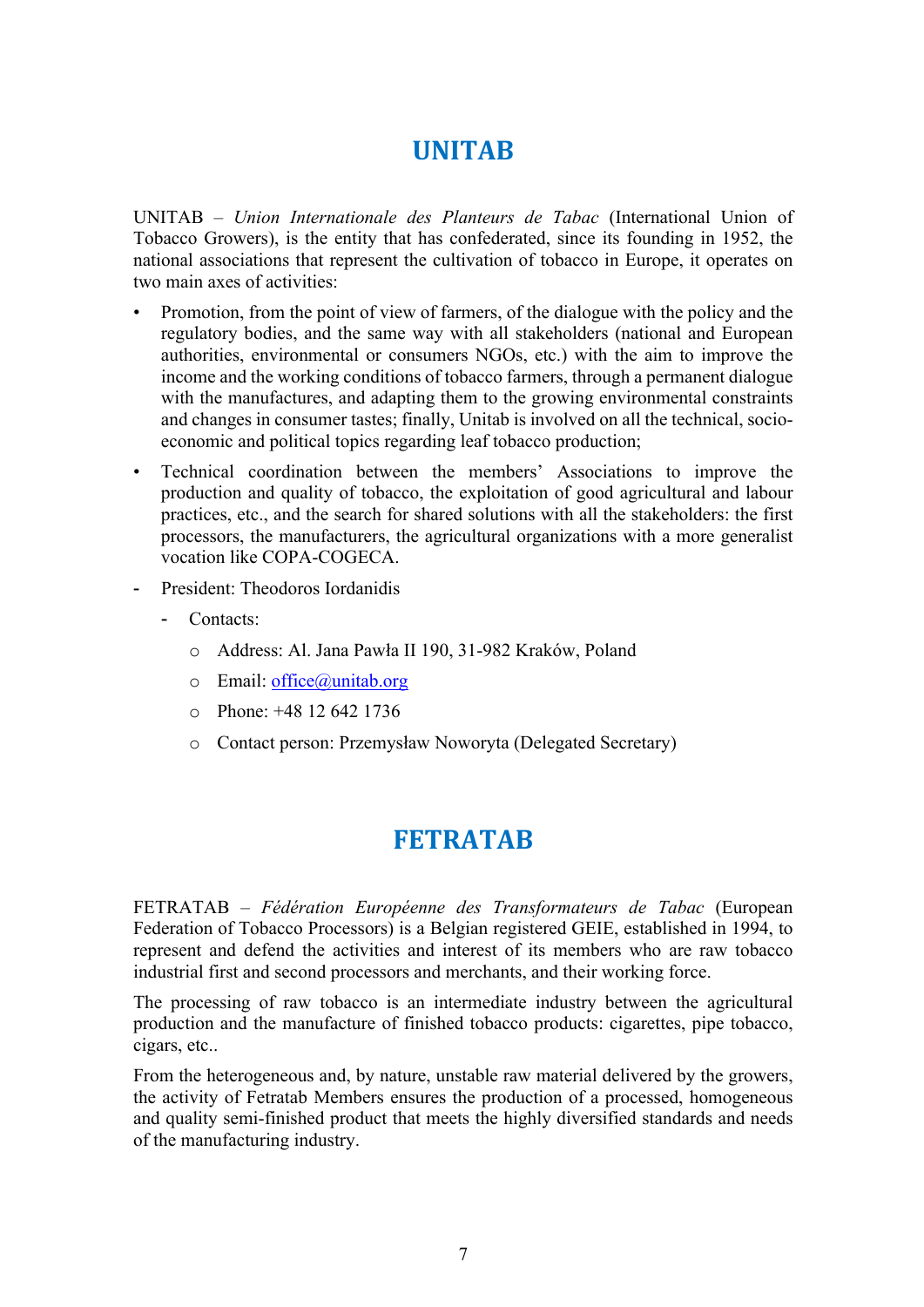# UNITAB

UNITAB – *Union Internationale des Planteurs de Tabac* (International Union of Tobacco Growers), is the entity that has confederated, since its founding in 1952, the national associations that represent the cultivation of tobacco in Europe, it operates on two main axes of activities:

- Promotion, from the point of view of farmers, of the dialogue with the policy and the regulatory bodies, and the same way with all stakeholders (national and European authorities, environmental or consumers NGOs, etc.) with the aim to improve the income and the working conditions of tobacco farmers, through a permanent dialogue with the manufactures, and adapting them to the growing environmental constraints and changes in consumer tastes; finally, Unitab is involved on all the technical, socio-economic and political topics regarding leaf tobacco production;
- Technical coordination between the members' Associations to improve the production and quality of tobacco, the exploitation of good agricultural and labour practices, etc., and the search for shared solutions with all the stakeholders: the first processors, the manufacturers, the agricultural organizations with a more generalist vocation like COPA-COGECA.

- President: Theodoros Iordanidis
  - Contacts:
    - Address: Al. Jana Pawła II 190, 31-982 Kraków, Poland
    - Email: office@unitab.org
    - Phone: +48 12 642 1736
    - Contact person: Przemysław Noworyta (Delegated Secretary)

# FETRATAB

FETRATAB – *Fédération Européenne des Transformateurs de Tabac* (European Federation of Tobacco Processors) is a Belgian registered GEIE, established in 1994, to represent and defend the activities and interest of its members who are raw tobacco industrial first and second processors and merchants, and their working force.

The processing of raw tobacco is an intermediate industry between the agricultural production and the manufacture of finished tobacco products: cigarettes, pipe tobacco, cigars, etc..

From the heterogeneous and, by nature, unstable raw material delivered by the growers, the activity of Fetratab Members ensures the production of a processed, homogeneous and quality semi-finished product that meets the highly diversified standards and needs of the manufacturing industry.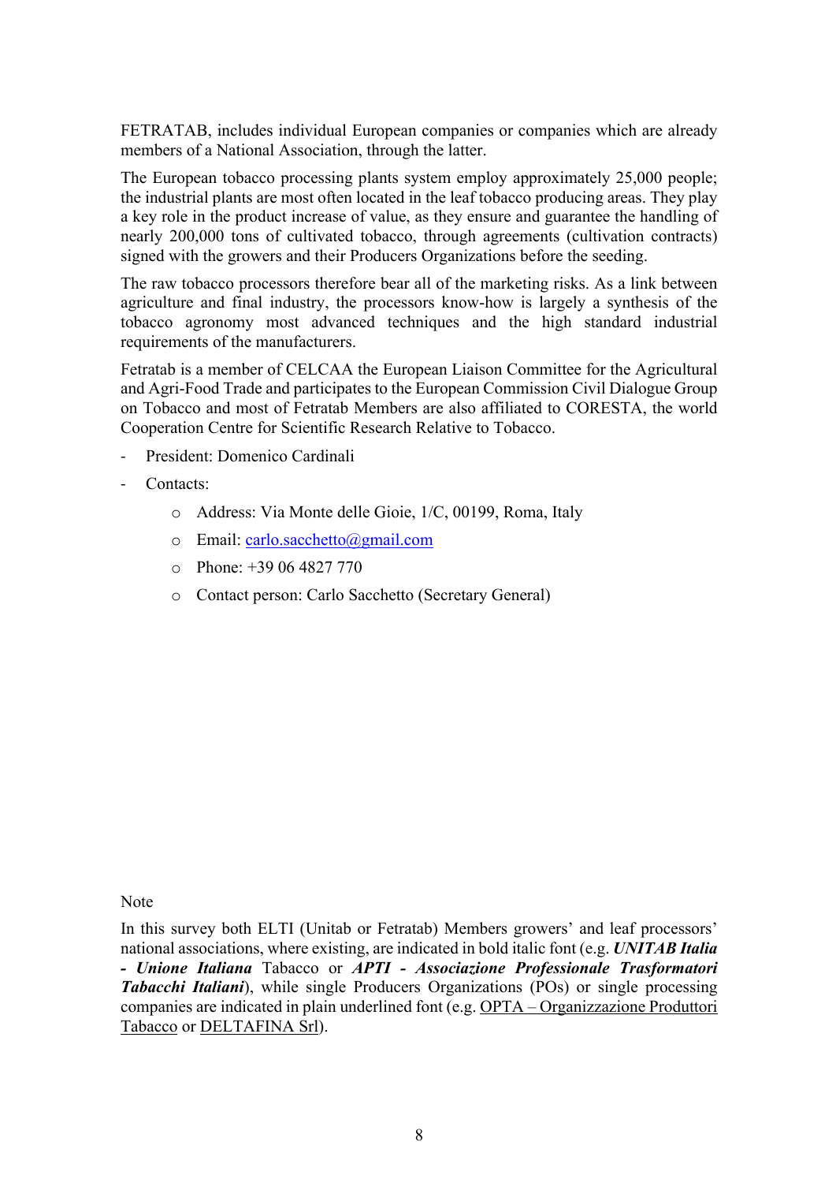FETRATAB, includes individual European companies or companies which are already members of a National Association, through the latter.

The European tobacco processing plants system employ approximately 25,000 people; the industrial plants are most often located in the leaf tobacco producing areas. They play a key role in the product increase of value, as they ensure and guarantee the handling of nearly 200,000 tons of cultivated tobacco, through agreements (cultivation contracts) signed with the growers and their Producers Organizations before the seeding.

The raw tobacco processors therefore bear all of the marketing risks. As a link between agriculture and final industry, the processors know-how is largely a synthesis of the tobacco agronomy most advanced techniques and the high standard industrial requirements of the manufacturers.

Fetratab is a member of CELCAA the European Liaison Committee for the Agricultural and Agri-Food Trade and participates to the European Commission Civil Dialogue Group on Tobacco and most of Fetratab Members are also affiliated to CORESTA, the world Cooperation Centre for Scientific Research Relative to Tobacco.

- President: Domenico Cardinali
- Contacts:
    - Address: Via Monte delle Gioie, 1/C, 00199, Roma, Italy
    - Email: carlo.sacchetto@gmail.com
    - Phone: +39 06 4827 770
    - Contact person: Carlo Sacchetto (Secretary General)

Note

In this survey both ELTI (Unitab or Fetratab) Members growers' and leaf processors' national associations, where existing, are indicated in bold italic font (e.g. ***UNITAB Italia - Unione Italiana*** Tabacco or ***APTI - Associazione Professionale Trasformatori Tabacchi Italiani***), while single Producers Organizations (POs) or single processing companies are indicated in plain underlined font (e.g. <u>OPTA – Organizzazione Produttori Tabacco</u> or <u>DELTAFINA Srl</u>).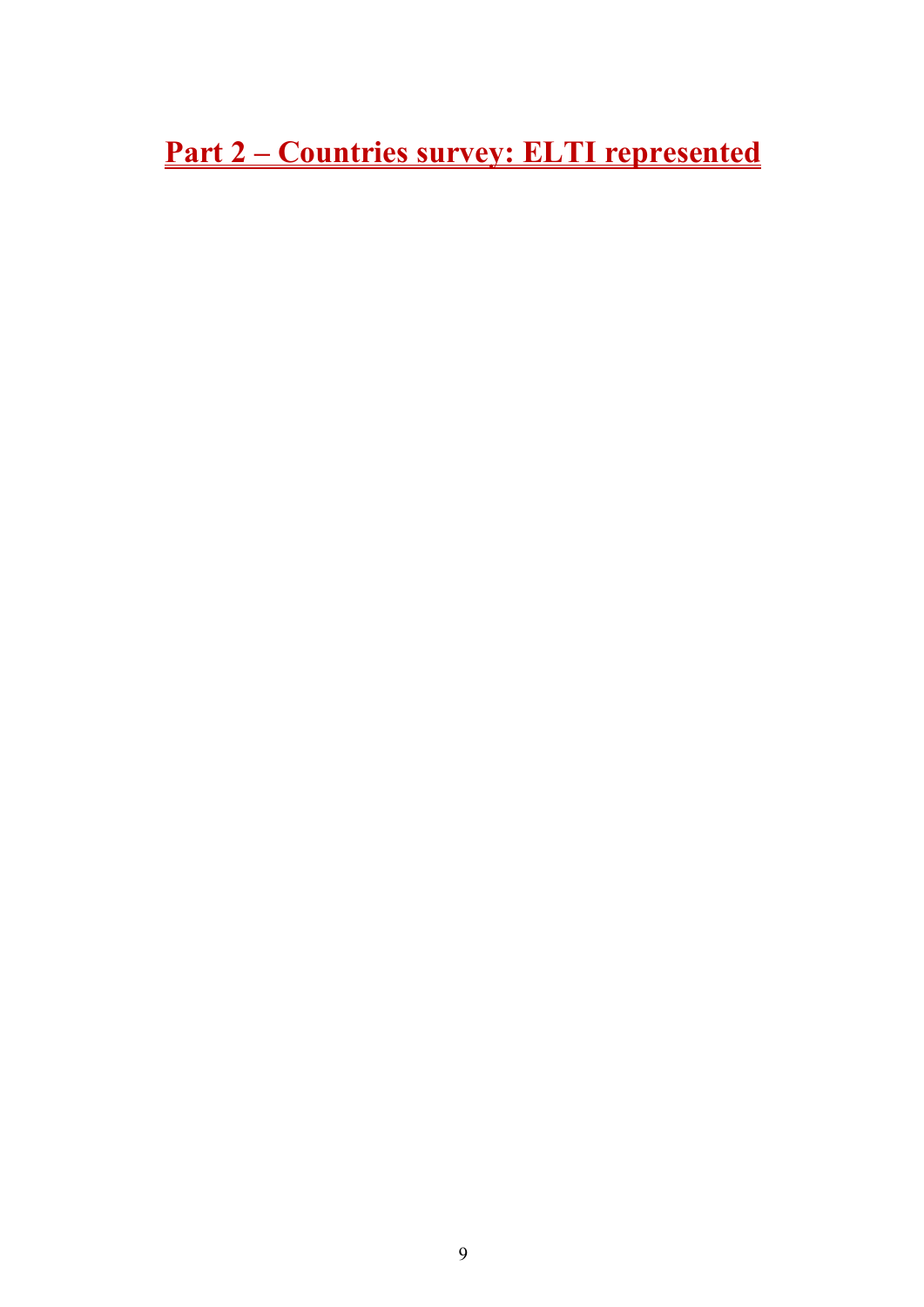# Part 2 – Countries survey: ELTI represented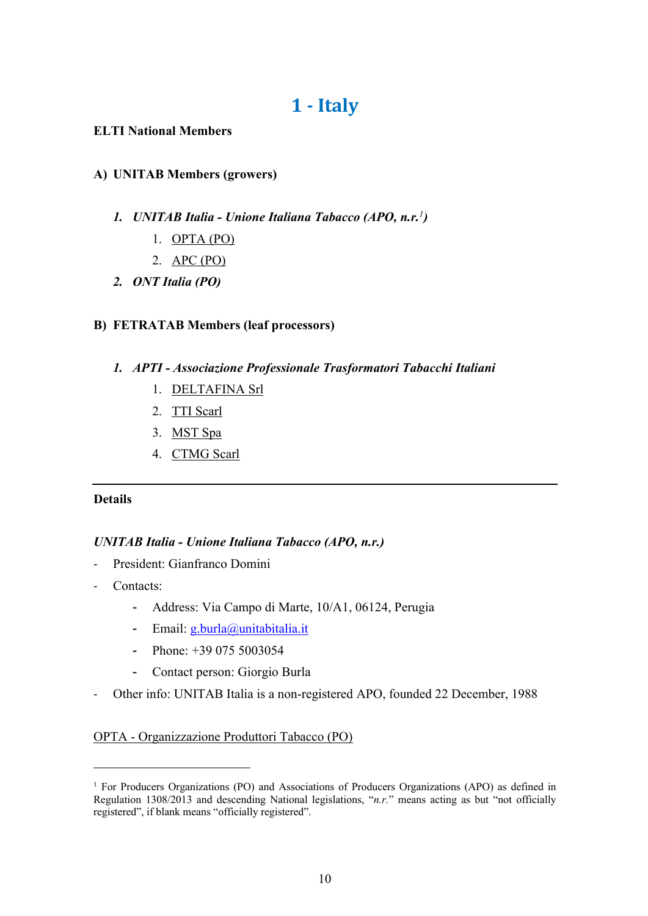# 1 - Italy

**ELTI National Members**

**A) UNITAB Members (growers)**

1. ***UNITAB Italia - Unione Italiana Tabacco (APO, n.r.[1])***
    1. OPTA (PO)
    2. APC (PO)
2. ***ONT Italia (PO)***

**B) FETRATAB Members (leaf processors)**

1. ***APTI - Associazione Professionale Trasformatori Tabacchi Italiani***
    1. DELTAFINA Srl
    2. TTI Scarl
    3. MST Spa
    4. CTMG Scarl

---

**Details**

***UNITAB Italia - Unione Italiana Tabacco (APO, n.r.)***

- President: Gianfranco Domini
- Contacts:
    - Address: Via Campo di Marte, 10/A1, 06124, Perugia
    - Email: g.burla@unitabitalia.it
    - Phone: +39 075 5003054
    - Contact person: Giorgio Burla
- Other info: UNITAB Italia is a non-registered APO, founded 22 December, 1988

OPTA - Organizzazione Produttori Tabacco (PO)

---

[1] For Producers Organizations (PO) and Associations of Producers Organizations (APO) as defined in Regulation 1308/2013 and descending National legislations, "*n.r.*" means acting as but "not officially registered", if blank means "officially registered".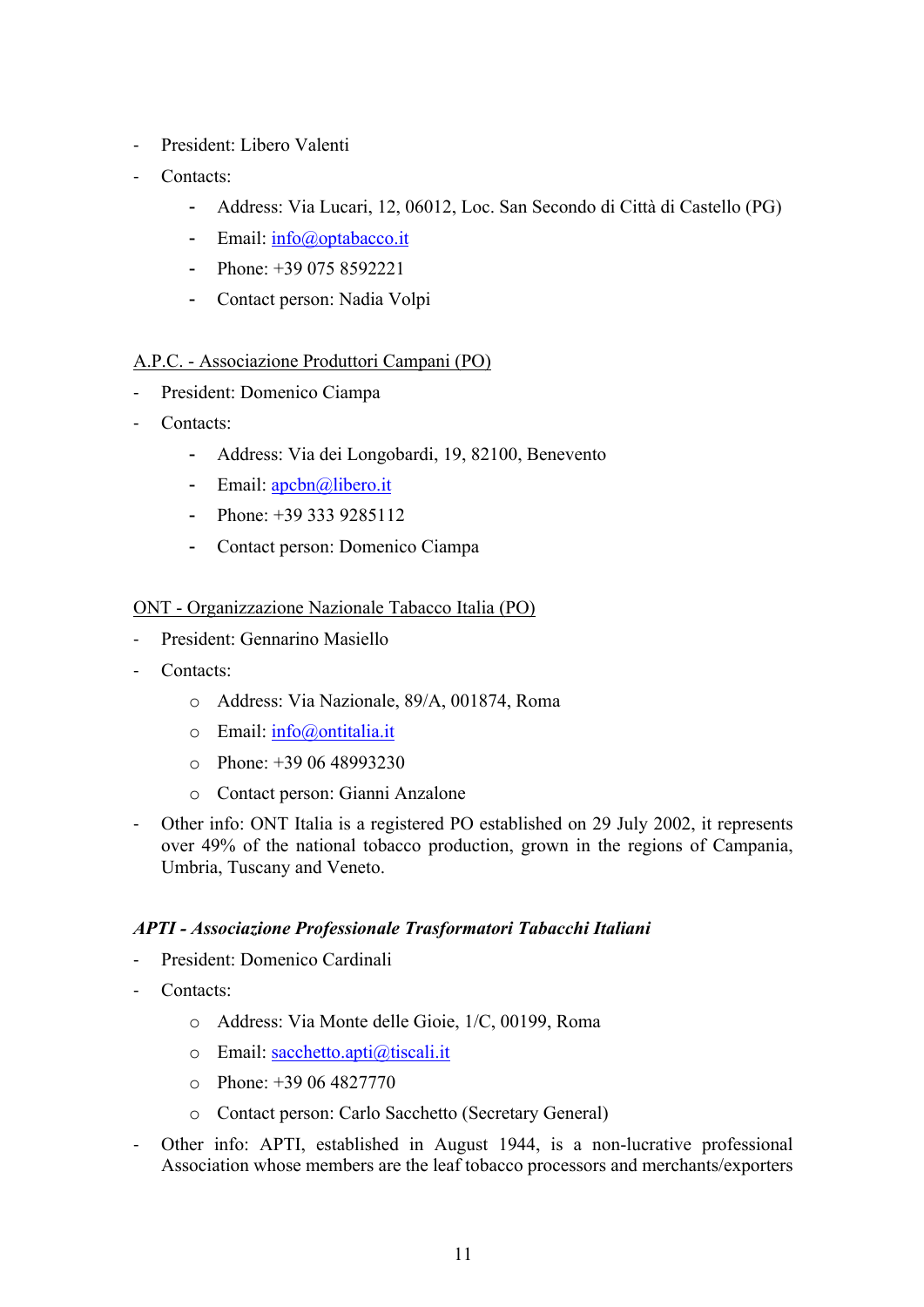- President: Libero Valenti
- Contacts:
    - Address: Via Lucari, 12, 06012, Loc. San Secondo di Città di Castello (PG)
    - Email: info@optabacco.it
    - Phone: +39 075 8592221
    - Contact person: Nadia Volpi

<u>A.P.C. - Associazione Produttori Campani (PO)</u>

- President: Domenico Ciampa
- Contacts:
    - Address: Via dei Longobardi, 19, 82100, Benevento
    - Email: apcbn@libero.it
    - Phone: +39 333 9285112
    - Contact person: Domenico Ciampa

<u>ONT - Organizzazione Nazionale Tabacco Italia (PO)</u>

- President: Gennarino Masiello
- Contacts:
    - Address: Via Nazionale, 89/A, 001874, Roma
    - Email: info@ontitalia.it
    - Phone: +39 06 48993230
    - Contact person: Gianni Anzalone
- Other info: ONT Italia is a registered PO established on 29 July 2002, it represents over 49% of the national tobacco production, grown in the regions of Campania, Umbria, Tuscany and Veneto.

***APTI - Associazione Professionale Trasformatori Tabacchi Italiani***

- President: Domenico Cardinali
- Contacts:
    - Address: Via Monte delle Gioie, 1/C, 00199, Roma
    - Email: sacchetto.apti@tiscali.it
    - Phone: +39 06 4827770
    - Contact person: Carlo Sacchetto (Secretary General)
- Other info: APTI, established in August 1944, is a non-lucrative professional Association whose members are the leaf tobacco processors and merchants/exporters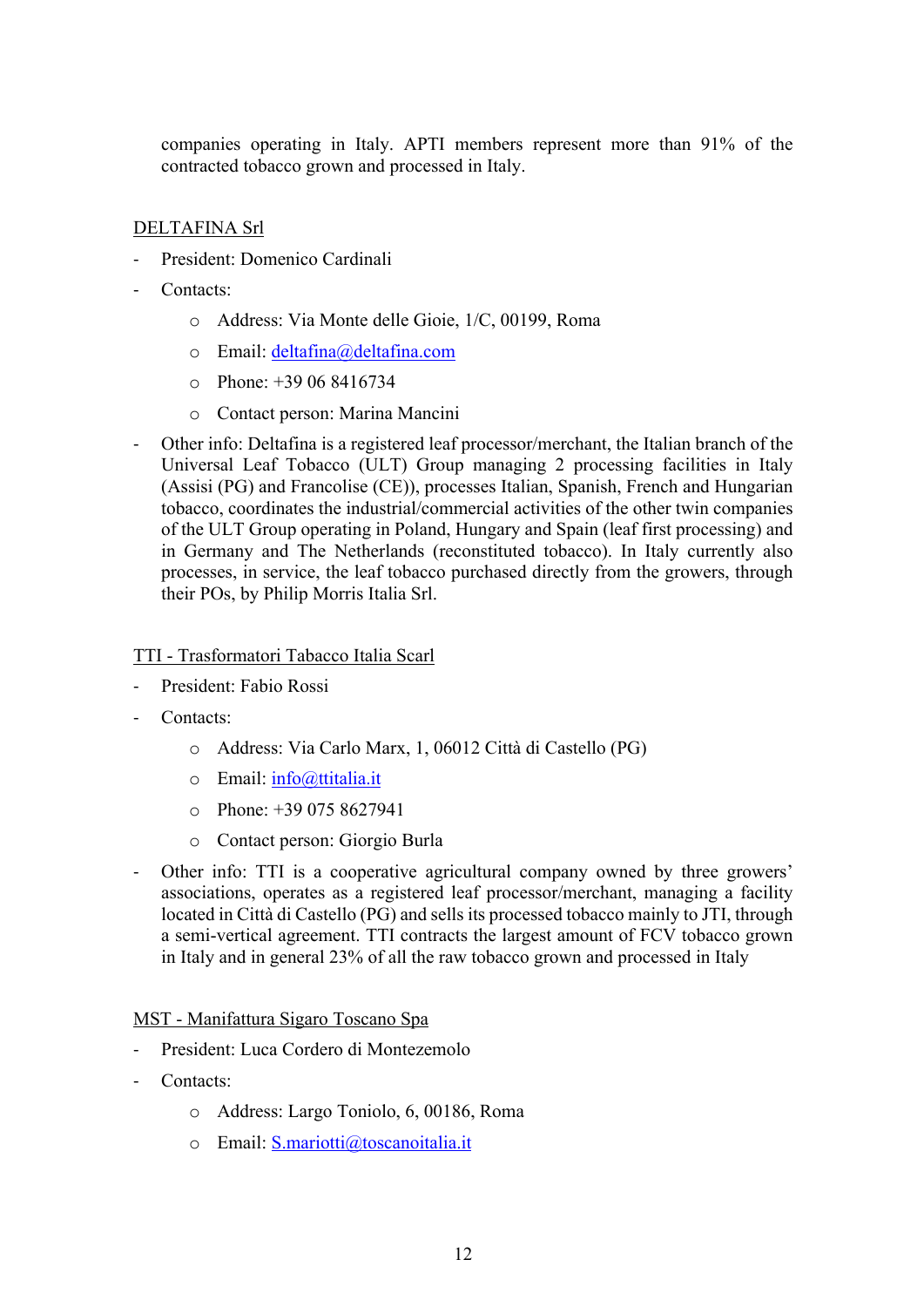companies operating in Italy. APTI members represent more than 91% of the contracted tobacco grown and processed in Italy.

DELTAFINA Srl

- President: Domenico Cardinali
- Contacts:
    - Address: Via Monte delle Gioie, 1/C, 00199, Roma
    - Email: deltafina@deltafina.com
    - Phone: +39 06 8416734
    - Contact person: Marina Mancini
- Other info: Deltafina is a registered leaf processor/merchant, the Italian branch of the Universal Leaf Tobacco (ULT) Group managing 2 processing facilities in Italy (Assisi (PG) and Francolise (CE)), processes Italian, Spanish, French and Hungarian tobacco, coordinates the industrial/commercial activities of the other twin companies of the ULT Group operating in Poland, Hungary and Spain (leaf first processing) and in Germany and The Netherlands (reconstituted tobacco). In Italy currently also processes, in service, the leaf tobacco purchased directly from the growers, through their POs, by Philip Morris Italia Srl.

TTI - Trasformatori Tabacco Italia Scarl

- President: Fabio Rossi
- Contacts:
    - Address: Via Carlo Marx, 1, 06012 Città di Castello (PG)
    - Email: info@ttitalia.it
    - Phone: +39 075 8627941
    - Contact person: Giorgio Burla
- Other info: TTI is a cooperative agricultural company owned by three growers' associations, operates as a registered leaf processor/merchant, managing a facility located in Città di Castello (PG) and sells its processed tobacco mainly to JTI, through a semi-vertical agreement. TTI contracts the largest amount of FCV tobacco grown in Italy and in general 23% of all the raw tobacco grown and processed in Italy

MST - Manifattura Sigaro Toscano Spa

- President: Luca Cordero di Montezemolo
- Contacts:
    - Address: Largo Toniolo, 6, 00186, Roma
    - Email: S.mariotti@toscanoitalia.it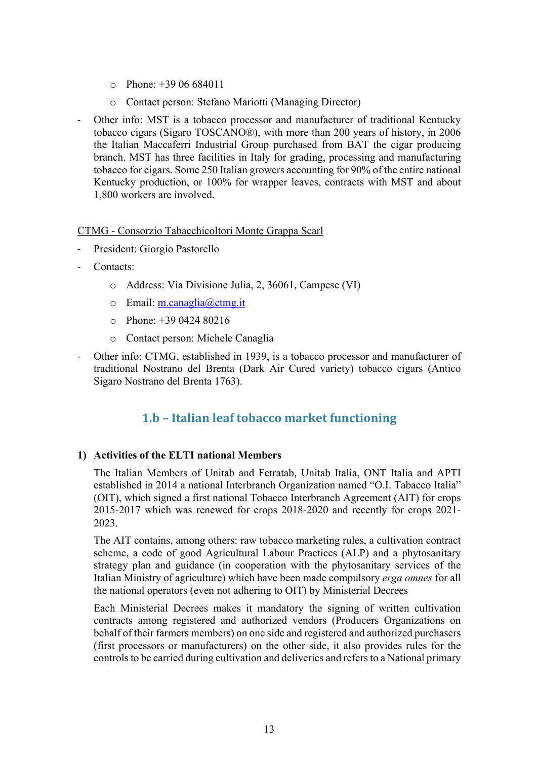- Phone: +39 06 684011
  - Contact person: Stefano Mariotti (Managing Director)

- Other info: MST is a tobacco processor and manufacturer of traditional Kentucky tobacco cigars (Sigaro TOSCANO®), with more than 200 years of history, in 2006 the Italian Maccaferri Industrial Group purchased from BAT the cigar producing branch. MST has three facilities in Italy for grading, processing and manufacturing tobacco for cigars. Some 250 Italian growers accounting for 90% of the entire national Kentucky production, or 100% for wrapper leaves, contracts with MST and about 1,800 workers are involved.

CTMG - Consorzio Tabacchicoltori Monte Grappa Scarl

- President: Giorgio Pastorello
- Contacts:
  - Address: Via Divisione Julia, 2, 36061, Campese (VI)
  - Email: m.canaglia@ctmg.it
  - Phone: +39 0424 80216
  - Contact person: Michele Canaglia
- Other info: CTMG, established in 1939, is a tobacco processor and manufacturer of traditional Nostrano del Brenta (Dark Air Cured variety) tobacco cigars (Antico Sigaro Nostrano del Brenta 1763).

## 1.b – Italian leaf tobacco market functioning

**1) Activities of the ELTI national Members**

The Italian Members of Unitab and Fetratab, Unitab Italia, ONT Italia and APTI established in 2014 a national Interbranch Organization named "O.I. Tabacco Italia" (OIT), which signed a first national Tobacco Interbranch Agreement (AIT) for crops 2015-2017 which was renewed for crops 2018-2020 and recently for crops 2021-2023.

The AIT contains, among others: raw tobacco marketing rules, a cultivation contract scheme, a code of good Agricultural Labour Practices (ALP) and a phytosanitary strategy plan and guidance (in cooperation with the phytosanitary services of the Italian Ministry of agriculture) which have been made compulsory *erga omnes* for all the national operators (even not adhering to OIT) by Ministerial Decrees

Each Ministerial Decrees makes it mandatory the signing of written cultivation contracts among registered and authorized vendors (Producers Organizations on behalf of their farmers members) on one side and registered and authorized purchasers (first processors or manufacturers) on the other side, it also provides rules for the controls to be carried during cultivation and deliveries and refers to a National primary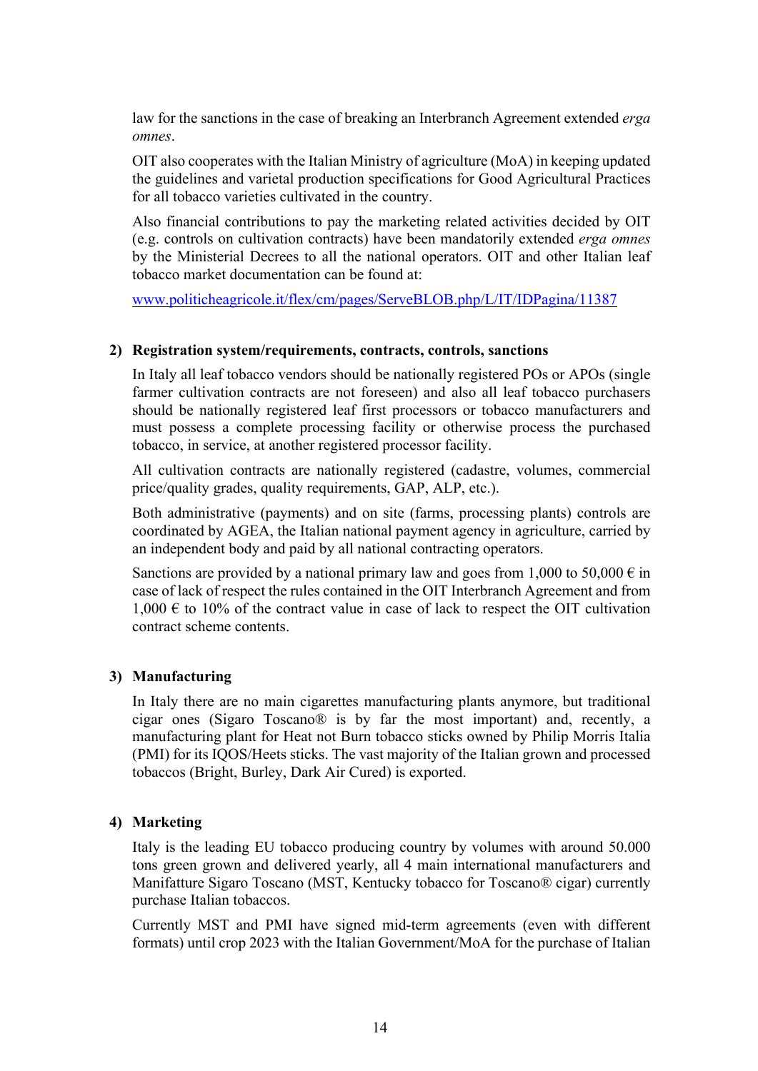law for the sanctions in the case of breaking an Interbranch Agreement extended *erga omnes*.

OIT also cooperates with the Italian Ministry of agriculture (MoA) in keeping updated the guidelines and varietal production specifications for Good Agricultural Practices for all tobacco varieties cultivated in the country.

Also financial contributions to pay the marketing related activities decided by OIT (e.g. controls on cultivation contracts) have been mandatorily extended *erga omnes* by the Ministerial Decrees to all the national operators. OIT and other Italian leaf tobacco market documentation can be found at:

[www.politicheagricole.it/flex/cm/pages/ServeBLOB.php/L/IT/IDPagina/11387](www.politicheagricole.it/flex/cm/pages/ServeBLOB.php/L/IT/IDPagina/11387)

**2) Registration system/requirements, contracts, controls, sanctions**

In Italy all leaf tobacco vendors should be nationally registered POs or APOs (single farmer cultivation contracts are not foreseen) and also all leaf tobacco purchasers should be nationally registered leaf first processors or tobacco manufacturers and must possess a complete processing facility or otherwise process the purchased tobacco, in service, at another registered processor facility.

All cultivation contracts are nationally registered (cadastre, volumes, commercial price/quality grades, quality requirements, GAP, ALP, etc.).

Both administrative (payments) and on site (farms, processing plants) controls are coordinated by AGEA, the Italian national payment agency in agriculture, carried by an independent body and paid by all national contracting operators.

Sanctions are provided by a national primary law and goes from 1,000 to 50,000 € in case of lack of respect the rules contained in the OIT Interbranch Agreement and from 1,000 € to 10% of the contract value in case of lack to respect the OIT cultivation contract scheme contents.

**3) Manufacturing**

In Italy there are no main cigarettes manufacturing plants anymore, but traditional cigar ones (Sigaro Toscano® is by far the most important) and, recently, a manufacturing plant for Heat not Burn tobacco sticks owned by Philip Morris Italia (PMI) for its IQOS/Heets sticks. The vast majority of the Italian grown and processed tobaccos (Bright, Burley, Dark Air Cured) is exported.

**4) Marketing**

Italy is the leading EU tobacco producing country by volumes with around 50.000 tons green grown and delivered yearly, all 4 main international manufacturers and Manifatture Sigaro Toscano (MST, Kentucky tobacco for Toscano® cigar) currently purchase Italian tobaccos.

Currently MST and PMI have signed mid-term agreements (even with different formats) until crop 2023 with the Italian Government/MoA for the purchase of Italian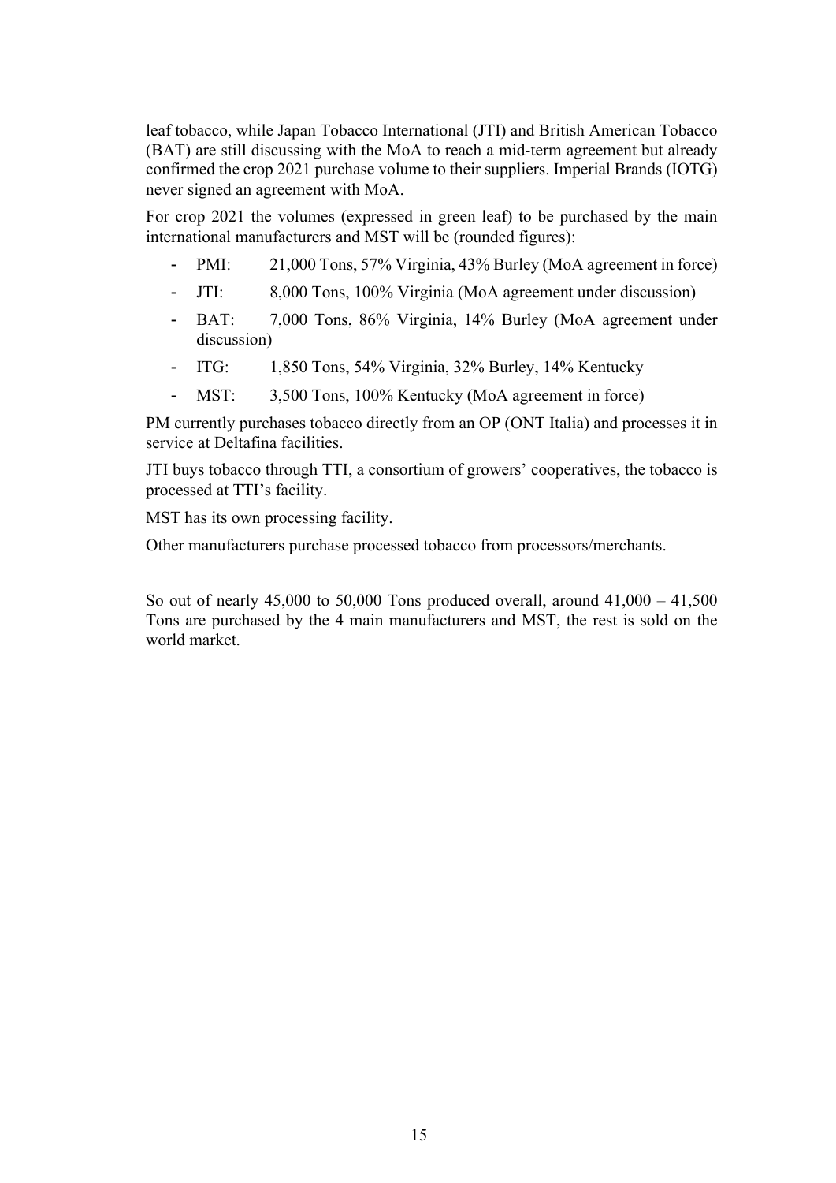leaf tobacco, while Japan Tobacco International (JTI) and British American Tobacco (BAT) are still discussing with the MoA to reach a mid-term agreement but already confirmed the crop 2021 purchase volume to their suppliers. Imperial Brands (IOTG) never signed an agreement with MoA.

For crop 2021 the volumes (expressed in green leaf) to be purchased by the main international manufacturers and MST will be (rounded figures):

- PMI: 21,000 Tons, 57% Virginia, 43% Burley (MoA agreement in force)
- JTI: 8,000 Tons, 100% Virginia (MoA agreement under discussion)
- BAT: 7,000 Tons, 86% Virginia, 14% Burley (MoA agreement under discussion)
- ITG: 1,850 Tons, 54% Virginia, 32% Burley, 14% Kentucky
- MST: 3,500 Tons, 100% Kentucky (MoA agreement in force)

PM currently purchases tobacco directly from an OP (ONT Italia) and processes it in service at Deltafina facilities.

JTI buys tobacco through TTI, a consortium of growers' cooperatives, the tobacco is processed at TTI's facility.

MST has its own processing facility.

Other manufacturers purchase processed tobacco from processors/merchants.

So out of nearly 45,000 to 50,000 Tons produced overall, around 41,000 – 41,500 Tons are purchased by the 4 main manufacturers and MST, the rest is sold on the world market.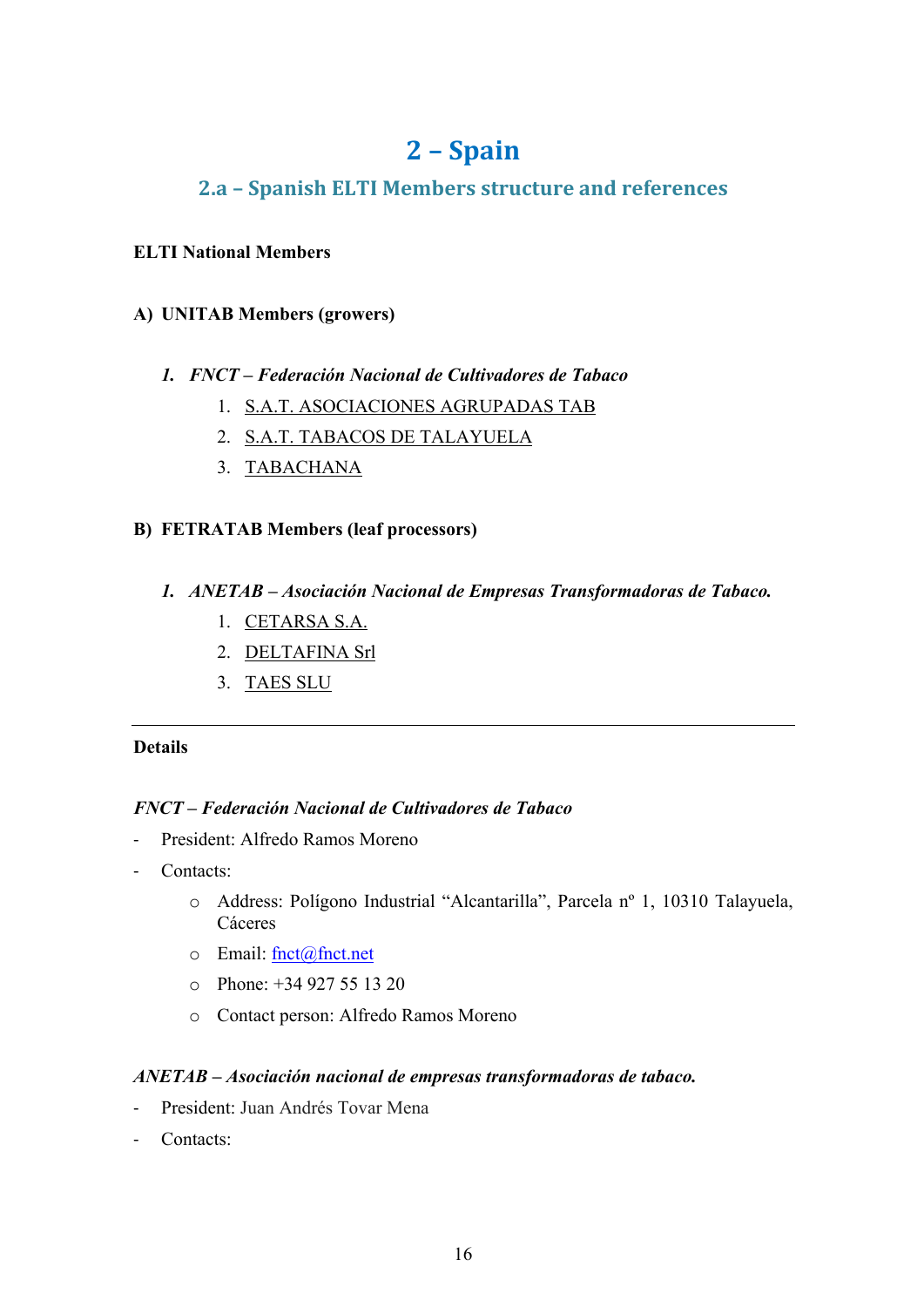# 2 – Spain

## 2.a – Spanish ELTI Members structure and references

**ELTI National Members**

**A) UNITAB Members (growers)**

1. ***FNCT – Federación Nacional de Cultivadores de Tabaco***
    1. S.A.T. ASOCIACIONES AGRUPADAS TAB
    2. S.A.T. TABACOS DE TALAYUELA
    3. TABACHANA

**B) FETRATAB Members (leaf processors)**

1. ***ANETAB – Asociación Nacional de Empresas Transformadoras de Tabaco.***
    1. CETARSA S.A.
    2. DELTAFINA Srl
    3. TAES SLU

---

**Details**

***FNCT – Federación Nacional de Cultivadores de Tabaco***

- President: Alfredo Ramos Moreno
- Contacts:
    - Address: Polígono Industrial "Alcantarilla", Parcela nº 1, 10310 Talayuela, Cáceres
    - Email: fnct@fnct.net
    - Phone: +34 927 55 13 20
    - Contact person: Alfredo Ramos Moreno

***ANETAB – Asociación nacional de empresas transformadoras de tabaco.***

- President: Juan Andrés Tovar Mena
- Contacts: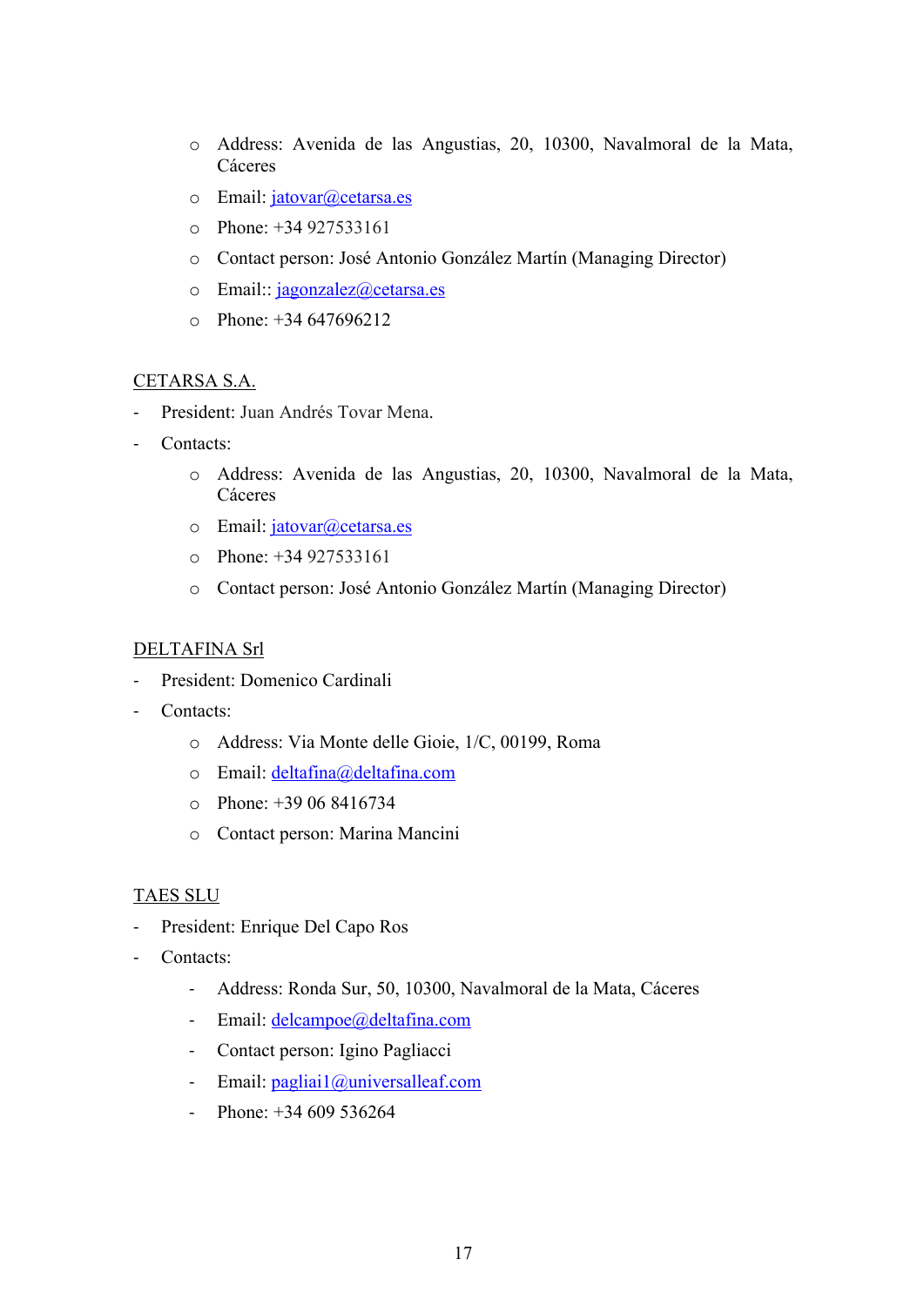- Address: Avenida de las Angustias, 20, 10300, Navalmoral de la Mata, Cáceres
  - Email: jatovar@cetarsa.es
  - Phone: +34 927533161
  - Contact person: José Antonio González Martín (Managing Director)
  - Email:: jagonzalez@cetarsa.es
  - Phone: +34 647696212

<u>CETARSA S.A.</u>

- President: Juan Andrés Tovar Mena.
- Contacts:
  - Address: Avenida de las Angustias, 20, 10300, Navalmoral de la Mata, Cáceres
  - Email: jatovar@cetarsa.es
  - Phone: +34 927533161
  - Contact person: José Antonio González Martín (Managing Director)

<u>DELTAFINA Srl</u>

- President: Domenico Cardinali
- Contacts:
  - Address: Via Monte delle Gioie, 1/C, 00199, Roma
  - Email: deltafina@deltafina.com
  - Phone: +39 06 8416734
  - Contact person: Marina Mancini

<u>TAES SLU</u>

- President: Enrique Del Capo Ros
- Contacts:
  - Address: Ronda Sur, 50, 10300, Navalmoral de la Mata, Cáceres
  - Email: delcampoe@deltafina.com
  - Contact person: Igino Pagliacci
  - Email: pagliai1@universalleaf.com
  - Phone: +34 609 536264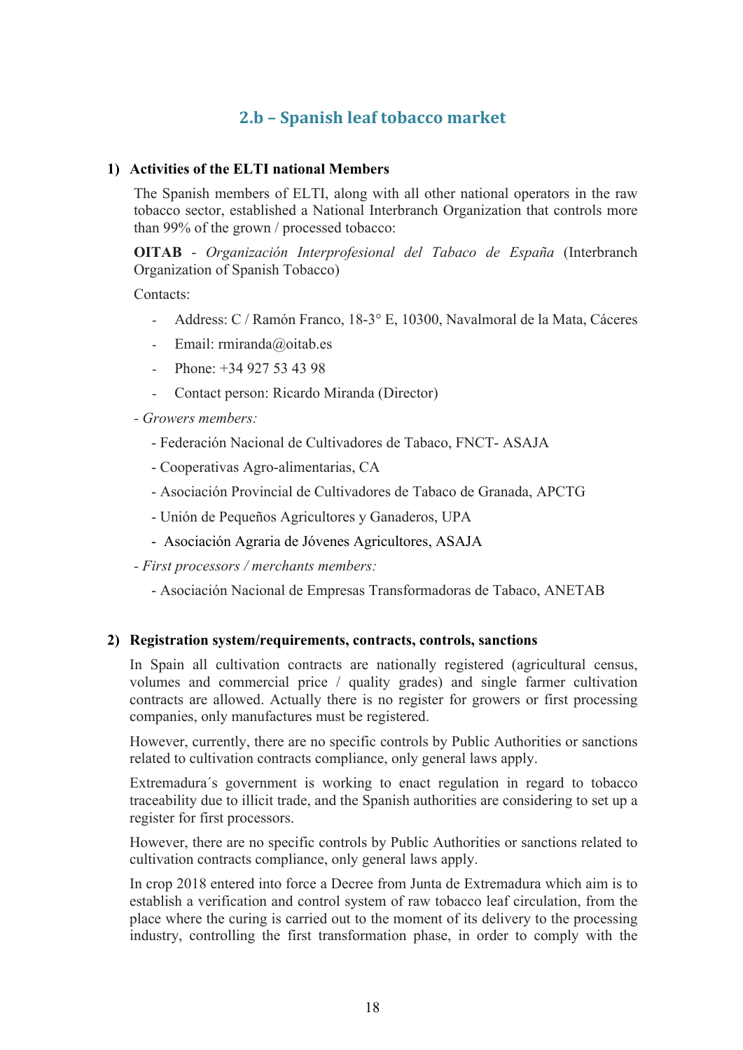## 2.b – Spanish leaf tobacco market

### 1) Activities of the ELTI national Members

The Spanish members of ELTI, along with all other national operators in the raw tobacco sector, established a National Interbranch Organization that controls more than 99% of the grown / processed tobacco:

**OITAB** - *Organización Interprofesional del Tabaco de España* (Interbranch Organization of Spanish Tobacco)

Contacts:

- Address: C / Ramón Franco, 18-3° E, 10300, Navalmoral de la Mata, Cáceres
- Email: rmiranda@oitab.es
- Phone: +34 927 53 43 98
- Contact person: Ricardo Miranda (Director)

- *Growers members:*
  - Federación Nacional de Cultivadores de Tabaco, FNCT- ASAJA
  - Cooperativas Agro-alimentarias, CA
  - Asociación Provincial de Cultivadores de Tabaco de Granada, APCTG
  - Unión de Pequeños Agricultores y Ganaderos, UPA
  - Asociación Agraria de Jóvenes Agricultores, ASAJA
- *First processors / merchants members:*
  - Asociación Nacional de Empresas Transformadoras de Tabaco, ANETAB

### 2) Registration system/requirements, contracts, controls, sanctions

In Spain all cultivation contracts are nationally registered (agricultural census, volumes and commercial price / quality grades) and single farmer cultivation contracts are allowed. Actually there is no register for growers or first processing companies, only manufactures must be registered.

However, currently, there are no specific controls by Public Authorities or sanctions related to cultivation contracts compliance, only general laws apply.

Extremadura´s government is working to enact regulation in regard to tobacco traceability due to illicit trade, and the Spanish authorities are considering to set up a register for first processors.

However, there are no specific controls by Public Authorities or sanctions related to cultivation contracts compliance, only general laws apply.

In crop 2018 entered into force a Decree from Junta de Extremadura which aim is to establish a verification and control system of raw tobacco leaf circulation, from the place where the curing is carried out to the moment of its delivery to the processing industry, controlling the first transformation phase, in order to comply with the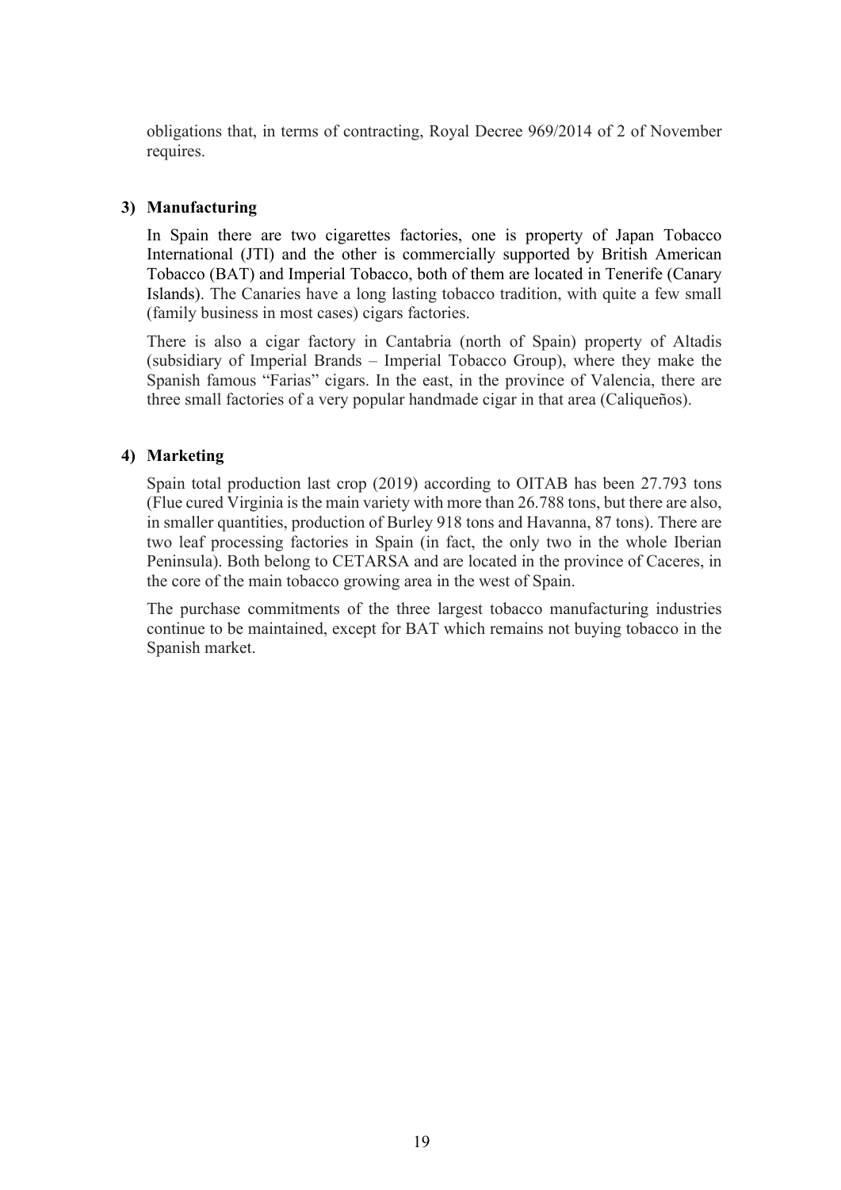obligations that, in terms of contracting, Royal Decree 969/2014 of 2 of November requires.

### 3) Manufacturing

In Spain there are two cigarettes factories, one is property of Japan Tobacco International (JTI) and the other is commercially supported by British American Tobacco (BAT) and Imperial Tobacco, both of them are located in Tenerife (Canary Islands). The Canaries have a long lasting tobacco tradition, with quite a few small (family business in most cases) cigars factories.

There is also a cigar factory in Cantabria (north of Spain) property of Altadis (subsidiary of Imperial Brands – Imperial Tobacco Group), where they make the Spanish famous "Farias" cigars. In the east, in the province of Valencia, there are three small factories of a very popular handmade cigar in that area (Caliqueños).

### 4) Marketing

Spain total production last crop (2019) according to OITAB has been 27.793 tons (Flue cured Virginia is the main variety with more than 26.788 tons, but there are also, in smaller quantities, production of Burley 918 tons and Havanna, 87 tons). There are two leaf processing factories in Spain (in fact, the only two in the whole Iberian Peninsula). Both belong to CETARSA and are located in the province of Caceres, in the core of the main tobacco growing area in the west of Spain.

The purchase commitments of the three largest tobacco manufacturing industries continue to be maintained, except for BAT which remains not buying tobacco in the Spanish market.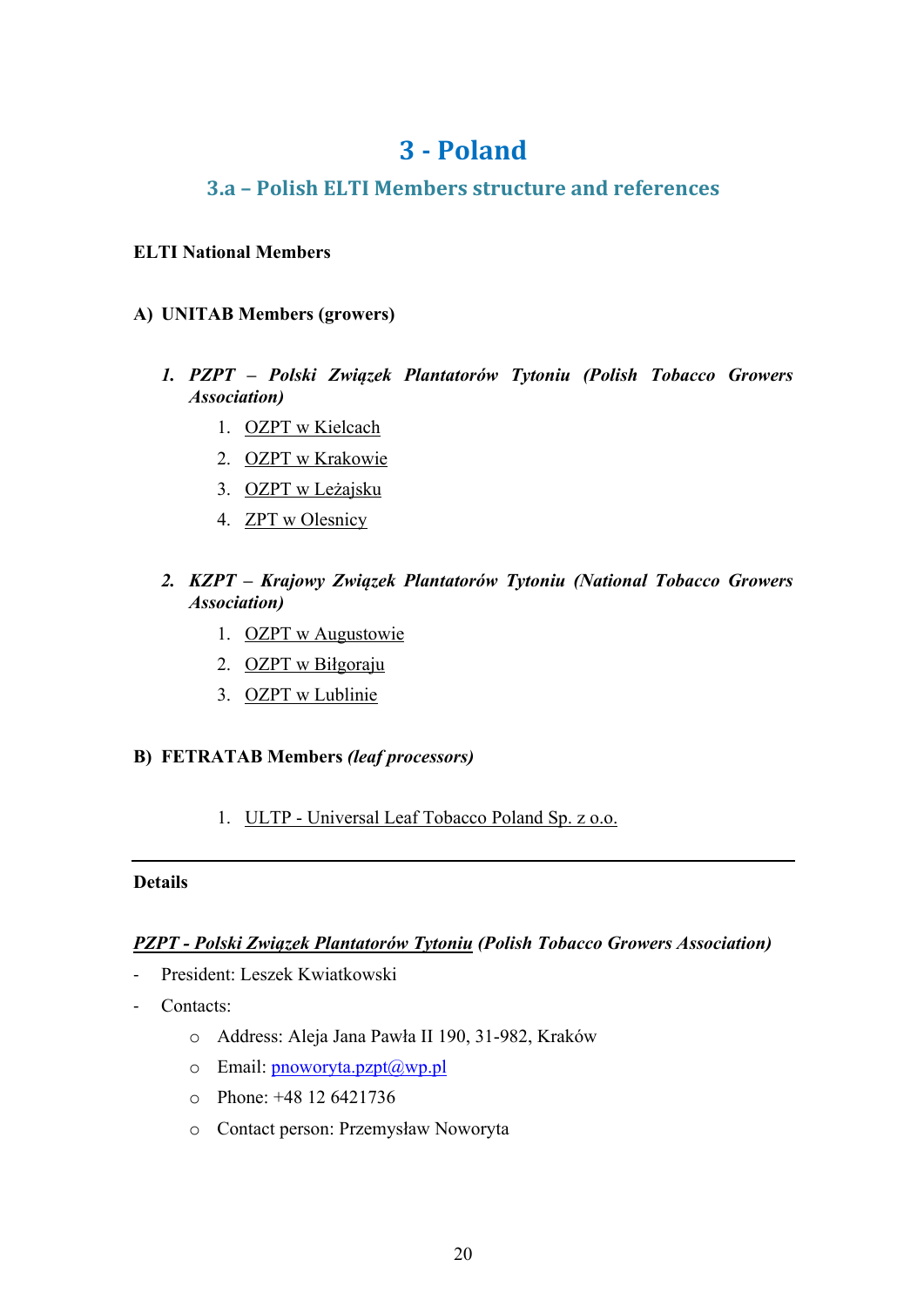# 3 - Poland

## 3.a – Polish ELTI Members structure and references

**ELTI National Members**

**A) UNITAB Members (growers)**

1. ***PZPT – Polski Związek Plantatorów Tytoniu (Polish Tobacco Growers Association)***
    1. OZPT w Kielcach
    2. OZPT w Krakowie
    3. OZPT w Leżajsku
    4. ZPT w Olesnicy

2. ***KZPT – Krajowy Związek Plantatorów Tytoniu (National Tobacco Growers Association)***
    1. OZPT w Augustowie
    2. OZPT w Biłgoraju
    3. OZPT w Lublinie

**B) FETRATAB Members *(leaf processors)***

1. ULTP - Universal Leaf Tobacco Poland Sp. z o.o.

---

**Details**

***PZPT - Polski Związek Plantatorów Tytoniu (Polish Tobacco Growers Association)***

- President: Leszek Kwiatkowski
- Contacts:
    - Address: Aleja Jana Pawła II 190, 31-982, Kraków
    - Email: pnoworyta.pzpt@wp.pl
    - Phone: +48 12 6421736
    - Contact person: Przemysław Noworyta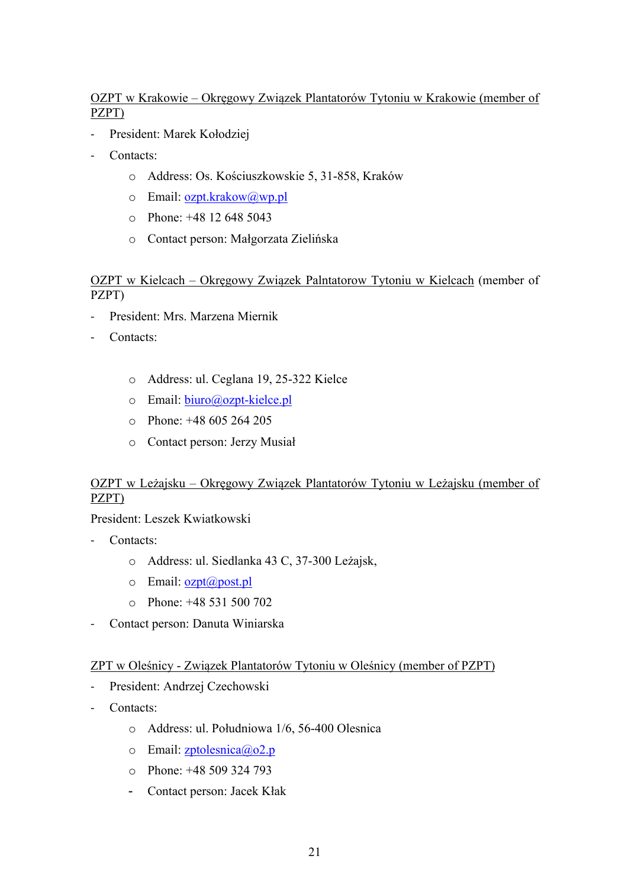OZPT w Krakowie – Okręgowy Związek Plantatorów Tytoniu w Krakowie (member of PZPT)

- President: Marek Kołodziej
- Contacts:
  - Address: Os. Kościuszkowskie 5, 31-858, Kraków
  - Email: ozpt.krakow@wp.pl
  - Phone: +48 12 648 5043
  - Contact person: Małgorzata Zielińska

OZPT w Kielcach – Okręgowy Związek Palntatorow Tytoniu w Kielcach (member of PZPT)

- President: Mrs. Marzena Miernik
- Contacts:
  - Address: ul. Ceglana 19, 25-322 Kielce
  - Email: biuro@ozpt-kielce.pl
  - Phone: +48 605 264 205
  - Contact person: Jerzy Musiał

OZPT w Leżajsku – Okręgowy Związek Plantatorów Tytoniu w Leżajsku (member of PZPT)

President: Leszek Kwiatkowski

- Contacts:
  - Address: ul. Siedlanka 43 C, 37-300 Leżajsk,
  - Email: ozpt@post.pl
  - Phone: +48 531 500 702
- Contact person: Danuta Winiarska

ZPT w Oleśnicy - Związek Plantatorów Tytoniu w Oleśnicy (member of PZPT)

- President: Andrzej Czechowski
- Contacts:
  - Address: ul. Południowa 1/6, 56-400 Olesnica
  - Email: zptolesnica@o2.p
  - Phone: +48 509 324 793
  - Contact person: Jacek Kłak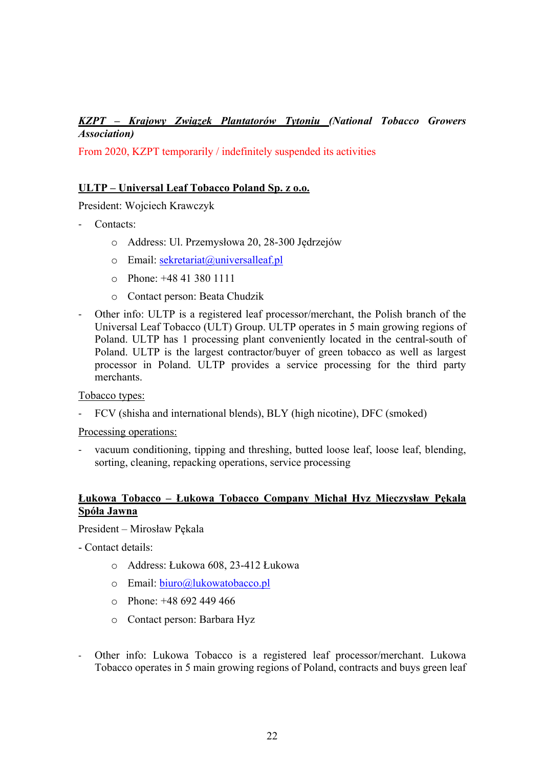***KZPT – Krajowy Związek Plantatorów Tytoniu (National Tobacco Growers Association)***

From 2020, KZPT temporarily / indefinitely suspended its activities

**ULTP – Universal Leaf Tobacco Poland Sp. z o.o.**

President: Wojciech Krawczyk

- Contacts:
  - Address: Ul. Przemysłowa 20, 28-300 Jędrzejów
  - Email: sekretariat@universalleaf.pl
  - Phone: +48 41 380 1111
  - Contact person: Beata Chudzik
- Other info: ULTP is a registered leaf processor/merchant, the Polish branch of the Universal Leaf Tobacco (ULT) Group. ULTP operates in 5 main growing regions of Poland. ULTP has 1 processing plant conveniently located in the central-south of Poland. ULTP is the largest contractor/buyer of green tobacco as well as largest processor in Poland. ULTP provides a service processing for the third party merchants.

Tobacco types:

- FCV (shisha and international blends), BLY (high nicotine), DFC (smoked)

Processing operations:

- vacuum conditioning, tipping and threshing, butted loose leaf, loose leaf, blending, sorting, cleaning, repacking operations, service processing

**Łukowa Tobacco – Łukowa Tobacco Company Michał Hyz Mieczysław Pękala Spóła Jawna**

President – Mirosław Pękala

- Contact details:
  - Address: Łukowa 608, 23-412 Łukowa
  - Email: biuro@lukowatobacco.pl
  - Phone: +48 692 449 466
  - Contact person: Barbara Hyz

- Other info: Lukowa Tobacco is a registered leaf processor/merchant. Lukowa Tobacco operates in 5 main growing regions of Poland, contracts and buys green leaf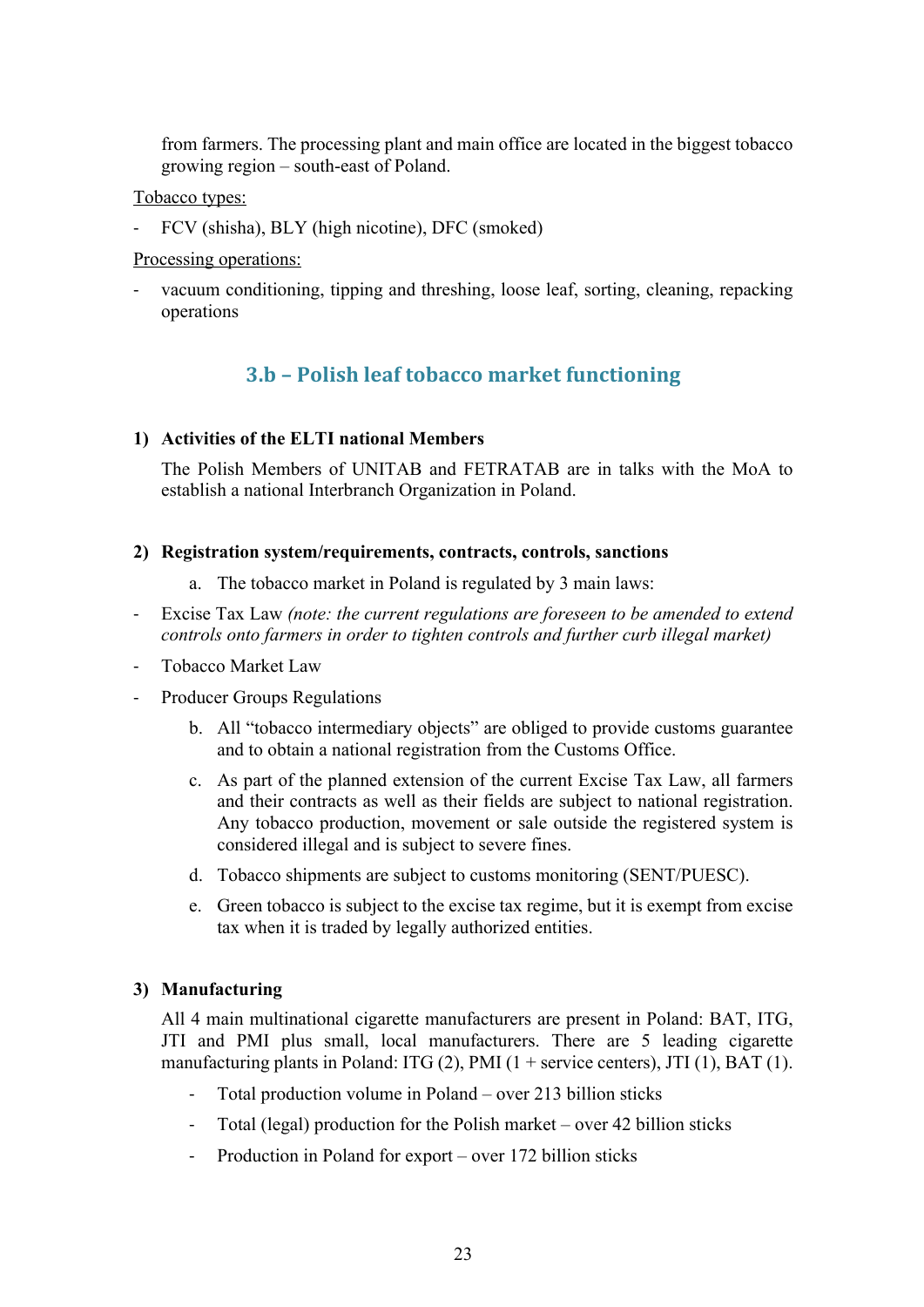from farmers. The processing plant and main office are located in the biggest tobacco growing region – south-east of Poland.

Tobacco types:

- FCV (shisha), BLY (high nicotine), DFC (smoked)

Processing operations:

- vacuum conditioning, tipping and threshing, loose leaf, sorting, cleaning, repacking operations

## 3.b – Polish leaf tobacco market functioning

### 1) Activities of the ELTI national Members

The Polish Members of UNITAB and FETRATAB are in talks with the MoA to establish a national Interbranch Organization in Poland.

### 2) Registration system/requirements, contracts, controls, sanctions

a. The tobacco market in Poland is regulated by 3 main laws:

- Excise Tax Law *(note: the current regulations are foreseen to be amended to extend controls onto farmers in order to tighten controls and further curb illegal market)*
- Tobacco Market Law
- Producer Groups Regulations

b. All "tobacco intermediary objects" are obliged to provide customs guarantee and to obtain a national registration from the Customs Office.

c. As part of the planned extension of the current Excise Tax Law, all farmers and their contracts as well as their fields are subject to national registration. Any tobacco production, movement or sale outside the registered system is considered illegal and is subject to severe fines.

d. Tobacco shipments are subject to customs monitoring (SENT/PUESC).

e. Green tobacco is subject to the excise tax regime, but it is exempt from excise tax when it is traded by legally authorized entities.

### 3) Manufacturing

All 4 main multinational cigarette manufacturers are present in Poland: BAT, ITG, JTI and PMI plus small, local manufacturers. There are 5 leading cigarette manufacturing plants in Poland: ITG (2), PMI (1 + service centers), JTI (1), BAT (1).

- Total production volume in Poland – over 213 billion sticks
- Total (legal) production for the Polish market – over 42 billion sticks
- Production in Poland for export – over 172 billion sticks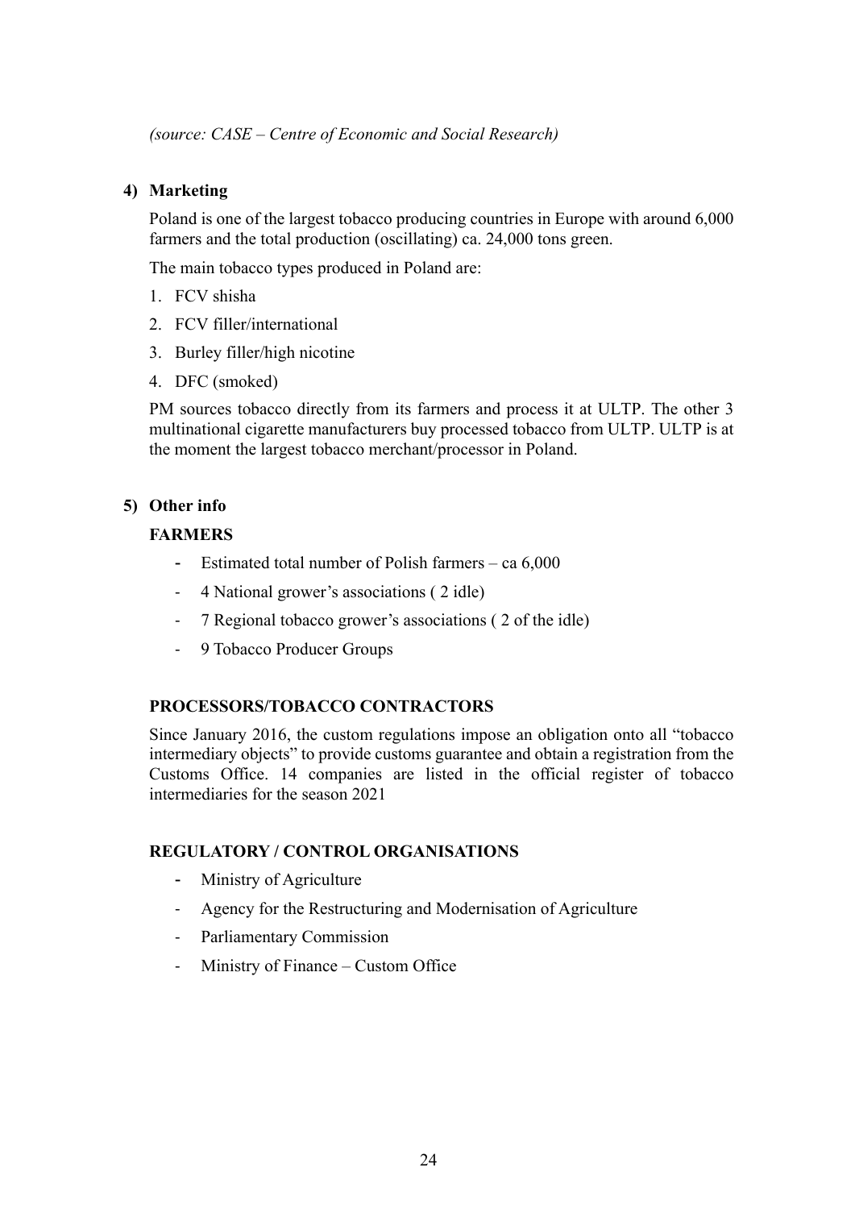*(source: CASE – Centre of Economic and Social Research)*

**4) Marketing**

Poland is one of the largest tobacco producing countries in Europe with around 6,000 farmers and the total production (oscillating) ca. 24,000 tons green.

The main tobacco types produced in Poland are:

1. FCV shisha
2. FCV filler/international
3. Burley filler/high nicotine
4. DFC (smoked)

PM sources tobacco directly from its farmers and process it at ULTP. The other 3 multinational cigarette manufacturers buy processed tobacco from ULTP. ULTP is at the moment the largest tobacco merchant/processor in Poland.

**5) Other info**

**FARMERS**

- Estimated total number of Polish farmers – ca 6,000
- 4 National grower's associations ( 2 idle)
- 7 Regional tobacco grower's associations ( 2 of the idle)
- 9 Tobacco Producer Groups

**PROCESSORS/TOBACCO CONTRACTORS**

Since January 2016, the custom regulations impose an obligation onto all "tobacco intermediary objects" to provide customs guarantee and obtain a registration from the Customs Office. 14 companies are listed in the official register of tobacco intermediaries for the season 2021

**REGULATORY / CONTROL ORGANISATIONS**

- Ministry of Agriculture
- Agency for the Restructuring and Modernisation of Agriculture
- Parliamentary Commission
- Ministry of Finance – Custom Office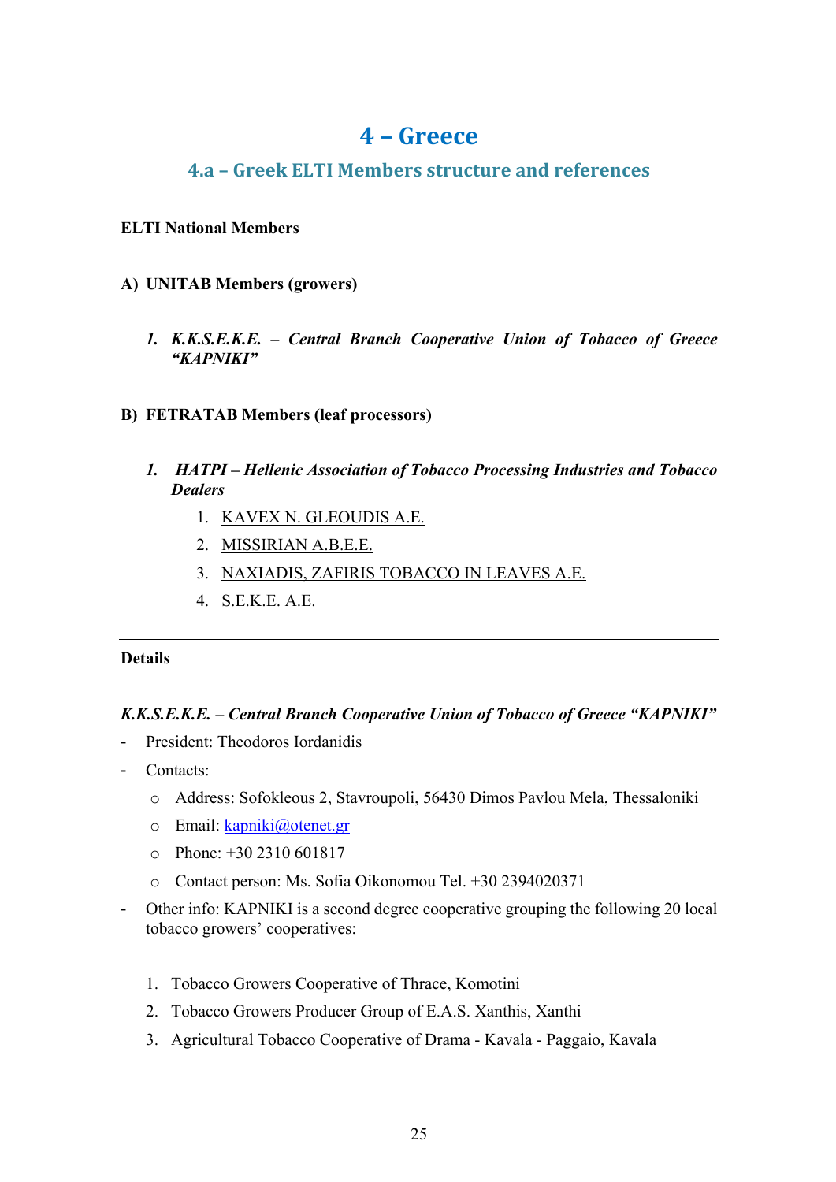# 4 – Greece

## 4.a – Greek ELTI Members structure and references

**ELTI National Members**

**A) UNITAB Members (growers)**

1. ***K.K.S.E.K.E. – Central Branch Cooperative Union of Tobacco of Greece "KAPNIKI"***

**B) FETRATAB Members (leaf processors)**

1. ***HATPI – Hellenic Association of Tobacco Processing Industries and Tobacco Dealers***
    1. KAVEX N. GLEOUDIS A.E.
    2. MISSIRIAN A.B.E.E.
    3. NAXIADIS, ZAFIRIS TOBACCO IN LEAVES A.E.
    4. S.E.K.E. A.E.

---

**Details**

***K.K.S.E.K.E. – Central Branch Cooperative Union of Tobacco of Greece "KAPNIKI"***

- President: Theodoros Iordanidis
- Contacts:
    - Address: Sofokleous 2, Stavroupoli, 56430 Dimos Pavlou Mela, Thessaloniki
    - Email: kapniki@otenet.gr
    - Phone: +30 2310 601817
    - Contact person: Ms. Sofia Oikonomou Tel. +30 2394020371
- Other info: KAPNIKI is a second degree cooperative grouping the following 20 local tobacco growers' cooperatives:

1. Tobacco Growers Cooperative of Thrace, Komotini
2. Tobacco Growers Producer Group of E.A.S. Xanthis, Xanthi
3. Agricultural Tobacco Cooperative of Drama - Kavala - Paggaio, Kavala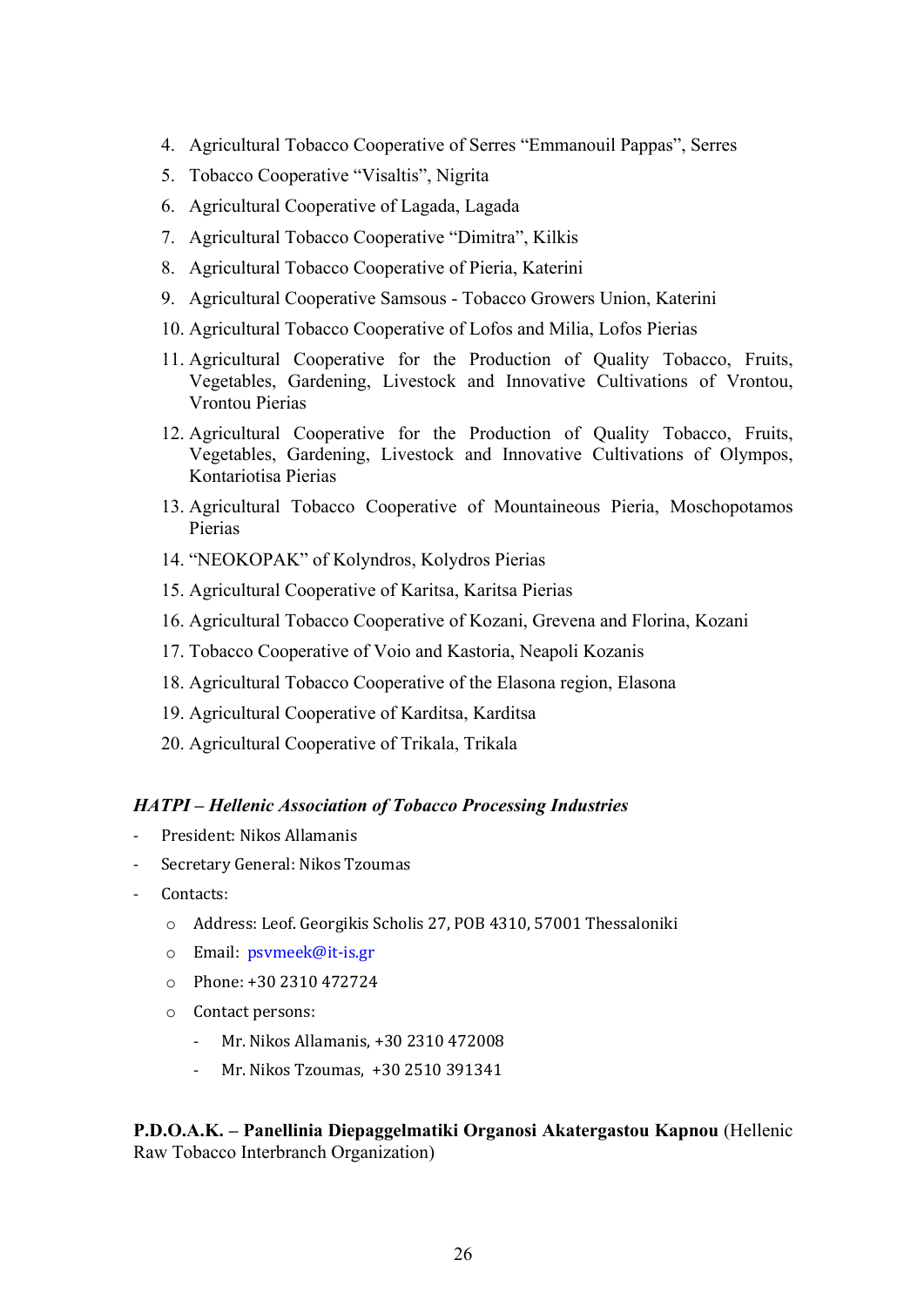4. Agricultural Tobacco Cooperative of Serres "Emmanouil Pappas", Serres
5. Tobacco Cooperative "Visaltis", Nigrita
6. Agricultural Cooperative of Lagada, Lagada
7. Agricultural Tobacco Cooperative "Dimitra", Kilkis
8. Agricultural Tobacco Cooperative of Pieria, Katerini
9. Agricultural Cooperative Samsous - Tobacco Growers Union, Katerini
10. Agricultural Tobacco Cooperative of Lofos and Milia, Lofos Pierias
11. Agricultural Cooperative for the Production of Quality Tobacco, Fruits, Vegetables, Gardening, Livestock and Innovative Cultivations of Vrontou, Vrontou Pierias
12. Agricultural Cooperative for the Production of Quality Tobacco, Fruits, Vegetables, Gardening, Livestock and Innovative Cultivations of Olympos, Kontariotisa Pierias
13. Agricultural Tobacco Cooperative of Mountaineous Pieria, Moschopotamos Pierias
14. "NEOKOPAK" of Kolyndros, Kolydros Pierias
15. Agricultural Cooperative of Karitsa, Karitsa Pierias
16. Agricultural Tobacco Cooperative of Kozani, Grevena and Florina, Kozani
17. Tobacco Cooperative of Voio and Kastoria, Neapoli Kozanis
18. Agricultural Tobacco Cooperative of the Elasona region, Elasona
19. Agricultural Cooperative of Karditsa, Karditsa
20. Agricultural Cooperative of Trikala, Trikala

***HATPI – Hellenic Association of Tobacco Processing Industries***

- President: Nikos Allamanis
- Secretary General: Nikos Tzoumas
- Contacts:
  - Address: Leof. Georgikis Scholis 27, POB 4310, 57001 Thessaloniki
  - Email: psvmeek@it-is.gr
  - Phone: +30 2310 472724
  - Contact persons:
    - Mr. Nikos Allamanis, +30 2310 472008
    - Mr. Nikos Tzoumas, +30 2510 391341

**P.D.O.A.K. – Panellinia Diepaggelmatiki Organosi Akatergastou Kapnou** (Hellenic Raw Tobacco Interbranch Organization)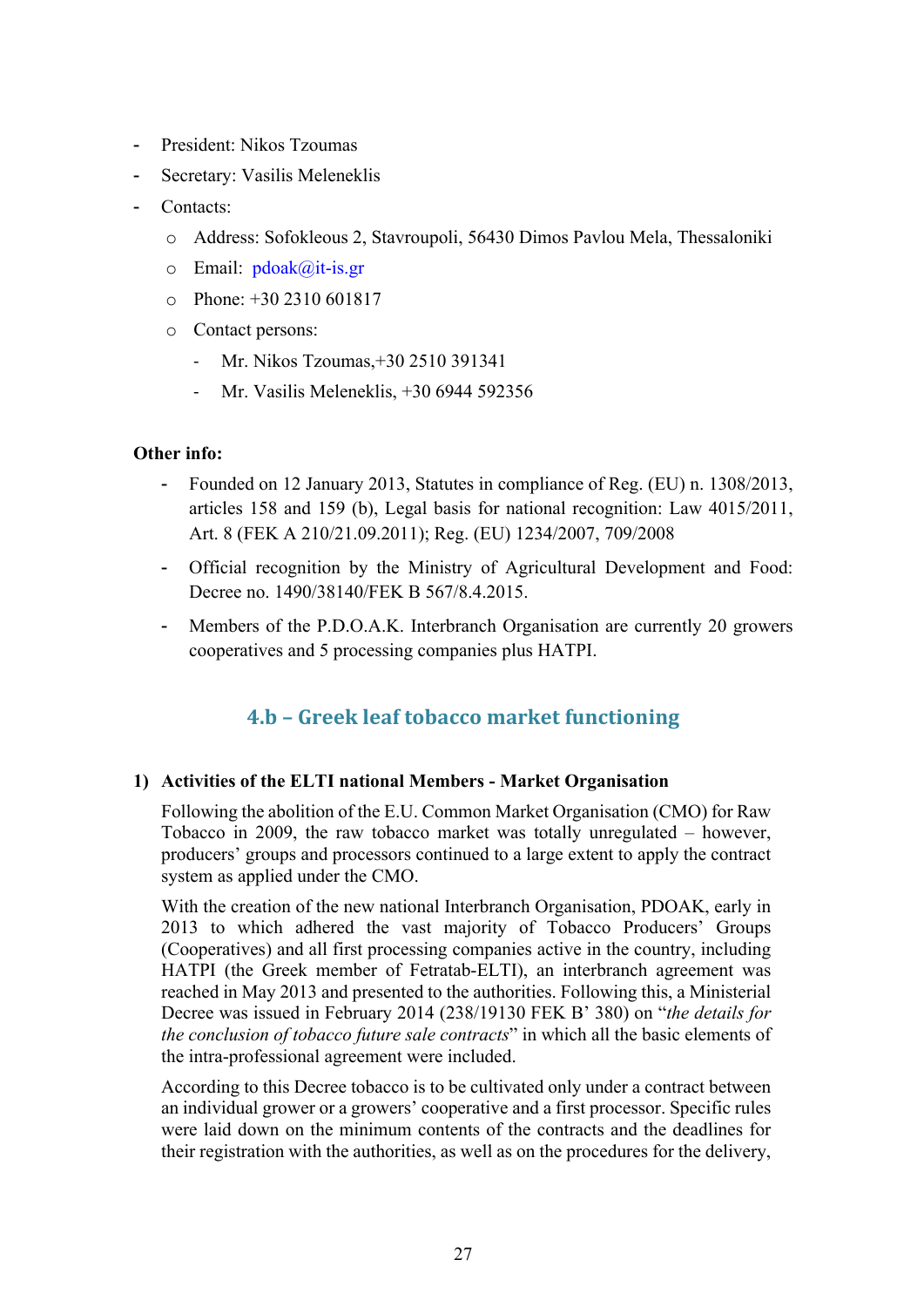- President: Nikos Tzoumas
- Secretary: Vasilis Meleneklis
- Contacts:
    - Address: Sofokleous 2, Stavroupoli, 56430 Dimos Pavlou Mela, Thessaloniki
    - Email: pdoak@it-is.gr
    - Phone: +30 2310 601817
    - Contact persons:
        - Mr. Nikos Tzoumas,+30 2510 391341
        - Mr. Vasilis Meleneklis, +30 6944 592356

**Other info:**

- Founded on 12 January 2013, Statutes in compliance of Reg. (EU) n. 1308/2013, articles 158 and 159 (b), Legal basis for national recognition: Law 4015/2011, Art. 8 (FEK A 210/21.09.2011); Reg. (EU) 1234/2007, 709/2008
- Official recognition by the Ministry of Agricultural Development and Food: Decree no. 1490/38140/FEK B 567/8.4.2015.
- Members of the P.D.O.A.K. Interbranch Organisation are currently 20 growers cooperatives and 5 processing companies plus HATPI.

## 4.b – Greek leaf tobacco market functioning

**1) Activities of the ELTI national Members - Market Organisation**

Following the abolition of the E.U. Common Market Organisation (CMO) for Raw Tobacco in 2009, the raw tobacco market was totally unregulated – however, producers' groups and processors continued to a large extent to apply the contract system as applied under the CMO.

With the creation of the new national Interbranch Organisation, PDOAK, early in 2013 to which adhered the vast majority of Tobacco Producers' Groups (Cooperatives) and all first processing companies active in the country, including HATPI (the Greek member of Fetratab-ELTI), an interbranch agreement was reached in May 2013 and presented to the authorities. Following this, a Ministerial Decree was issued in February 2014 (238/19130 FEK B' 380) on "*the details for the conclusion of tobacco future sale contracts*" in which all the basic elements of the intra-professional agreement were included.

According to this Decree tobacco is to be cultivated only under a contract between an individual grower or a growers' cooperative and a first processor. Specific rules were laid down on the minimum contents of the contracts and the deadlines for their registration with the authorities, as well as on the procedures for the delivery,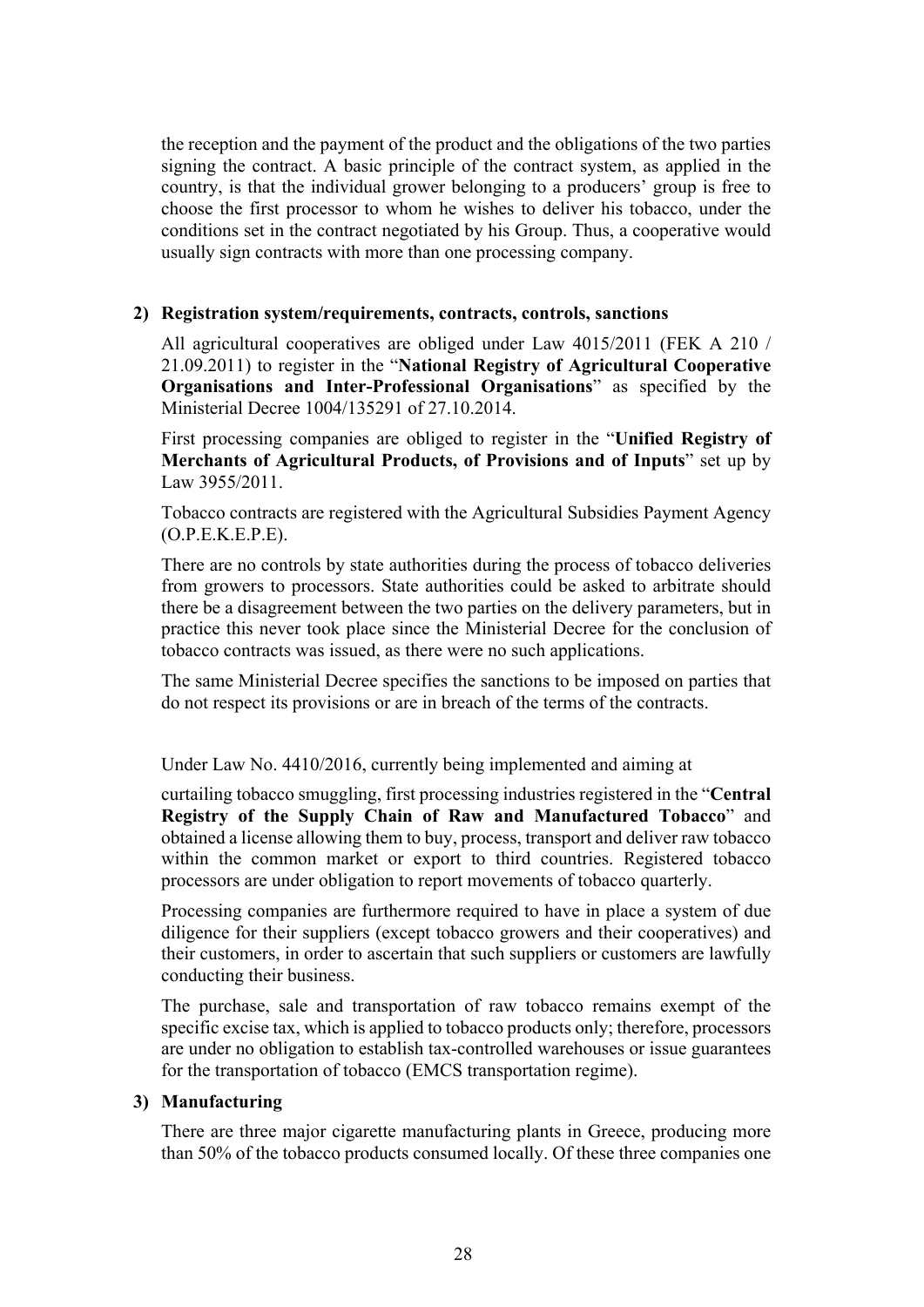the reception and the payment of the product and the obligations of the two parties signing the contract. A basic principle of the contract system, as applied in the country, is that the individual grower belonging to a producers' group is free to choose the first processor to whom he wishes to deliver his tobacco, under the conditions set in the contract negotiated by his Group. Thus, a cooperative would usually sign contracts with more than one processing company.

**2) Registration system/requirements, contracts, controls, sanctions**

All agricultural cooperatives are obliged under Law 4015/2011 (FEK A 210 / 21.09.2011) to register in the "**National Registry of Agricultural Cooperative Organisations and Inter-Professional Organisations**" as specified by the Ministerial Decree 1004/135291 of 27.10.2014.

First processing companies are obliged to register in the "**Unified Registry of Merchants of Agricultural Products, of Provisions and of Inputs**" set up by Law 3955/2011.

Tobacco contracts are registered with the Agricultural Subsidies Payment Agency (O.P.E.K.E.P.E).

There are no controls by state authorities during the process of tobacco deliveries from growers to processors. State authorities could be asked to arbitrate should there be a disagreement between the two parties on the delivery parameters, but in practice this never took place since the Ministerial Decree for the conclusion of tobacco contracts was issued, as there were no such applications.

The same Ministerial Decree specifies the sanctions to be imposed on parties that do not respect its provisions or are in breach of the terms of the contracts.

Under Law No. 4410/2016, currently being implemented and aiming at curtailing tobacco smuggling, first processing industries registered in the "**Central Registry of the Supply Chain of Raw and Manufactured Tobacco**" and obtained a license allowing them to buy, process, transport and deliver raw tobacco within the common market or export to third countries. Registered tobacco processors are under obligation to report movements of tobacco quarterly.

Processing companies are furthermore required to have in place a system of due diligence for their suppliers (except tobacco growers and their cooperatives) and their customers, in order to ascertain that such suppliers or customers are lawfully conducting their business.

The purchase, sale and transportation of raw tobacco remains exempt of the specific excise tax, which is applied to tobacco products only; therefore, processors are under no obligation to establish tax-controlled warehouses or issue guarantees for the transportation of tobacco (EMCS transportation regime).

**3) Manufacturing**

There are three major cigarette manufacturing plants in Greece, producing more than 50% of the tobacco products consumed locally. Of these three companies one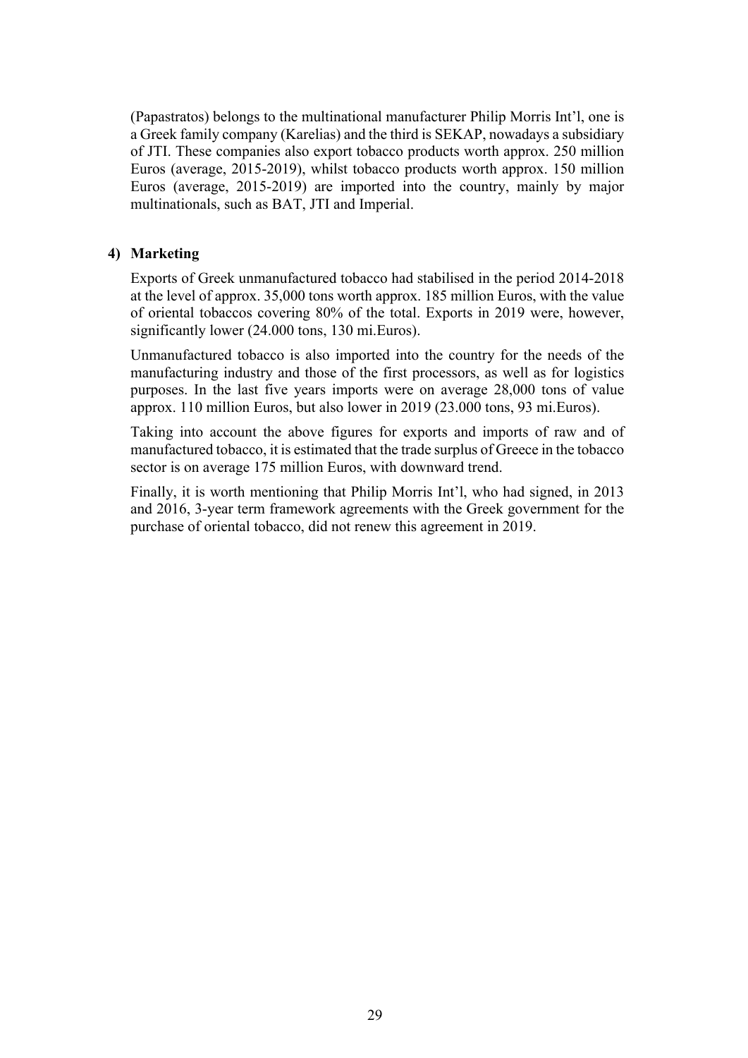(Papastratos) belongs to the multinational manufacturer Philip Morris Int'l, one is a Greek family company (Karelias) and the third is SEKAP, nowadays a subsidiary of JTI. These companies also export tobacco products worth approx. 250 million Euros (average, 2015-2019), whilst tobacco products worth approx. 150 million Euros (average, 2015-2019) are imported into the country, mainly by major multinationals, such as BAT, JTI and Imperial.

### 4) Marketing

Exports of Greek unmanufactured tobacco had stabilised in the period 2014-2018 at the level of approx. 35,000 tons worth approx. 185 million Euros, with the value of oriental tobaccos covering 80% of the total. Exports in 2019 were, however, significantly lower (24.000 tons, 130 mi.Euros).

Unmanufactured tobacco is also imported into the country for the needs of the manufacturing industry and those of the first processors, as well as for logistics purposes. In the last five years imports were on average 28,000 tons of value approx. 110 million Euros, but also lower in 2019 (23.000 tons, 93 mi.Euros).

Taking into account the above figures for exports and imports of raw and of manufactured tobacco, it is estimated that the trade surplus of Greece in the tobacco sector is on average 175 million Euros, with downward trend.

Finally, it is worth mentioning that Philip Morris Int'l, who had signed, in 2013 and 2016, 3-year term framework agreements with the Greek government for the purchase of oriental tobacco, did not renew this agreement in 2019.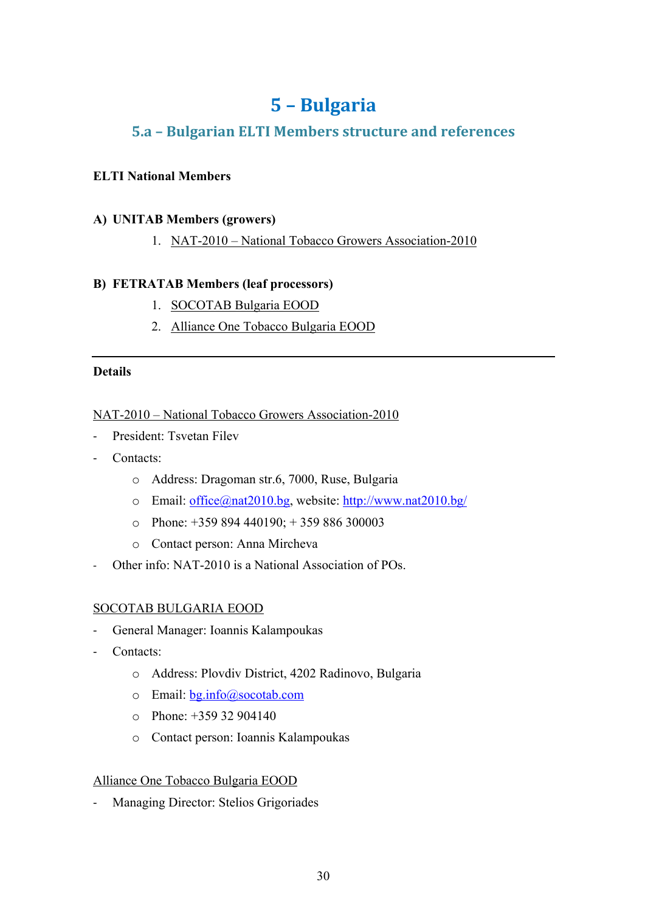# 5 – Bulgaria

## 5.a – Bulgarian ELTI Members structure and references

**ELTI National Members**

**A) UNITAB Members (growers)**

1. NAT-2010 – National Tobacco Growers Association-2010

**B) FETRATAB Members (leaf processors)**

1. SOCOTAB Bulgaria EOOD
2. Alliance One Tobacco Bulgaria EOOD

---

**Details**

NAT-2010 – National Tobacco Growers Association-2010

- President: Tsvetan Filev
- Contacts:
  - Address: Dragoman str.6, 7000, Ruse, Bulgaria
  - Email: office@nat2010.bg, website: http://www.nat2010.bg/
  - Phone: +359 894 440190; + 359 886 300003
  - Contact person: Anna Mircheva
- Other info: NAT-2010 is a National Association of POs.

SOCOTAB BULGARIA EOOD

- General Manager: Ioannis Kalampoukas
- Contacts:
  - Address: Plovdiv District, 4202 Radinovo, Bulgaria
  - Email: bg.info@socotab.com
  - Phone: +359 32 904140
  - Contact person: Ioannis Kalampoukas

Alliance One Tobacco Bulgaria EOOD

- Managing Director: Stelios Grigoriades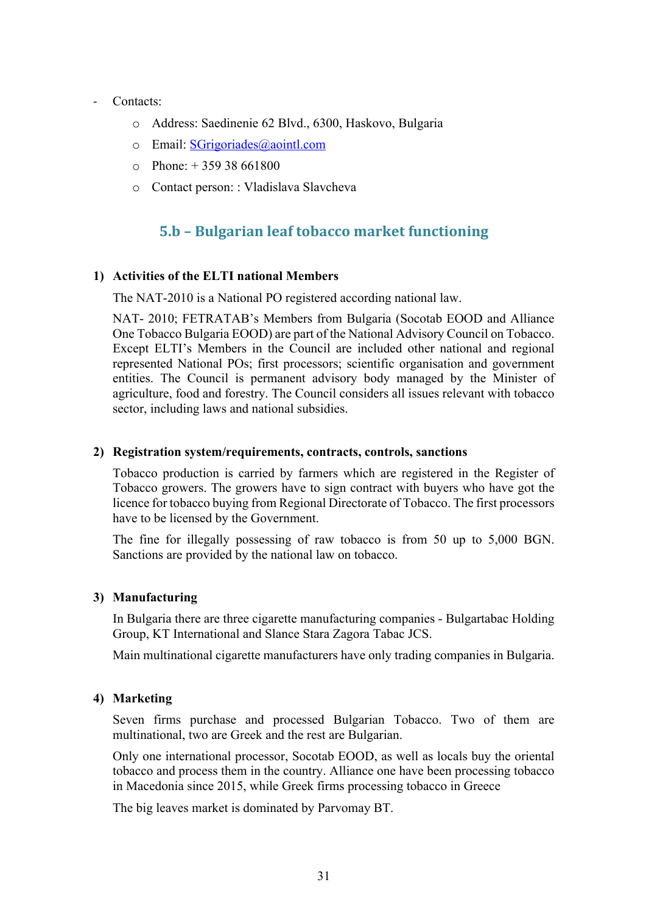- Contacts:
    - Address: Saedinenie 62 Blvd., 6300, Haskovo, Bulgaria
    - Email: [SGrigoriades@aointl.com](mailto:SGrigoriades@aointl.com)
    - Phone: + 359 38 661800
    - Contact person: : Vladislava Slavcheva

## 5.b – Bulgarian leaf tobacco market functioning

### 1) Activities of the ELTI national Members

The NAT-2010 is a National PO registered according national law.

NAT- 2010; FETRATAB's Members from Bulgaria (Socotab EOOD and Alliance One Tobacco Bulgaria EOOD) are part of the National Advisory Council on Tobacco. Except ELTI's Members in the Council are included other national and regional represented National POs; first processors; scientific organisation and government entities. The Council is permanent advisory body managed by the Minister of agriculture, food and forestry. The Council considers all issues relevant with tobacco sector, including laws and national subsidies.

### 2) Registration system/requirements, contracts, controls, sanctions

Tobacco production is carried by farmers which are registered in the Register of Tobacco growers. The growers have to sign contract with buyers who have got the licence for tobacco buying from Regional Directorate of Tobacco. The first processors have to be licensed by the Government.

The fine for illegally possessing of raw tobacco is from 50 up to 5,000 BGN. Sanctions are provided by the national law on tobacco.

### 3) Manufacturing

In Bulgaria there are three cigarette manufacturing companies - Bulgartabac Holding Group, KT International and Slance Stara Zagora Tabac JCS.

Main multinational cigarette manufacturers have only trading companies in Bulgaria.

### 4) Marketing

Seven firms purchase and processed Bulgarian Tobacco. Two of them are multinational, two are Greek and the rest are Bulgarian.

Only one international processor, Socotab EOOD, as well as locals buy the oriental tobacco and process them in the country. Alliance one have been processing tobacco in Macedonia since 2015, while Greek firms processing tobacco in Greece

The big leaves market is dominated by Parvomay BT.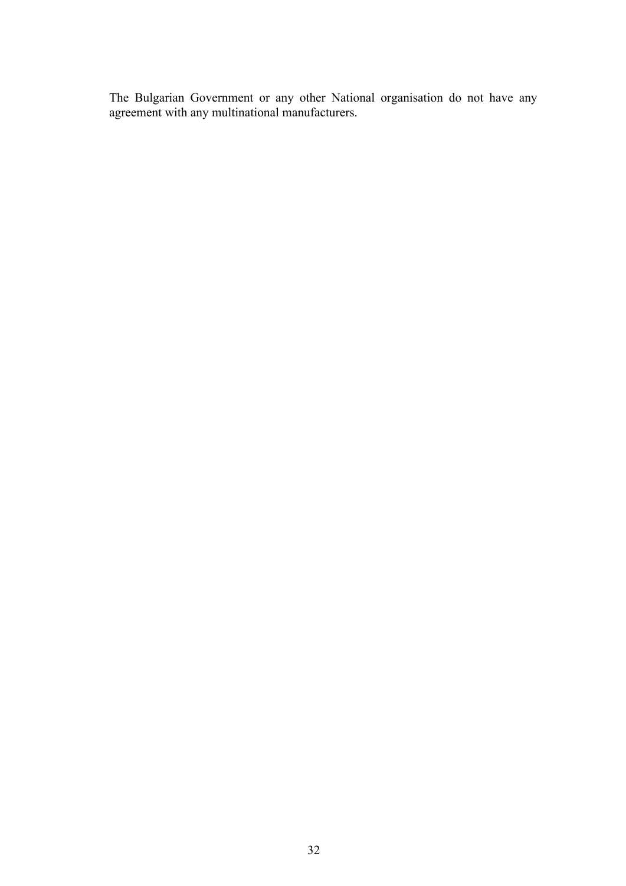The Bulgarian Government or any other National organisation do not have any agreement with any multinational manufacturers.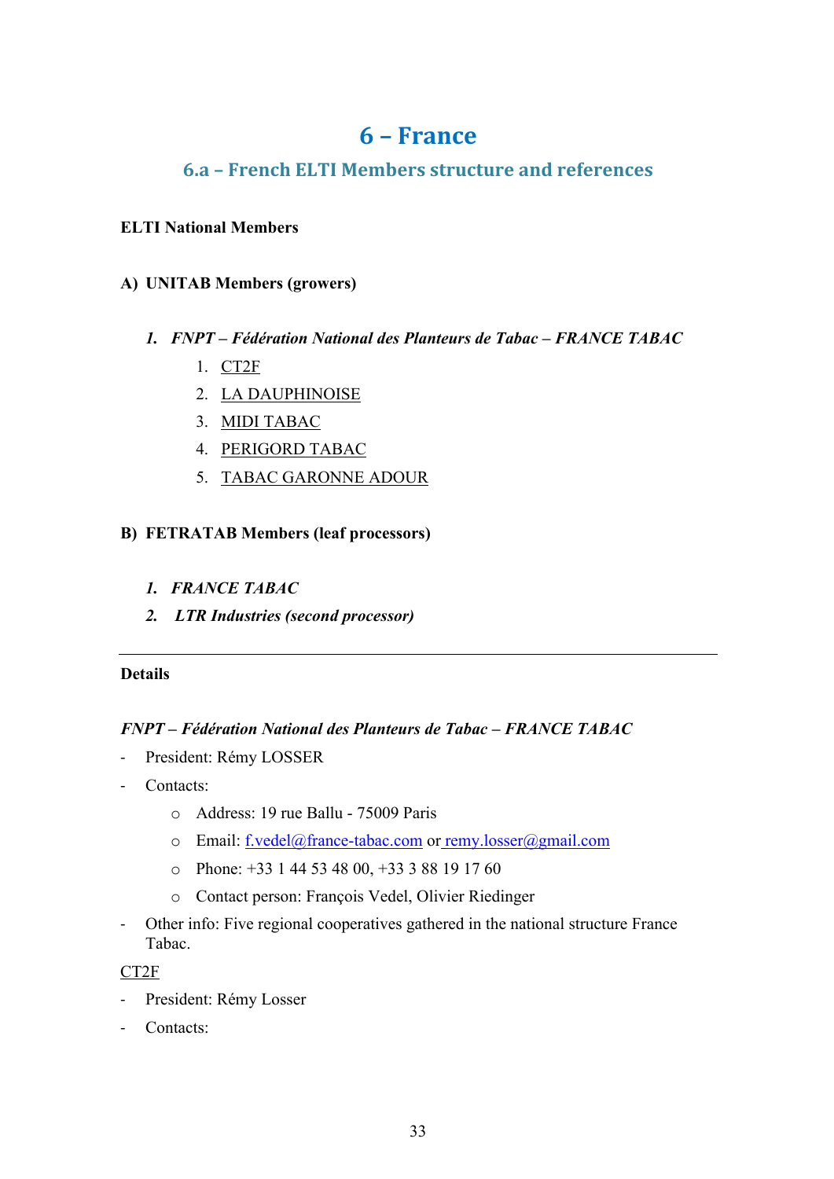# 6 – France

## 6.a – French ELTI Members structure and references

**ELTI National Members**

**A) UNITAB Members (growers)**

1. ***FNPT – Fédération National des Planteurs de Tabac – FRANCE TABAC***
    1. CT2F
    2. LA DAUPHINOISE
    3. MIDI TABAC
    4. PERIGORD TABAC
    5. TABAC GARONNE ADOUR

**B) FETRATAB Members (leaf processors)**

1. ***FRANCE TABAC***
2. ***LTR Industries (second processor)***

---

**Details**

***FNPT – Fédération National des Planteurs de Tabac – FRANCE TABAC***

- President: Rémy LOSSER
- Contacts:
    - Address: 19 rue Ballu - 75009 Paris
    - Email: f.vedel@france-tabac.com or remy.losser@gmail.com
    - Phone: +33 1 44 53 48 00, +33 3 88 19 17 60
    - Contact person: François Vedel, Olivier Riedinger
- Other info: Five regional cooperatives gathered in the national structure France Tabac.

CT2F

- President: Rémy Losser
- Contacts: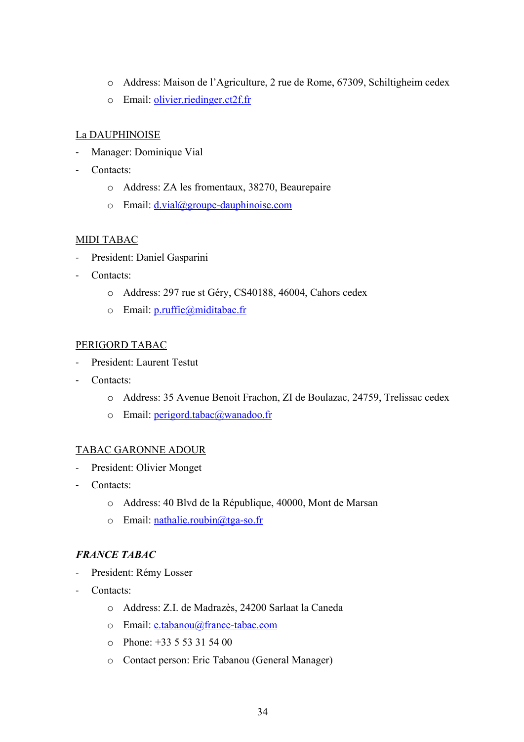- Address: Maison de l'Agriculture, 2 rue de Rome, 67309, Schiltigheim cedex
    - Email: olivier.riedinger.ct2f.fr

La DAUPHINOISE

- Manager: Dominique Vial
- Contacts:
    - Address: ZA les fromentaux, 38270, Beaurepaire
    - Email: d.vial@groupe-dauphinoise.com

MIDI TABAC

- President: Daniel Gasparini
- Contacts:
    - Address: 297 rue st Géry, CS40188, 46004, Cahors cedex
    - Email: p.ruffie@miditabac.fr

PERIGORD TABAC

- President: Laurent Testut
- Contacts:
    - Address: 35 Avenue Benoit Frachon, ZI de Boulazac, 24759, Trelissac cedex
    - Email: perigord.tabac@wanadoo.fr

TABAC GARONNE ADOUR

- President: Olivier Monget
- Contacts:
    - Address: 40 Blvd de la République, 40000, Mont de Marsan
    - Email: nathalie.roubin@tga-so.fr

***FRANCE TABAC***

- President: Rémy Losser
- Contacts:
    - Address: Z.I. de Madrazès, 24200 Sarlaat la Caneda
    - Email: e.tabanou@france-tabac.com
    - Phone: +33 5 53 31 54 00
    - Contact person: Eric Tabanou (General Manager)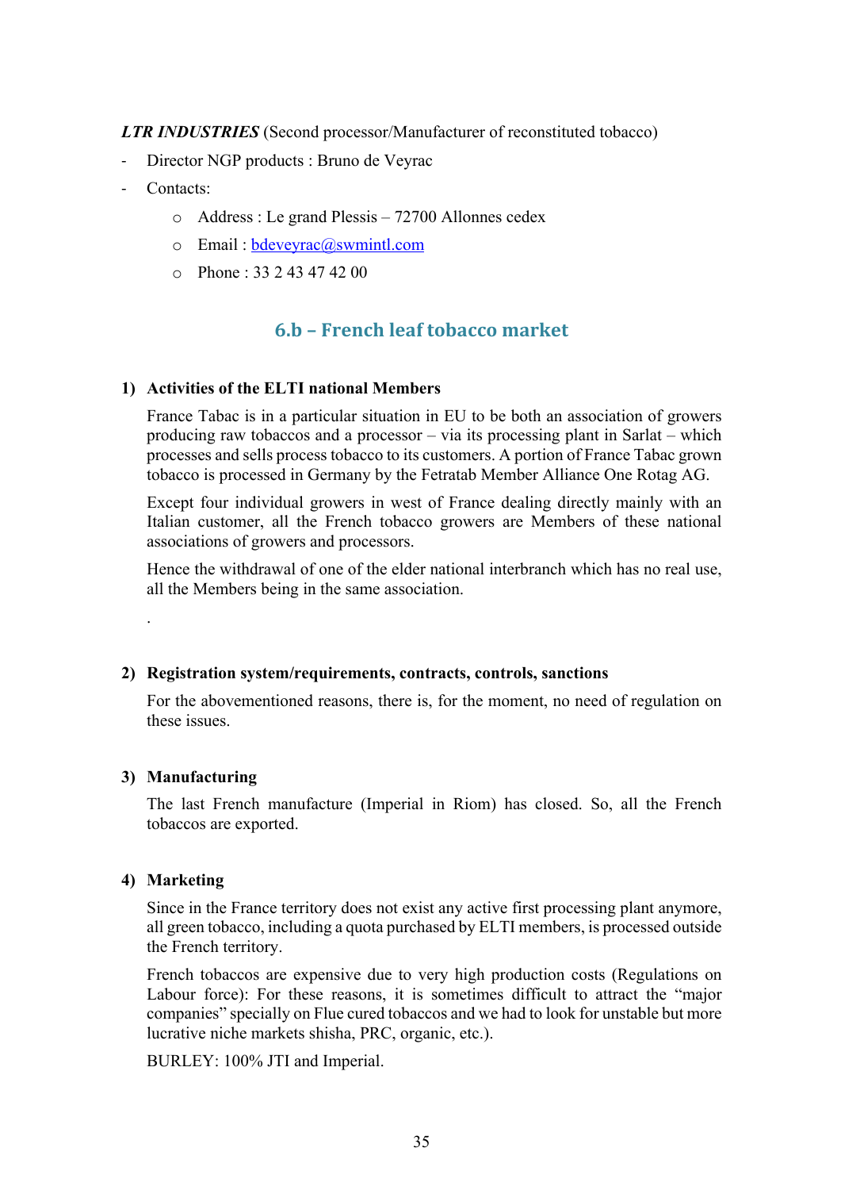***LTR INDUSTRIES*** (Second processor/Manufacturer of reconstituted tobacco)

- Director NGP products : Bruno de Veyrac
- Contacts:
  - Address : Le grand Plessis – 72700 Allonnes cedex
  - Email : bdeveyrac@swmintl.com
  - Phone : 33 2 43 47 42 00

## 6.b – French leaf tobacco market

### 1) Activities of the ELTI national Members

France Tabac is in a particular situation in EU to be both an association of growers producing raw tobaccos and a processor – via its processing plant in Sarlat – which processes and sells process tobacco to its customers. A portion of France Tabac grown tobacco is processed in Germany by the Fetratab Member Alliance One Rotag AG.

Except four individual growers in west of France dealing directly mainly with an Italian customer, all the French tobacco growers are Members of these national associations of growers and processors.

Hence the withdrawal of one of the elder national interbranch which has no real use, all the Members being in the same association.

.

### 2) Registration system/requirements, contracts, controls, sanctions

For the abovementioned reasons, there is, for the moment, no need of regulation on these issues.

### 3) Manufacturing

The last French manufacture (Imperial in Riom) has closed. So, all the French tobaccos are exported.

### 4) Marketing

Since in the France territory does not exist any active first processing plant anymore, all green tobacco, including a quota purchased by ELTI members, is processed outside the French territory.

French tobaccos are expensive due to very high production costs (Regulations on Labour force): For these reasons, it is sometimes difficult to attract the "major companies" specially on Flue cured tobaccos and we had to look for unstable but more lucrative niche markets shisha, PRC, organic, etc.).

BURLEY: 100% JTI and Imperial.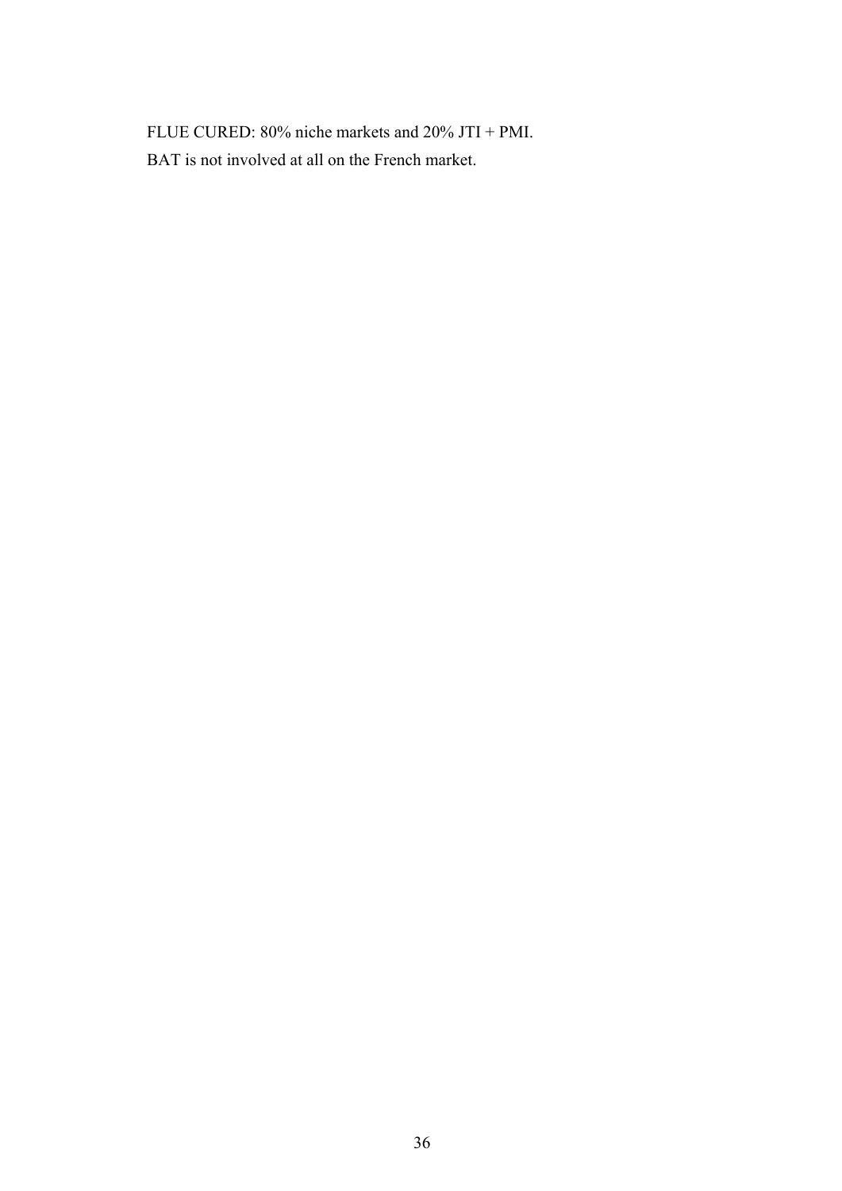FLUE CURED: 80% niche markets and 20% JTI + PMI.

BAT is not involved at all on the French market.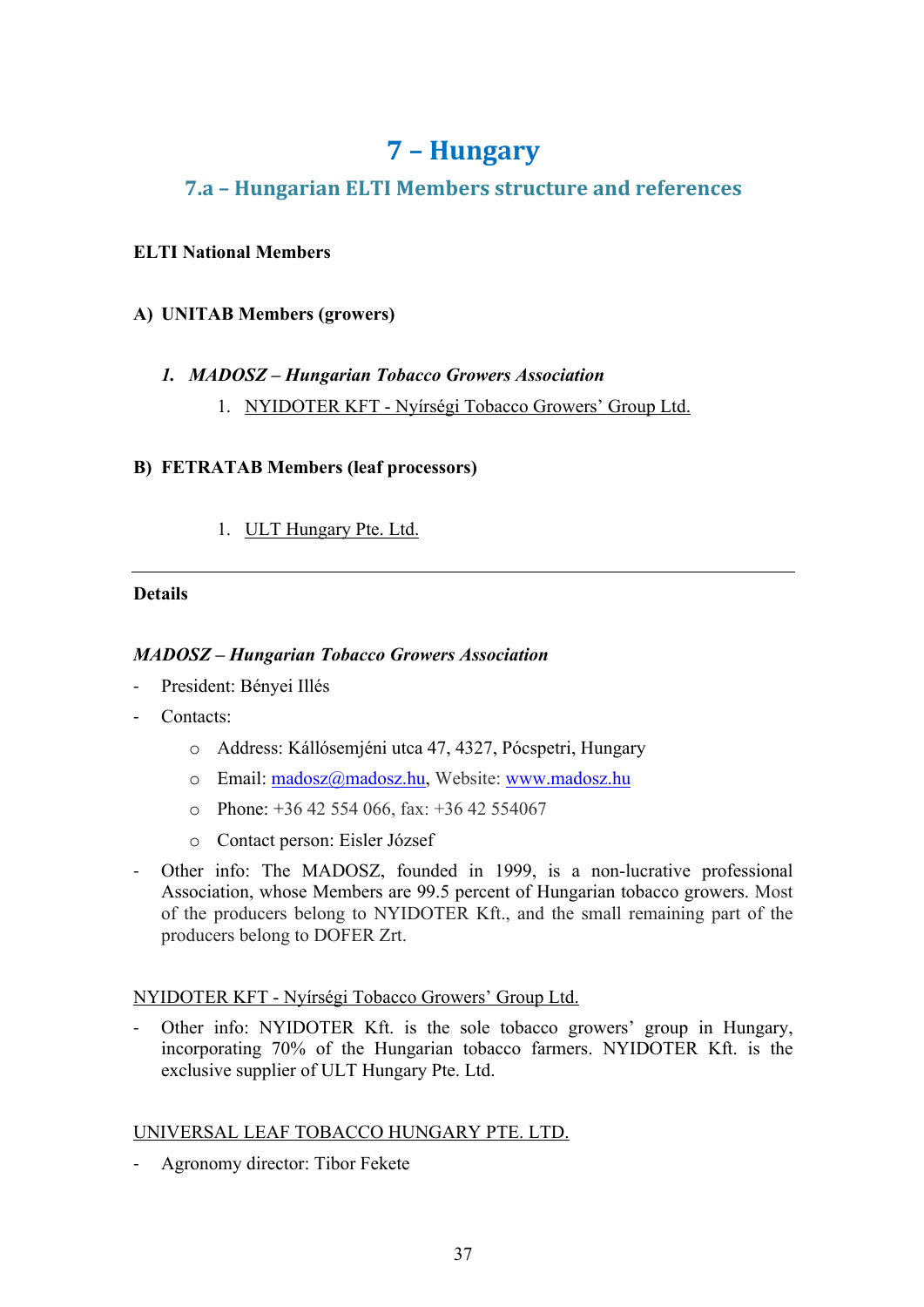# 7 – Hungary

## 7.a – Hungarian ELTI Members structure and references

**ELTI National Members**

**A) UNITAB Members (growers)**

***1. MADOSZ – Hungarian Tobacco Growers Association***

1. NYIDOTER KFT - Nyírségi Tobacco Growers' Group Ltd.

**B) FETRATAB Members (leaf processors)**

1. ULT Hungary Pte. Ltd.

---

**Details**

***MADOSZ – Hungarian Tobacco Growers Association***

- President: Bényei Illés
- Contacts:
  - Address: Kállósemjéni utca 47, 4327, Pócspetri, Hungary
  - Email: madosz@madosz.hu, Website: www.madosz.hu
  - Phone: +36 42 554 066, fax: +36 42 554067
  - Contact person: Eisler József
- Other info: The MADOSZ, founded in 1999, is a non-lucrative professional Association, whose Members are 99.5 percent of Hungarian tobacco growers. Most of the producers belong to NYIDOTER Kft., and the small remaining part of the producers belong to DOFER Zrt.

NYIDOTER KFT - Nyírségi Tobacco Growers' Group Ltd.

- Other info: NYIDOTER Kft. is the sole tobacco growers' group in Hungary, incorporating 70% of the Hungarian tobacco farmers. NYIDOTER Kft. is the exclusive supplier of ULT Hungary Pte. Ltd.

UNIVERSAL LEAF TOBACCO HUNGARY PTE. LTD.

- Agronomy director: Tibor Fekete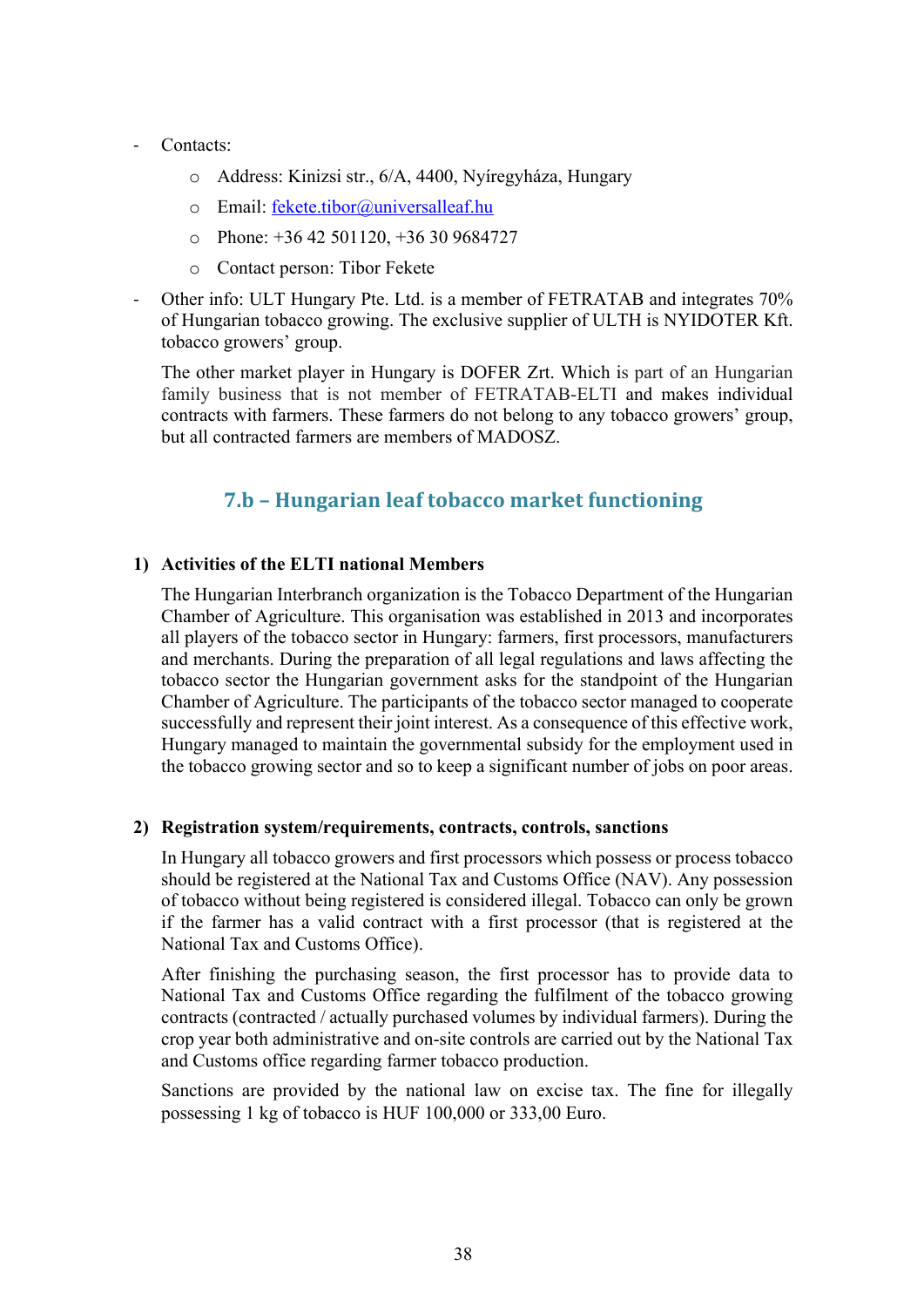- Contacts:
    - Address: Kinizsi str., 6/A, 4400, Nyíregyháza, Hungary
    - Email: fekete.tibor@universalleaf.hu
    - Phone: +36 42 501120, +36 30 9684727
    - Contact person: Tibor Fekete
- Other info: ULT Hungary Pte. Ltd. is a member of FETRATAB and integrates 70% of Hungarian tobacco growing. The exclusive supplier of ULTH is NYIDOTER Kft. tobacco growers' group.

  The other market player in Hungary is DOFER Zrt. Which is part of an Hungarian family business that is not member of FETRATAB-ELTI and makes individual contracts with farmers. These farmers do not belong to any tobacco growers' group, but all contracted farmers are members of MADOSZ.

## 7.b – Hungarian leaf tobacco market functioning

**1) Activities of the ELTI national Members**

The Hungarian Interbranch organization is the Tobacco Department of the Hungarian Chamber of Agriculture. This organisation was established in 2013 and incorporates all players of the tobacco sector in Hungary: farmers, first processors, manufacturers and merchants. During the preparation of all legal regulations and laws affecting the tobacco sector the Hungarian government asks for the standpoint of the Hungarian Chamber of Agriculture. The participants of the tobacco sector managed to cooperate successfully and represent their joint interest. As a consequence of this effective work, Hungary managed to maintain the governmental subsidy for the employment used in the tobacco growing sector and so to keep a significant number of jobs on poor areas.

**2) Registration system/requirements, contracts, controls, sanctions**

In Hungary all tobacco growers and first processors which possess or process tobacco should be registered at the National Tax and Customs Office (NAV). Any possession of tobacco without being registered is considered illegal. Tobacco can only be grown if the farmer has a valid contract with a first processor (that is registered at the National Tax and Customs Office).

After finishing the purchasing season, the first processor has to provide data to National Tax and Customs Office regarding the fulfilment of the tobacco growing contracts (contracted / actually purchased volumes by individual farmers). During the crop year both administrative and on-site controls are carried out by the National Tax and Customs office regarding farmer tobacco production.

Sanctions are provided by the national law on excise tax. The fine for illegally possessing 1 kg of tobacco is HUF 100,000 or 333,00 Euro.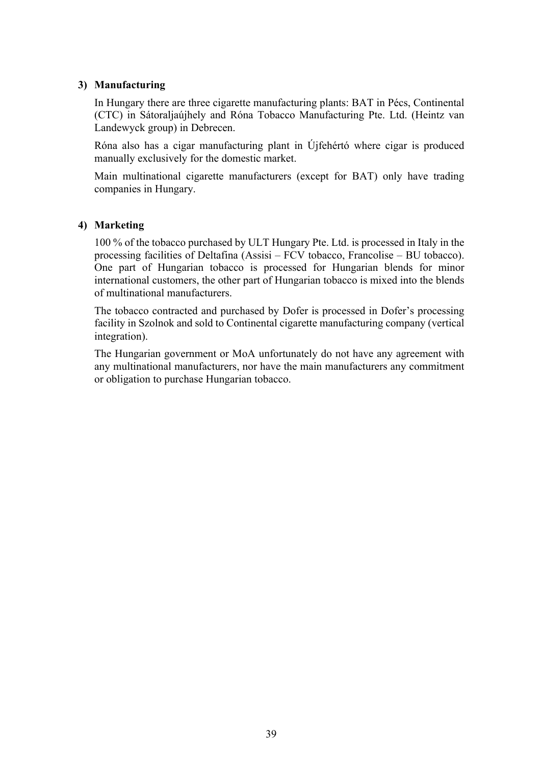3) **Manufacturing**

In Hungary there are three cigarette manufacturing plants: BAT in Pécs, Continental (CTC) in Sátoraljaújhely and Róna Tobacco Manufacturing Pte. Ltd. (Heintz van Landewyck group) in Debrecen.

Róna also has a cigar manufacturing plant in Újfehértó where cigar is produced manually exclusively for the domestic market.

Main multinational cigarette manufacturers (except for BAT) only have trading companies in Hungary.

4) **Marketing**

100 % of the tobacco purchased by ULT Hungary Pte. Ltd. is processed in Italy in the processing facilities of Deltafina (Assisi – FCV tobacco, Francolise – BU tobacco). One part of Hungarian tobacco is processed for Hungarian blends for minor international customers, the other part of Hungarian tobacco is mixed into the blends of multinational manufacturers.

The tobacco contracted and purchased by Dofer is processed in Dofer's processing facility in Szolnok and sold to Continental cigarette manufacturing company (vertical integration).

The Hungarian government or MoA unfortunately do not have any agreement with any multinational manufacturers, nor have the main manufacturers any commitment or obligation to purchase Hungarian tobacco.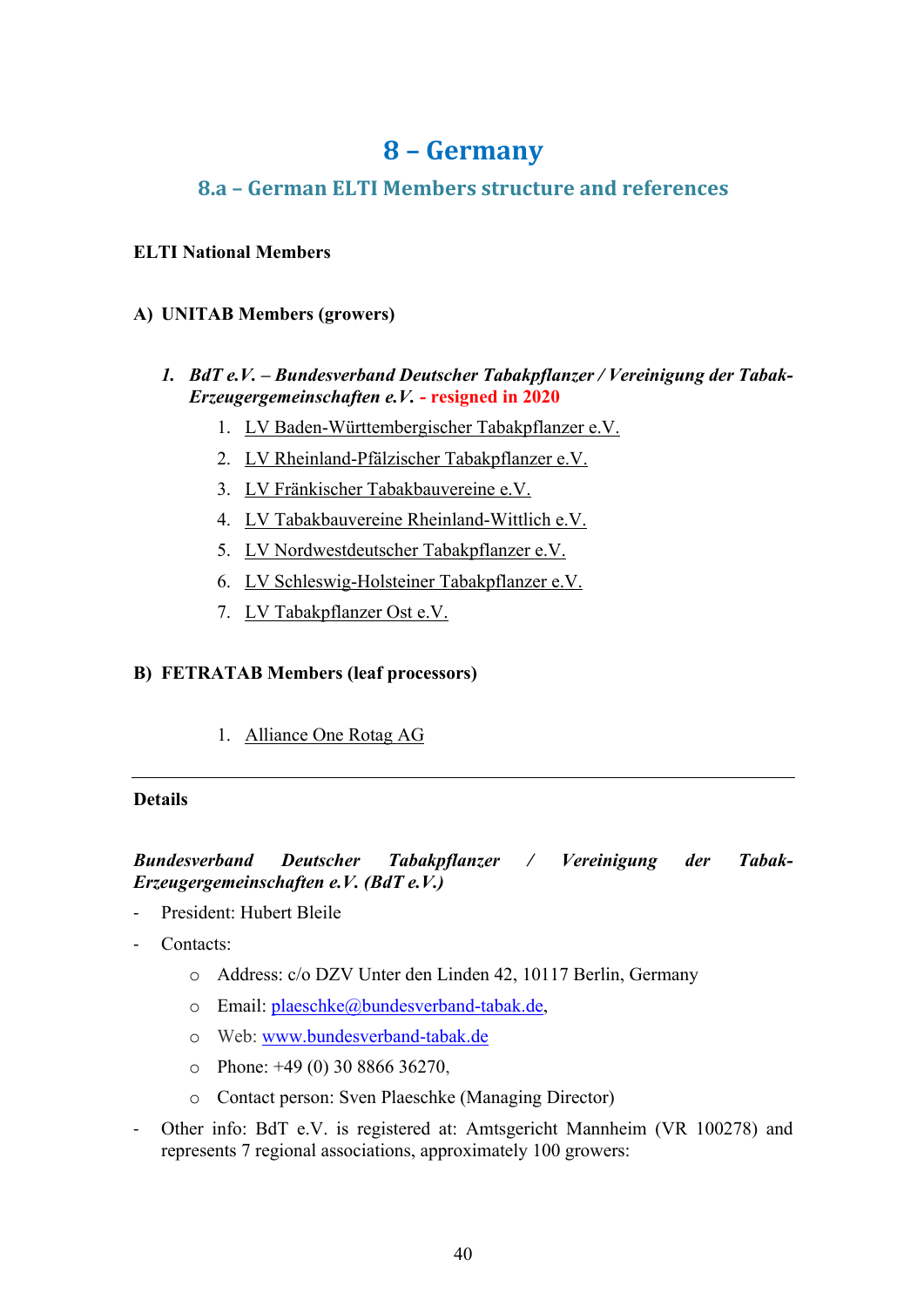# 8 – Germany

## 8.a – German ELTI Members structure and references

**ELTI National Members**

**A) UNITAB Members (growers)**

1. ***BdT e.V. – Bundesverband Deutscher Tabakpflanzer / Vereinigung der Tabak-Erzeugergemeinschaften e.V.*** **- resigned in 2020**
    1. LV Baden-Württembergischer Tabakpflanzer e.V.
    2. LV Rheinland-Pfälzischer Tabakpflanzer e.V.
    3. LV Fränkischer Tabakbauvereine e.V.
    4. LV Tabakbauvereine Rheinland-Wittlich e.V.
    5. LV Nordwestdeutscher Tabakpflanzer e.V.
    6. LV Schleswig-Holsteiner Tabakpflanzer e.V.
    7. LV Tabakpflanzer Ost e.V.

**B) FETRATAB Members (leaf processors)**

1. Alliance One Rotag AG

---

**Details**

***Bundesverband Deutscher Tabakpflanzer / Vereinigung der Tabak-Erzeugergemeinschaften e.V. (BdT e.V.)***

- President: Hubert Bleile
- Contacts:
    - Address: c/o DZV Unter den Linden 42, 10117 Berlin, Germany
    - Email: plaeschke@bundesverband-tabak.de,
    - Web: www.bundesverband-tabak.de
    - Phone: +49 (0) 30 8866 36270,
    - Contact person: Sven Plaeschke (Managing Director)
- Other info: BdT e.V. is registered at: Amtsgericht Mannheim (VR 100278) and represents 7 regional associations, approximately 100 growers: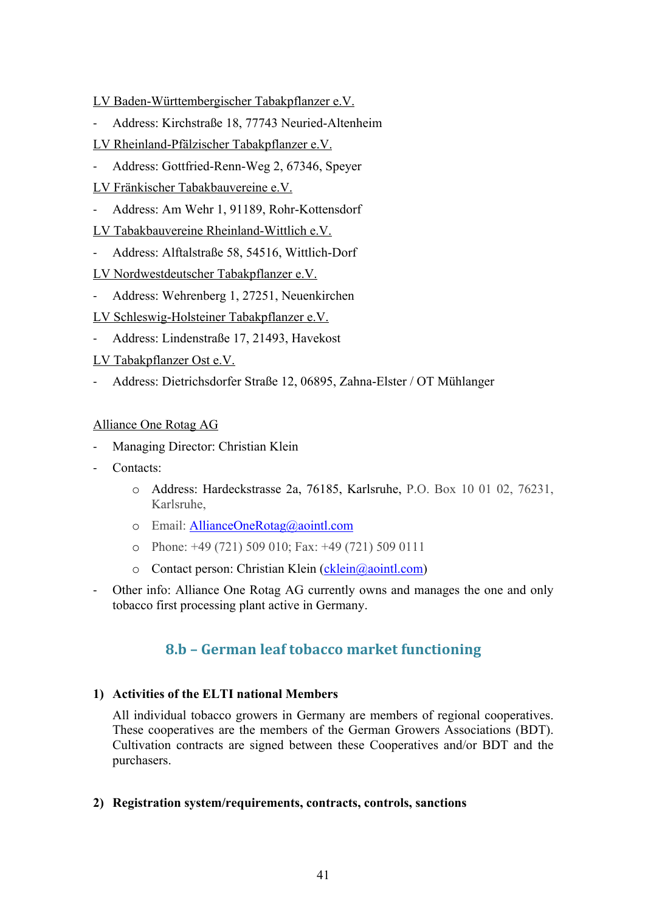LV Baden-Württembergischer Tabakpflanzer e.V.

- Address: Kirchstraße 18, 77743 Neuried-Altenheim

LV Rheinland-Pfälzischer Tabakpflanzer e.V.

- Address: Gottfried-Renn-Weg 2, 67346, Speyer

LV Fränkischer Tabakbauvereine e.V.

- Address: Am Wehr 1, 91189, Rohr-Kottensdorf

LV Tabakbauvereine Rheinland-Wittlich e.V.

- Address: Alftalstraße 58, 54516, Wittlich-Dorf

LV Nordwestdeutscher Tabakpflanzer e.V.

- Address: Wehrenberg 1, 27251, Neuenkirchen

LV Schleswig-Holsteiner Tabakpflanzer e.V.

- Address: Lindenstraße 17, 21493, Havekost

LV Tabakpflanzer Ost e.V.

- Address: Dietrichsdorfer Straße 12, 06895, Zahna-Elster / OT Mühlanger

Alliance One Rotag AG

- Managing Director: Christian Klein
- Contacts:
  - Address: Hardeckstrasse 2a, 76185, Karlsruhe, P.O. Box 10 01 02, 76231, Karlsruhe,
  - Email: AllianceOneRotag@aointl.com
  - Phone: +49 (721) 509 010; Fax: +49 (721) 509 0111
  - Contact person: Christian Klein (cklein@aointl.com)
- Other info: Alliance One Rotag AG currently owns and manages the one and only tobacco first processing plant active in Germany.

## 8.b – German leaf tobacco market functioning

**1) Activities of the ELTI national Members**

All individual tobacco growers in Germany are members of regional cooperatives. These cooperatives are the members of the German Growers Associations (BDT). Cultivation contracts are signed between these Cooperatives and/or BDT and the purchasers.

**2) Registration system/requirements, contracts, controls, sanctions**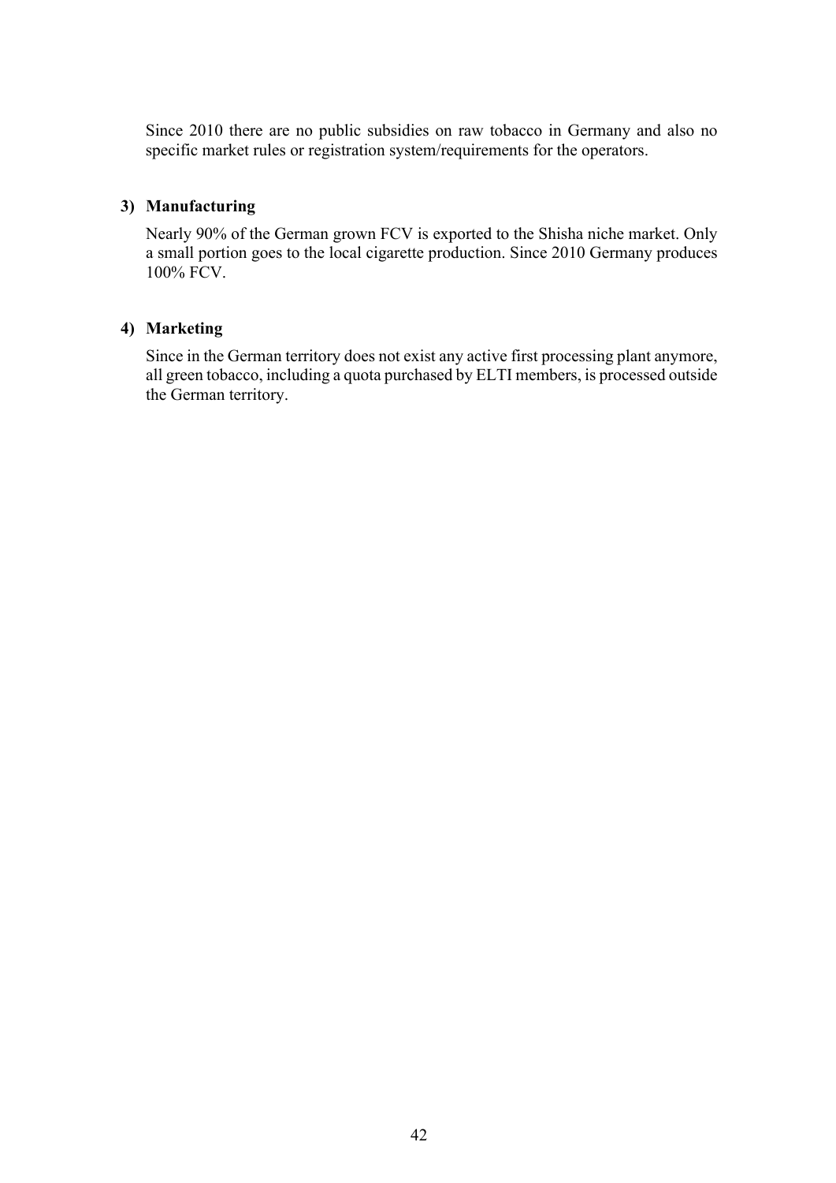Since 2010 there are no public subsidies on raw tobacco in Germany and also no specific market rules or registration system/requirements for the operators.

**3) Manufacturing**

Nearly 90% of the German grown FCV is exported to the Shisha niche market. Only a small portion goes to the local cigarette production. Since 2010 Germany produces 100% FCV.

**4) Marketing**

Since in the German territory does not exist any active first processing plant anymore, all green tobacco, including a quota purchased by ELTI members, is processed outside the German territory.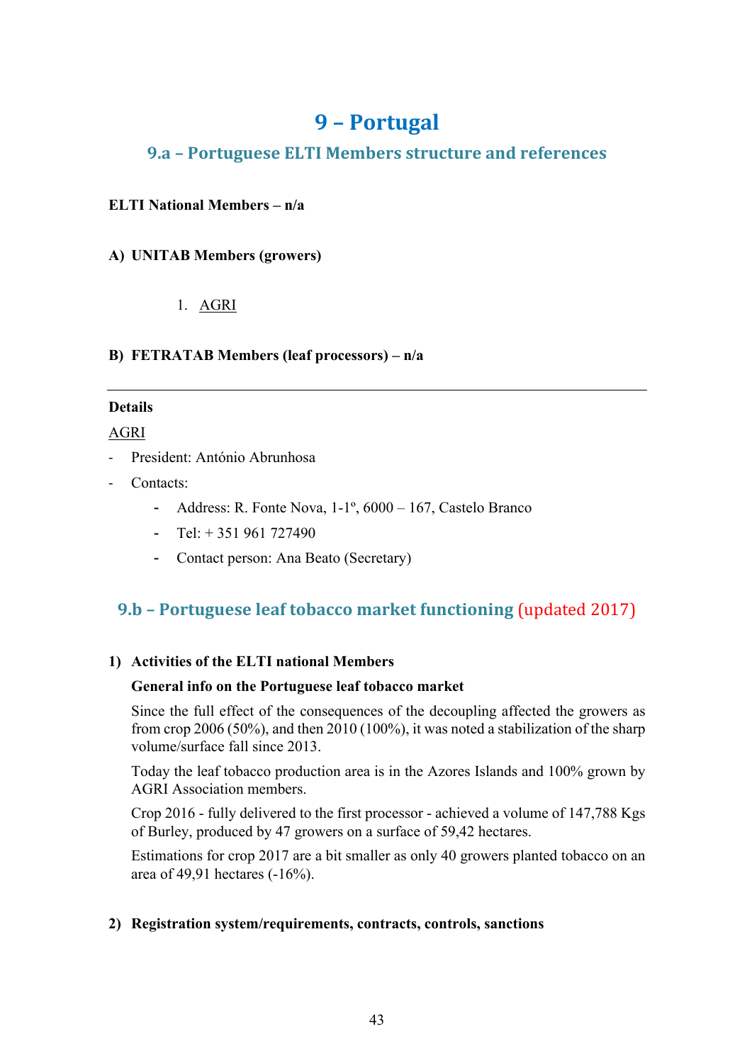# 9 – Portugal

## 9.a – Portuguese ELTI Members structure and references

**ELTI National Members – n/a**

**A) UNITAB Members (growers)**

1. AGRI

**B) FETRATAB Members (leaf processors) – n/a**

---

**Details**

AGRI

- President: António Abrunhosa
- Contacts:
  - Address: R. Fonte Nova, 1-1º, 6000 – 167, Castelo Branco
  - Tel: + 351 961 727490
  - Contact person: Ana Beato (Secretary)

## 9.b – Portuguese leaf tobacco market functioning (updated 2017)

**1) Activities of the ELTI national Members**

**General info on the Portuguese leaf tobacco market**

Since the full effect of the consequences of the decoupling affected the growers as from crop 2006 (50%), and then 2010 (100%), it was noted a stabilization of the sharp volume/surface fall since 2013.

Today the leaf tobacco production area is in the Azores Islands and 100% grown by AGRI Association members.

Crop 2016 - fully delivered to the first processor - achieved a volume of 147,788 Kgs of Burley, produced by 47 growers on a surface of 59,42 hectares.

Estimations for crop 2017 are a bit smaller as only 40 growers planted tobacco on an area of 49,91 hectares (-16%).

**2) Registration system/requirements, contracts, controls, sanctions**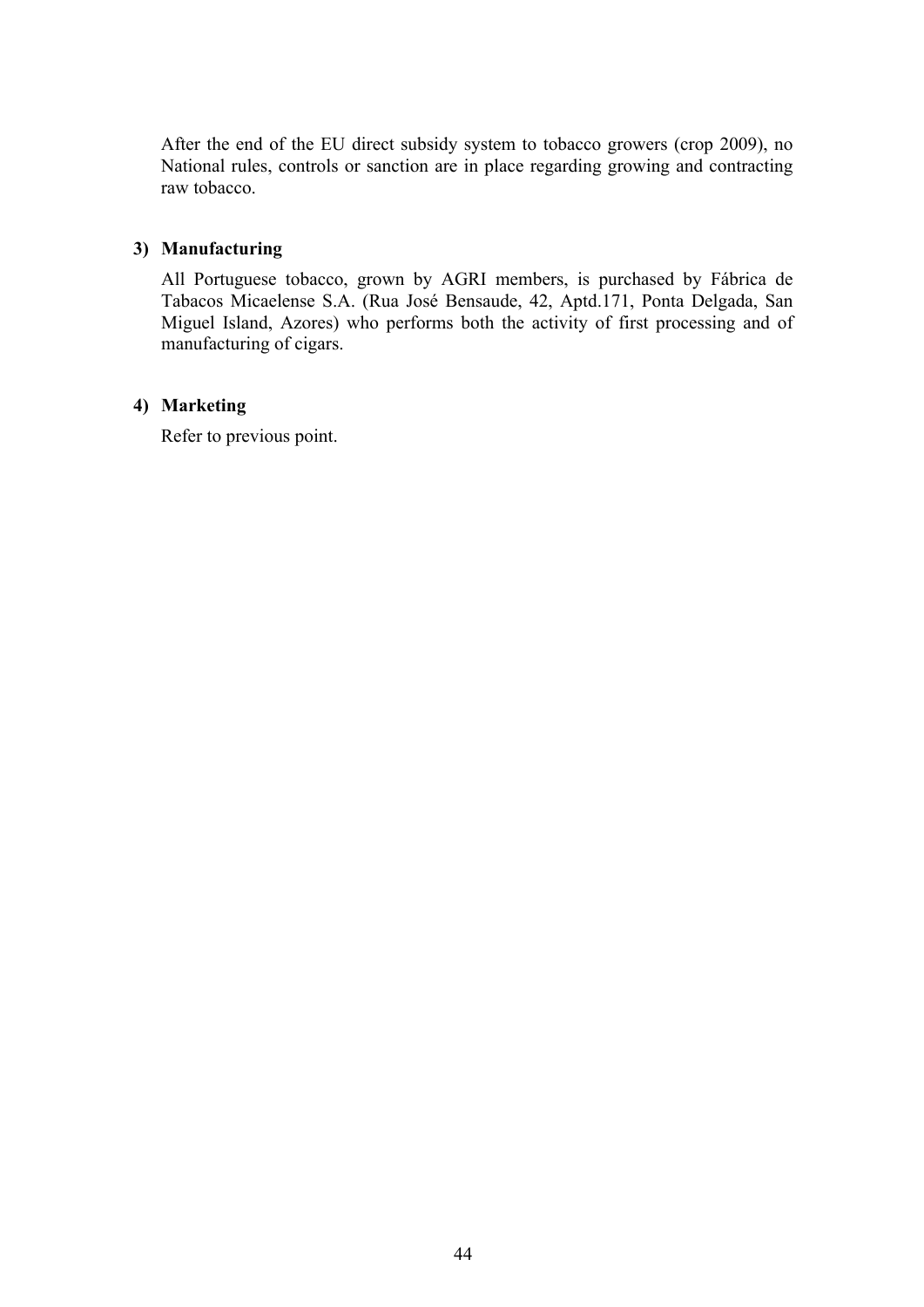After the end of the EU direct subsidy system to tobacco growers (crop 2009), no National rules, controls or sanction are in place regarding growing and contracting raw tobacco.

**3) Manufacturing**

All Portuguese tobacco, grown by AGRI members, is purchased by Fábrica de Tabacos Micaelense S.A. (Rua José Bensaude, 42, Aptd.171, Ponta Delgada, San Miguel Island, Azores) who performs both the activity of first processing and of manufacturing of cigars.

**4) Marketing**

Refer to previous point.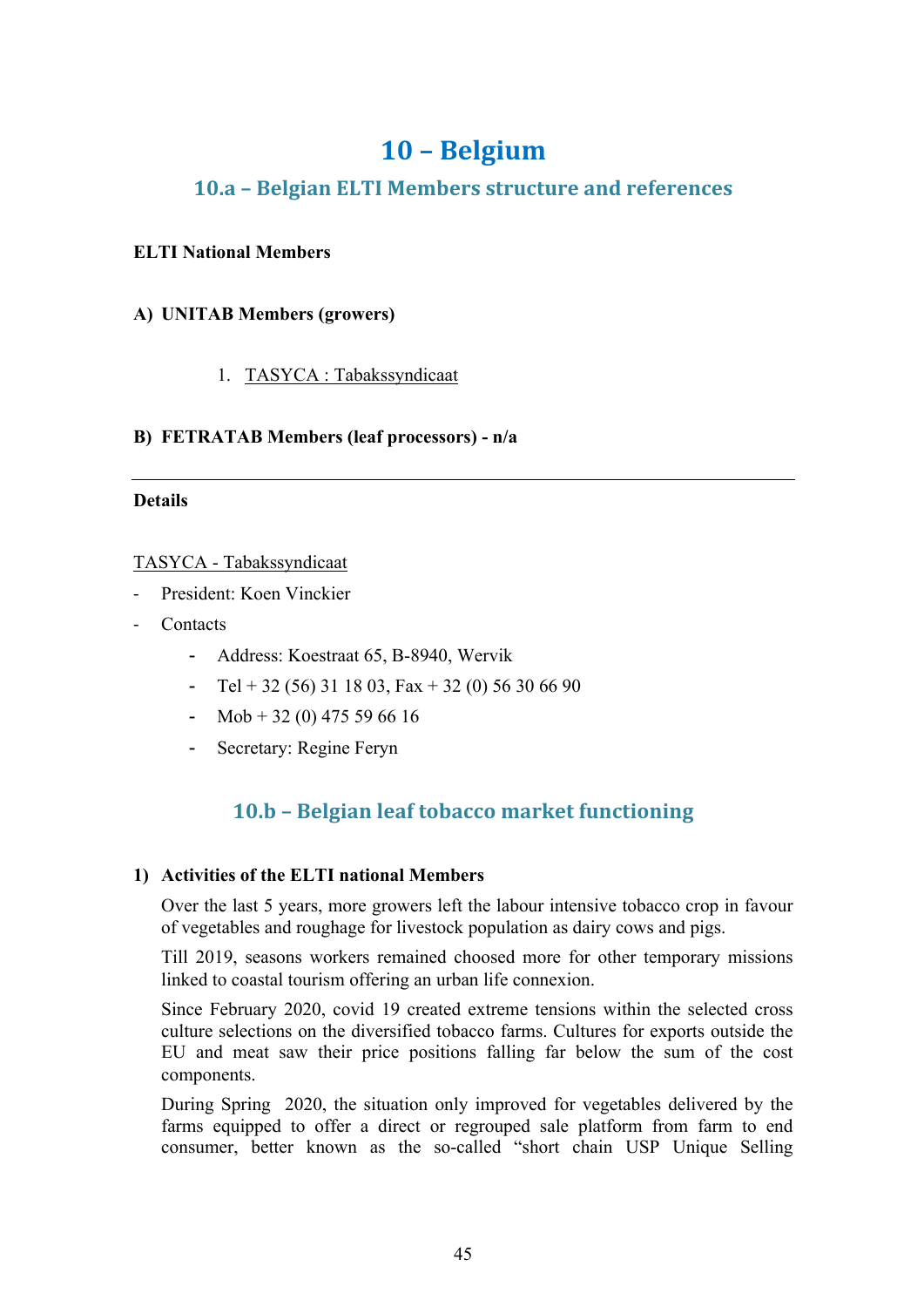# 10 – Belgium

## 10.a – Belgian ELTI Members structure and references

**ELTI National Members**

**A) UNITAB Members (growers)**

1. TASYCA : Tabakssyndicaat

**B) FETRATAB Members (leaf processors) - n/a**

---

**Details**

TASYCA - Tabakssyndicaat

- President: Koen Vinckier
- Contacts
    - Address: Koestraat 65, B-8940, Wervik
    - Tel + 32 (56) 31 18 03, Fax + 32 (0) 56 30 66 90
    - Mob + 32 (0) 475 59 66 16
    - Secretary: Regine Feryn

## 10.b – Belgian leaf tobacco market functioning

**1) Activities of the ELTI national Members**

Over the last 5 years, more growers left the labour intensive tobacco crop in favour of vegetables and roughage for livestock population as dairy cows and pigs.

Till 2019, seasons workers remained choosed more for other temporary missions linked to coastal tourism offering an urban life connexion.

Since February 2020, covid 19 created extreme tensions within the selected cross culture selections on the diversified tobacco farms. Cultures for exports outside the EU and meat saw their price positions falling far below the sum of the cost components.

During Spring 2020, the situation only improved for vegetables delivered by the farms equipped to offer a direct or regrouped sale platform from farm to end consumer, better known as the so-called "short chain USP Unique Selling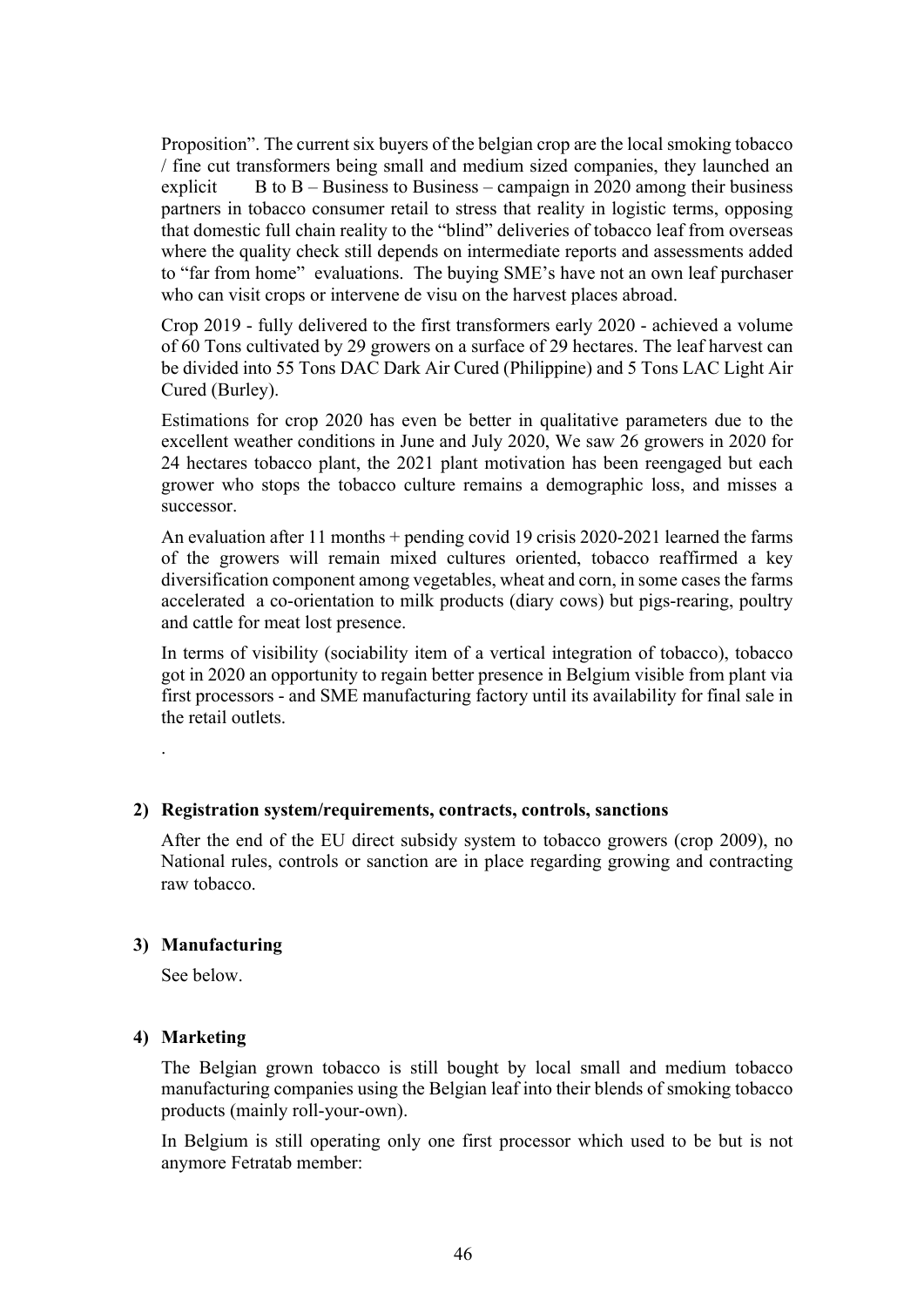Proposition". The current six buyers of the belgian crop are the local smoking tobacco / fine cut transformers being small and medium sized companies, they launched an explicit B to B – Business to Business – campaign in 2020 among their business partners in tobacco consumer retail to stress that reality in logistic terms, opposing that domestic full chain reality to the "blind" deliveries of tobacco leaf from overseas where the quality check still depends on intermediate reports and assessments added to "far from home" evaluations. The buying SME's have not an own leaf purchaser who can visit crops or intervene de visu on the harvest places abroad.

Crop 2019 - fully delivered to the first transformers early 2020 - achieved a volume of 60 Tons cultivated by 29 growers on a surface of 29 hectares. The leaf harvest can be divided into 55 Tons DAC Dark Air Cured (Philippine) and 5 Tons LAC Light Air Cured (Burley).

Estimations for crop 2020 has even be better in qualitative parameters due to the excellent weather conditions in June and July 2020, We saw 26 growers in 2020 for 24 hectares tobacco plant, the 2021 plant motivation has been reengaged but each grower who stops the tobacco culture remains a demographic loss, and misses a successor.

An evaluation after 11 months + pending covid 19 crisis 2020-2021 learned the farms of the growers will remain mixed cultures oriented, tobacco reaffirmed a key diversification component among vegetables, wheat and corn, in some cases the farms accelerated a co-orientation to milk products (diary cows) but pigs-rearing, poultry and cattle for meat lost presence.

In terms of visibility (sociability item of a vertical integration of tobacco), tobacco got in 2020 an opportunity to regain better presence in Belgium visible from plant via first processors - and SME manufacturing factory until its availability for final sale in the retail outlets.

.

## 2) Registration system/requirements, contracts, controls, sanctions

After the end of the EU direct subsidy system to tobacco growers (crop 2009), no National rules, controls or sanction are in place regarding growing and contracting raw tobacco.

## 3) Manufacturing

See below.

## 4) Marketing

The Belgian grown tobacco is still bought by local small and medium tobacco manufacturing companies using the Belgian leaf into their blends of smoking tobacco products (mainly roll-your-own).

In Belgium is still operating only one first processor which used to be but is not anymore Fetratab member: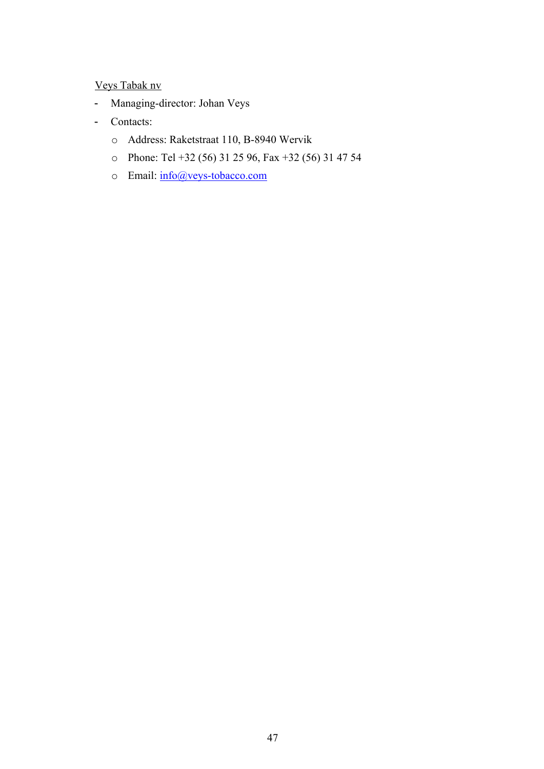<u>Veys Tabak nv</u>

- Managing-director: Johan Veys
- Contacts:
  - Address: Raketstraat 110, B-8940 Wervik
  - Phone: Tel +32 (56) 31 25 96, Fax +32 (56) 31 47 54
  - Email: info@veys-tobacco.com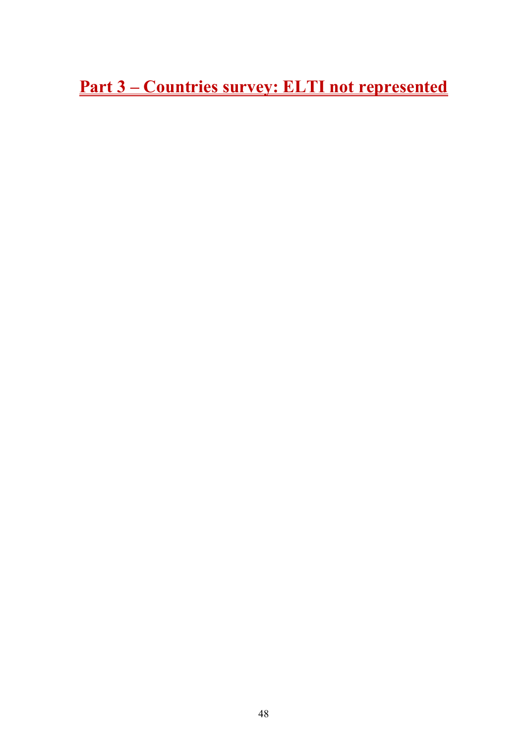# Part 3 – Countries survey: ELTI not represented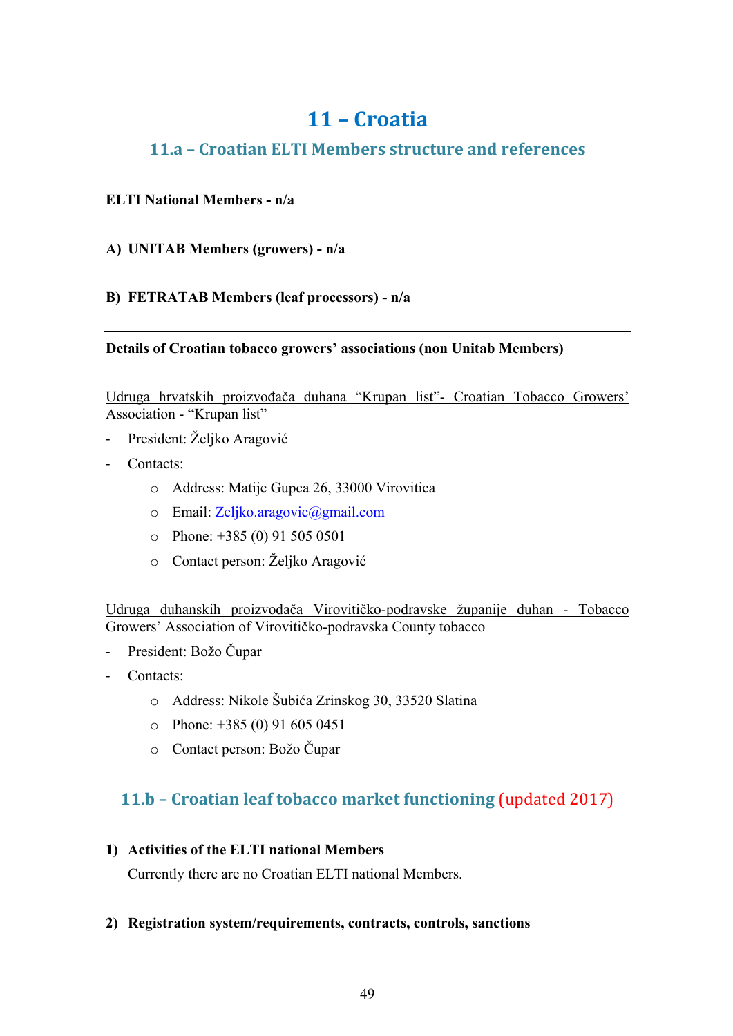# 11 – Croatia

## 11.a – Croatian ELTI Members structure and references

**ELTI National Members - n/a**

**A) UNITAB Members (growers) - n/a**

**B) FETRATAB Members (leaf processors) - n/a**

---

**Details of Croatian tobacco growers' associations (non Unitab Members)**

Udruga hrvatskih proizvođača duhana "Krupan list"- Croatian Tobacco Growers' Association - "Krupan list"

- President: Željko Aragović
- Contacts:
  - Address: Matije Gupca 26, 33000 Virovitica
  - Email: Zeljko.aragovic@gmail.com
  - Phone: +385 (0) 91 505 0501
  - Contact person: Željko Aragović

Udruga duhanskih proizvođača Virovitičko-podravske županije duhan - Tobacco Growers' Association of Virovitičko-podravska County tobacco

- President: Božo Čupar
- Contacts:
  - Address: Nikole Šubića Zrinskog 30, 33520 Slatina
  - Phone: +385 (0) 91 605 0451
  - Contact person: Božo Čupar

## 11.b – Croatian leaf tobacco market functioning (updated 2017)

**1) Activities of the ELTI national Members**

Currently there are no Croatian ELTI national Members.

**2) Registration system/requirements, contracts, controls, sanctions**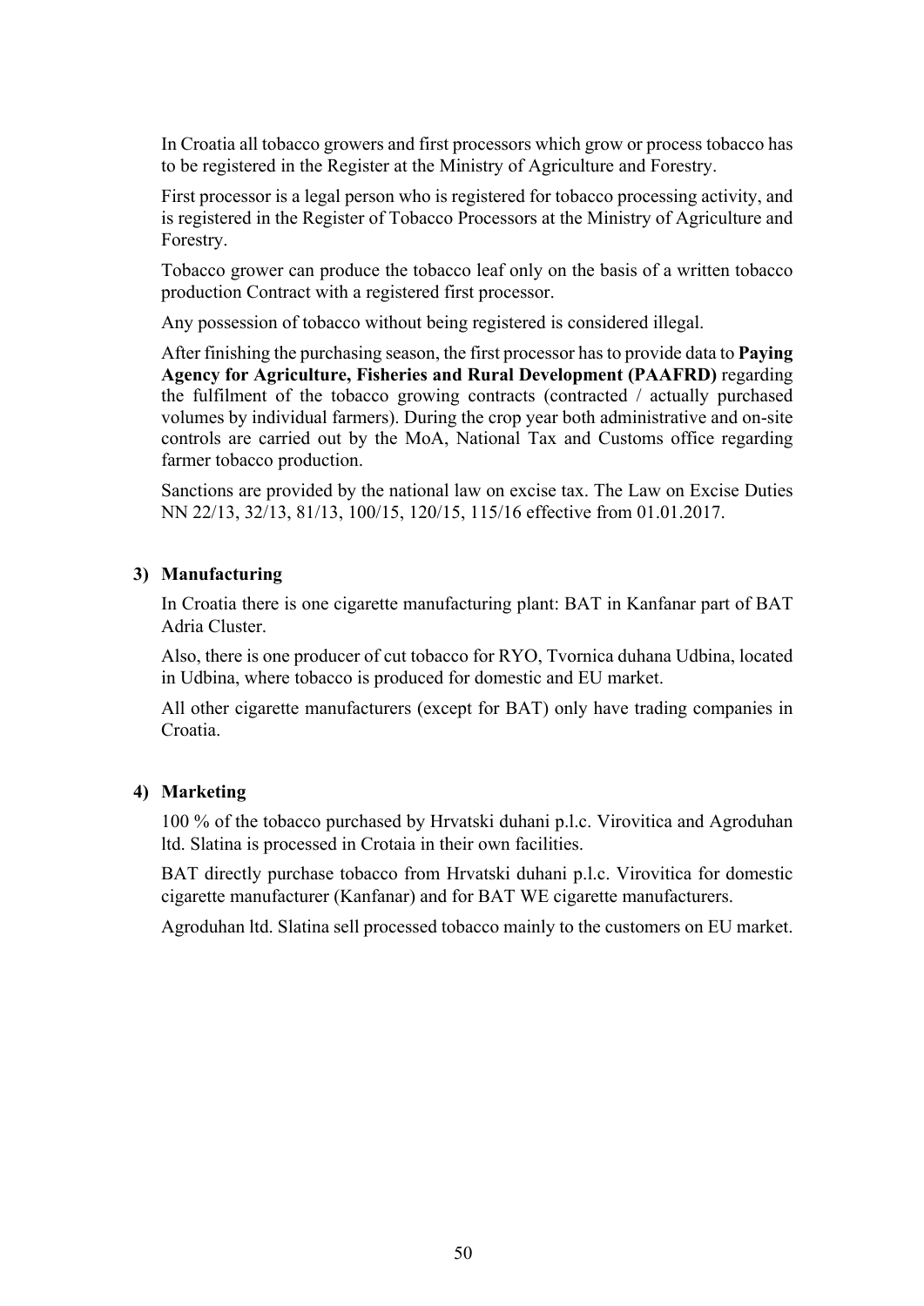In Croatia all tobacco growers and first processors which grow or process tobacco has to be registered in the Register at the Ministry of Agriculture and Forestry.

First processor is a legal person who is registered for tobacco processing activity, and is registered in the Register of Tobacco Processors at the Ministry of Agriculture and Forestry.

Tobacco grower can produce the tobacco leaf only on the basis of a written tobacco production Contract with a registered first processor.

Any possession of tobacco without being registered is considered illegal.

After finishing the purchasing season, the first processor has to provide data to **Paying Agency for Agriculture, Fisheries and Rural Development (PAAFRD)** regarding the fulfilment of the tobacco growing contracts (contracted / actually purchased volumes by individual farmers). During the crop year both administrative and on-site controls are carried out by the MoA, National Tax and Customs office regarding farmer tobacco production.

Sanctions are provided by the national law on excise tax. The Law on Excise Duties NN 22/13, 32/13, 81/13, 100/15, 120/15, 115/16 effective from 01.01.2017.

**3) Manufacturing**

In Croatia there is one cigarette manufacturing plant: BAT in Kanfanar part of BAT Adria Cluster.

Also, there is one producer of cut tobacco for RYO, Tvornica duhana Udbina, located in Udbina, where tobacco is produced for domestic and EU market.

All other cigarette manufacturers (except for BAT) only have trading companies in Croatia.

**4) Marketing**

100 % of the tobacco purchased by Hrvatski duhani p.l.c. Virovitica and Agroduhan ltd. Slatina is processed in Crotaia in their own facilities.

BAT directly purchase tobacco from Hrvatski duhani p.l.c. Virovitica for domestic cigarette manufacturer (Kanfanar) and for BAT WE cigarette manufacturers.

Agroduhan ltd. Slatina sell processed tobacco mainly to the customers on EU market.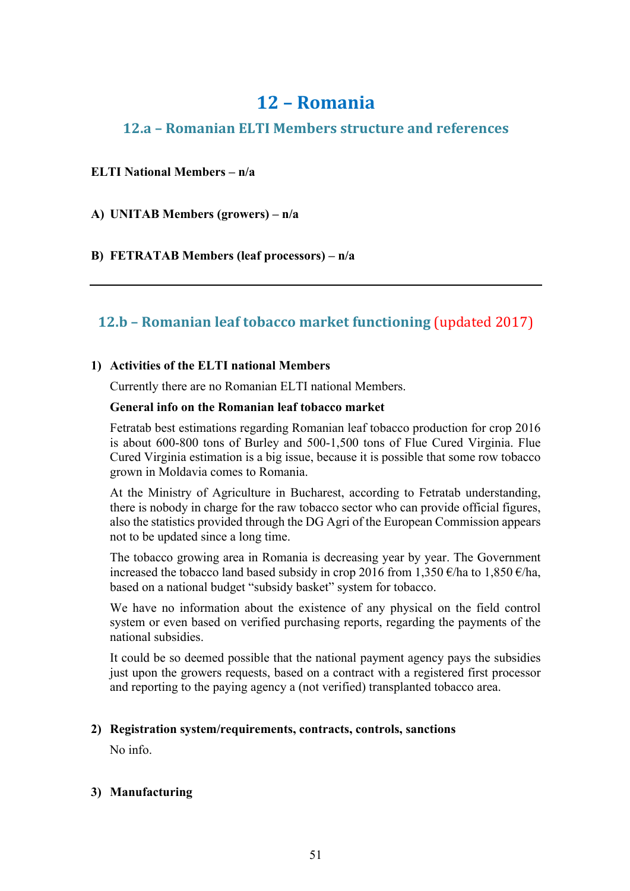# 12 – Romania

## 12.a – Romanian ELTI Members structure and references

**ELTI National Members – n/a**

**A) UNITAB Members (growers) – n/a**

**B) FETRATAB Members (leaf processors) – n/a**

---

## 12.b – Romanian leaf tobacco market functioning (updated 2017)

**1) Activities of the ELTI national Members**

Currently there are no Romanian ELTI national Members.

**General info on the Romanian leaf tobacco market**

Fetratab best estimations regarding Romanian leaf tobacco production for crop 2016 is about 600-800 tons of Burley and 500-1,500 tons of Flue Cured Virginia. Flue Cured Virginia estimation is a big issue, because it is possible that some row tobacco grown in Moldavia comes to Romania.

At the Ministry of Agriculture in Bucharest, according to Fetratab understanding, there is nobody in charge for the raw tobacco sector who can provide official figures, also the statistics provided through the DG Agri of the European Commission appears not to be updated since a long time.

The tobacco growing area in Romania is decreasing year by year. The Government increased the tobacco land based subsidy in crop 2016 from 1,350 €/ha to 1,850 €/ha, based on a national budget "subsidy basket" system for tobacco.

We have no information about the existence of any physical on the field control system or even based on verified purchasing reports, regarding the payments of the national subsidies.

It could be so deemed possible that the national payment agency pays the subsidies just upon the growers requests, based on a contract with a registered first processor and reporting to the paying agency a (not verified) transplanted tobacco area.

**2) Registration system/requirements, contracts, controls, sanctions**

No info.

**3) Manufacturing**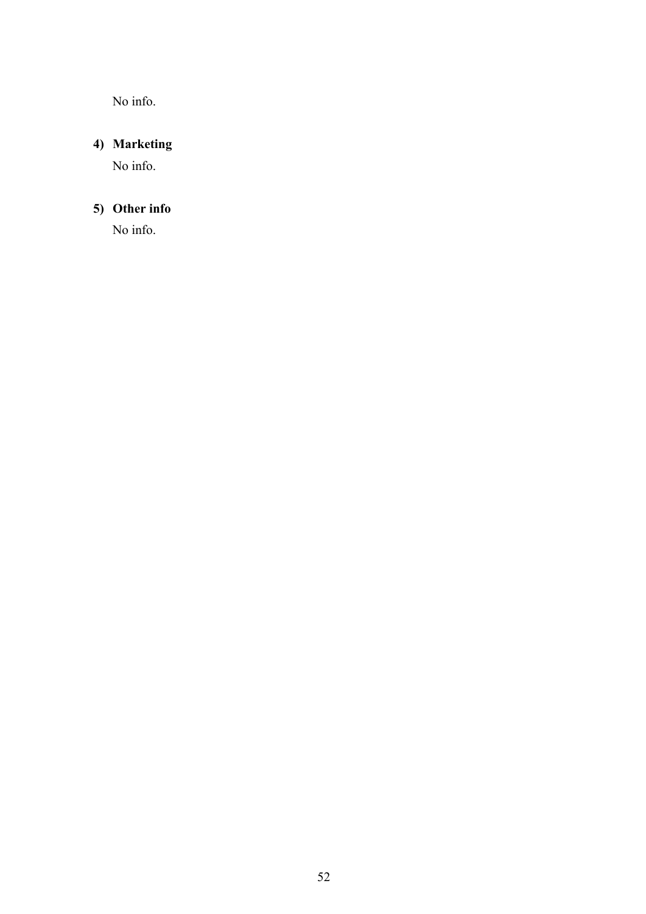No info.

4) **Marketing**

No info.

5) **Other info**

No info.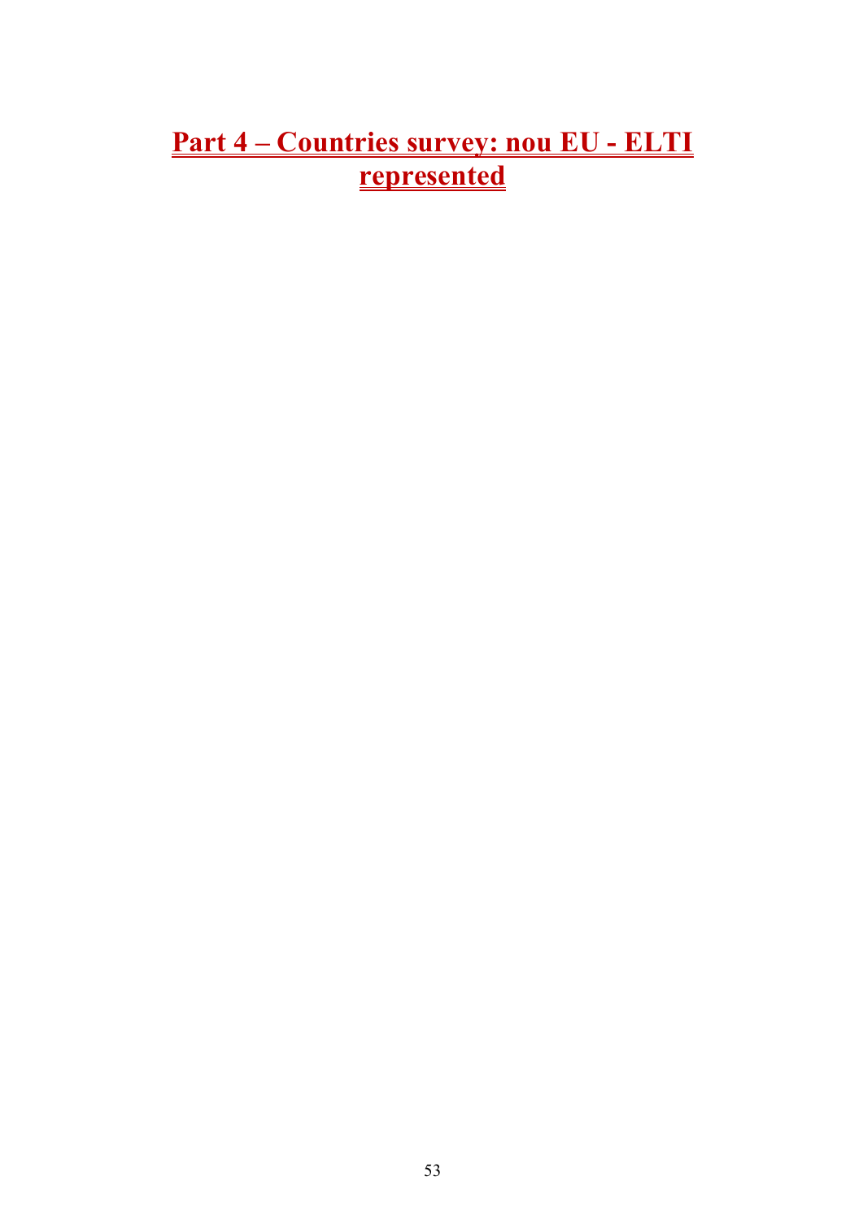# Part 4 – Countries survey: nou EU - ELTI represented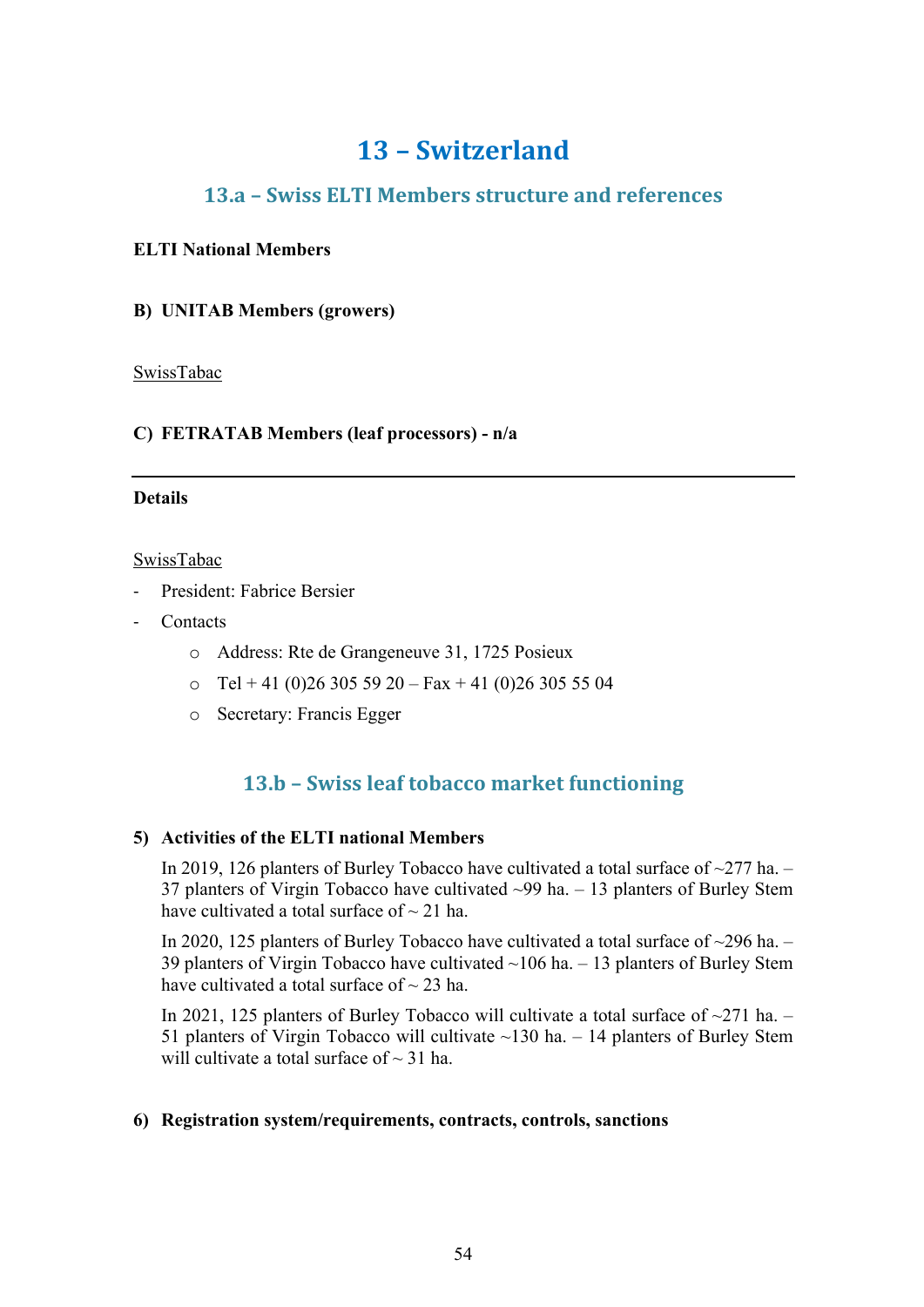# 13 – Switzerland

## 13.a – Swiss ELTI Members structure and references

**ELTI National Members**

**B) UNITAB Members (growers)**

SwissTabac

**C) FETRATAB Members (leaf processors) - n/a**

---

**Details**

SwissTabac

- President: Fabrice Bersier
- Contacts
  - Address: Rte de Grangeneuve 31, 1725 Posieux
  - Tel + 41 (0)26 305 59 20 – Fax + 41 (0)26 305 55 04
  - Secretary: Francis Egger

## 13.b – Swiss leaf tobacco market functioning

**5) Activities of the ELTI national Members**

In 2019, 126 planters of Burley Tobacco have cultivated a total surface of ~277 ha. – 37 planters of Virgin Tobacco have cultivated ~99 ha. – 13 planters of Burley Stem have cultivated a total surface of ~ 21 ha.

In 2020, 125 planters of Burley Tobacco have cultivated a total surface of ~296 ha. – 39 planters of Virgin Tobacco have cultivated ~106 ha. – 13 planters of Burley Stem have cultivated a total surface of ~ 23 ha.

In 2021, 125 planters of Burley Tobacco will cultivate a total surface of ~271 ha. – 51 planters of Virgin Tobacco will cultivate ~130 ha. – 14 planters of Burley Stem will cultivate a total surface of ~ 31 ha.

**6) Registration system/requirements, contracts, controls, sanctions**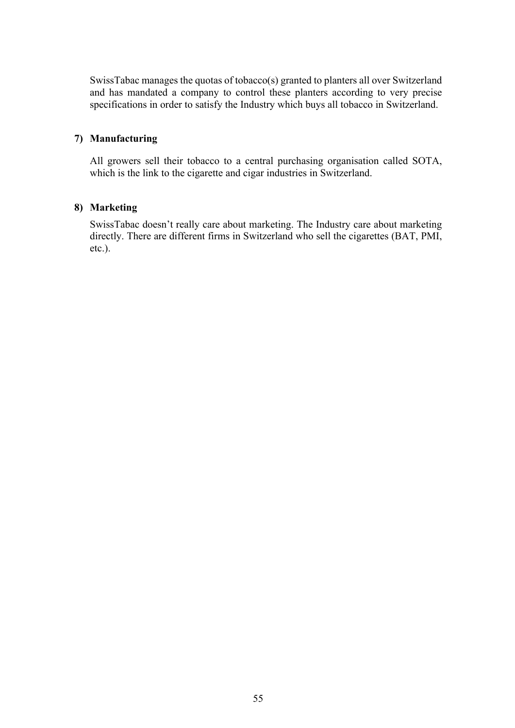SwissTabac manages the quotas of tobacco(s) granted to planters all over Switzerland and has mandated a company to control these planters according to very precise specifications in order to satisfy the Industry which buys all tobacco in Switzerland.

**7) Manufacturing**

All growers sell their tobacco to a central purchasing organisation called SOTA, which is the link to the cigarette and cigar industries in Switzerland.

**8) Marketing**

SwissTabac doesn't really care about marketing. The Industry care about marketing directly. There are different firms in Switzerland who sell the cigarettes (BAT, PMI, etc.).